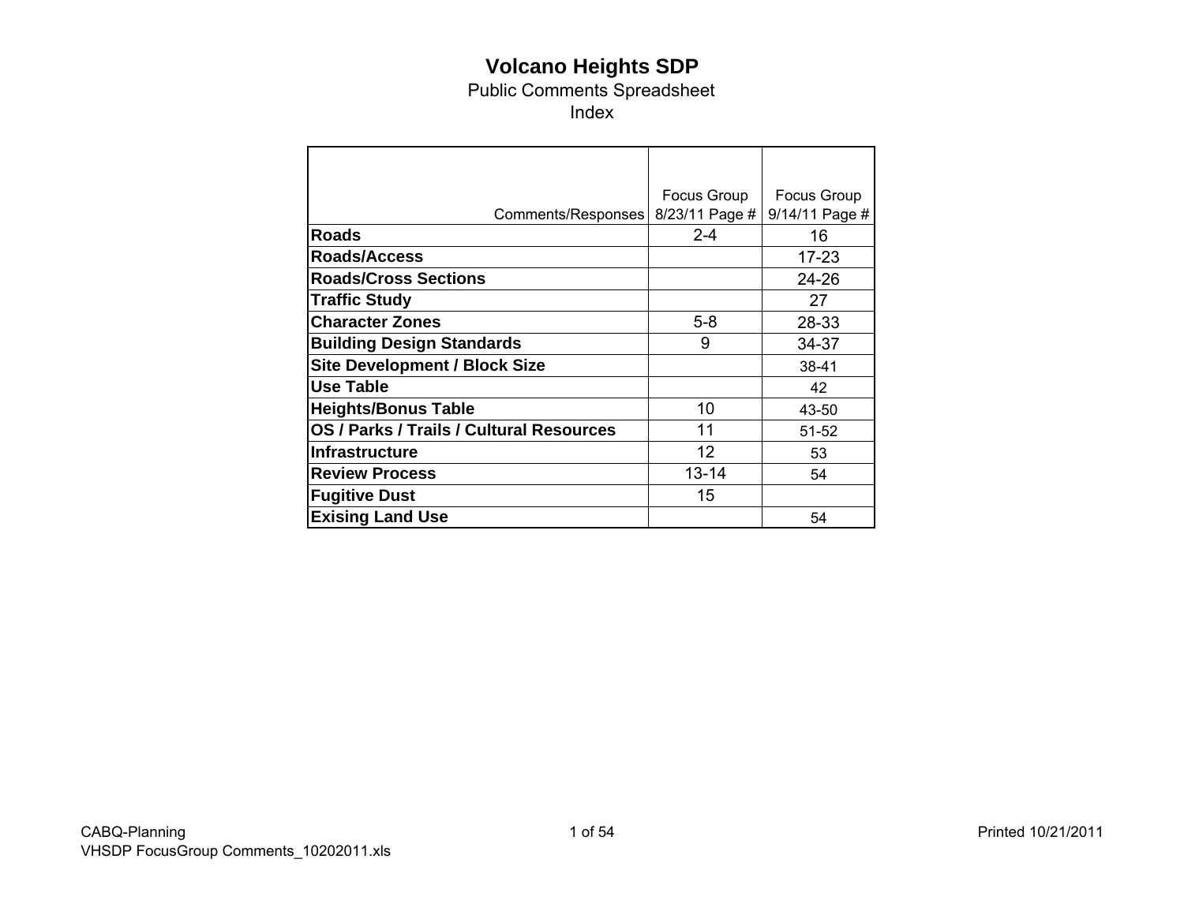# Volcano Heights SDP

Public Comments Spreadsheet

Index

| Comments/Responses | Focus Group 8/23/11 Page # | Focus Group 9/14/11 Page # |
|---|---|---|
| **Roads** | 2-4 | 16 |
| **Roads/Access** | | 17-23 |
| **Roads/Cross Sections** | | 24-26 |
| **Traffic Study** | | 27 |
| **Character Zones** | 5-8 | 28-33 |
| **Building Design Standards** | 9 | 34-37 |
| **Site Development / Block Size** | | 38-41 |
| **Use Table** | | 42 |
| **Heights/Bonus Table** | 10 | 43-50 |
| **OS / Parks / Trails / Cultural Resources** | 11 | 51-52 |
| **Infrastructure** | 12 | 53 |
| **Review Process** | 13-14 | 54 |
| **Fugitive Dust** | 15 | |
| **Exising Land Use** | | 54 |

CABQ-Planning

VHSDP FocusGroup Comments_10202011.xls

Printed 10/21/2011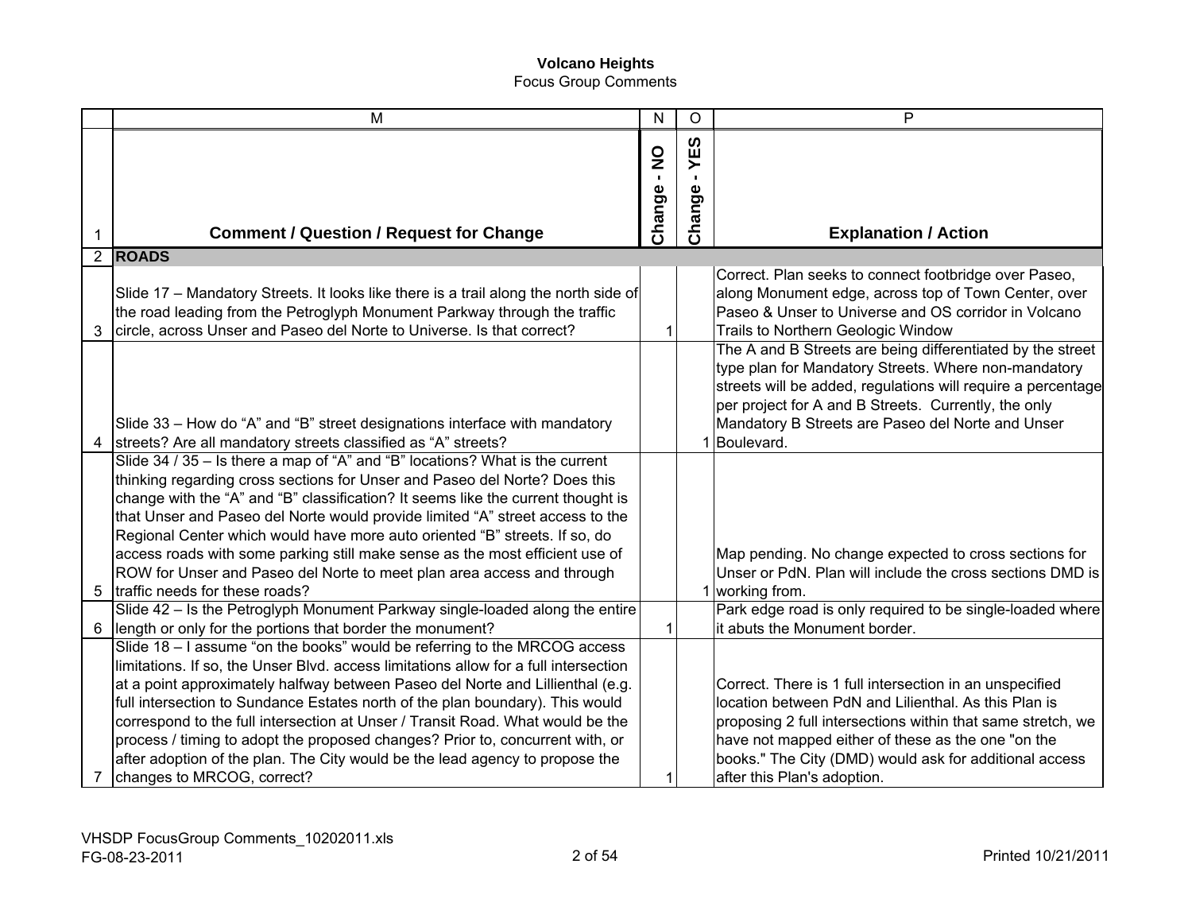**Volcano Heights**
Focus Group Comments

| | M | N | O | P |
|---|---|---|---|---|
| 1 | **Comment / Question / Request for Change** | **Change - NO** | **Change - YES** | **Explanation / Action** |
| 2 | **ROADS** | | | |
| 3 | Slide 17 – Mandatory Streets. It looks like there is a trail along the north side of the road leading from the Petroglyph Monument Parkway through the traffic circle, across Unser and Paseo del Norte to Universe. Is that correct? | 1 | | Correct. Plan seeks to connect footbridge over Paseo, along Monument edge, across top of Town Center, over Paseo & Unser to Universe and OS corridor in Volcano Trails to Northern Geologic Window |
| 4 | Slide 33 – How do "A" and "B" street designations interface with mandatory streets? Are all mandatory streets classified as "A" streets? | | 1 | The A and B Streets are being differentiated by the street type plan for Mandatory Streets. Where non-mandatory streets will be added, regulations will require a percentage per project for A and B Streets. Currently, the only Mandatory B Streets are Paseo del Norte and Unser Boulevard. |
| 5 | Slide 34 / 35 – Is there a map of "A" and "B" locations? What is the current thinking regarding cross sections for Unser and Paseo del Norte? Does this change with the "A" and "B" classification? It seems like the current thought is that Unser and Paseo del Norte would provide limited "A" street access to the Regional Center which would have more auto oriented "B" streets. If so, do access roads with some parking still make sense as the most efficient use of ROW for Unser and Paseo del Norte to meet plan area access and through traffic needs for these roads? | | 1 | Map pending. No change expected to cross sections for Unser or PdN. Plan will include the cross sections DMD is working from. |
| 6 | Slide 42 – Is the Petroglyph Monument Parkway single-loaded along the entire length or only for the portions that border the monument? | 1 | | Park edge road is only required to be single-loaded where it abuts the Monument border. |
| 7 | Slide 18 – I assume "on the books" would be referring to the MRCOG access limitations. If so, the Unser Blvd. access limitations allow for a full intersection at a point approximately halfway between Paseo del Norte and Lillienthal (e.g. full intersection to Sundance Estates north of the plan boundary). This would correspond to the full intersection at Unser / Transit Road. What would be the process / timing to adopt the proposed changes? Prior to, concurrent with, or after adoption of the plan. The City would be the lead agency to propose the changes to MRCOG, correct? | 1 | | Correct. There is 1 full intersection in an unspecified location between PdN and Lilienthal. As this Plan is proposing 2 full intersections within that same stretch, we have not mapped either of these as the one "on the books." The City (DMD) would ask for additional access after this Plan's adoption. |

VHSDP FocusGroup Comments_10202011.xls
FG-08-23-2011

Printed 10/21/2011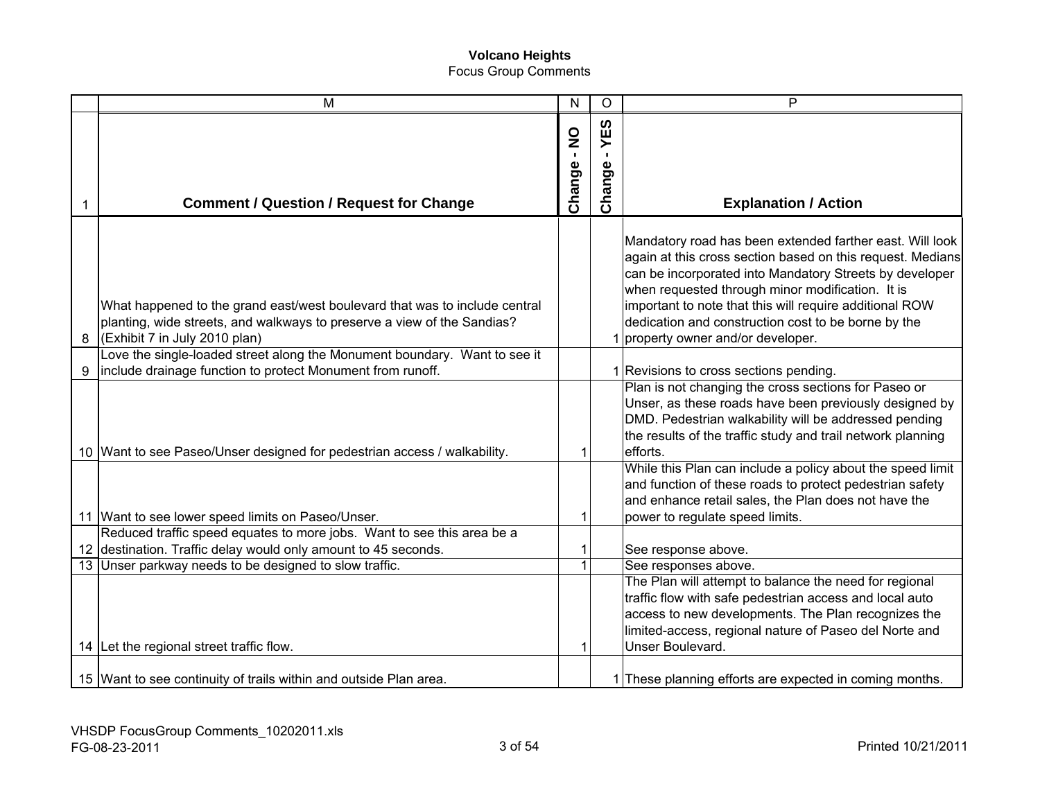**Volcano Heights**

Focus Group Comments

| | M | N | O | P |
|---|---|---|---|---|
| 1 | **Comment / Question / Request for Change** | **Change - NO** | **Change - YES** | **Explanation / Action** |
| 8 | What happened to the grand east/west boulevard that was to include central planting, wide streets, and walkways to preserve a view of the Sandias? (Exhibit 7 in July 2010 plan) | | 1 | Mandatory road has been extended farther east. Will look again at this cross section based on this request. Medians can be incorporated into Mandatory Streets by developer when requested through minor modification. It is important to note that this will require additional ROW dedication and construction cost to be borne by the property owner and/or developer. |
| 9 | Love the single-loaded street along the Monument boundary. Want to see it include drainage function to protect Monument from runoff. | | 1 | Revisions to cross sections pending. |
| 10 | Want to see Paseo/Unser designed for pedestrian access / walkability. | 1 | | Plan is not changing the cross sections for Paseo or Unser, as these roads have been previously designed by DMD. Pedestrian walkability will be addressed pending the results of the traffic study and trail network planning efforts. |
| 11 | Want to see lower speed limits on Paseo/Unser. | 1 | | While this Plan can include a policy about the speed limit and function of these roads to protect pedestrian safety and enhance retail sales, the Plan does not have the power to regulate speed limits. |
| 12 | Reduced traffic speed equates to more jobs. Want to see this area be a destination. Traffic delay would only amount to 45 seconds. | 1 | | See response above. |
| 13 | Unser parkway needs to be designed to slow traffic. | 1 | | See responses above. |
| 14 | Let the regional street traffic flow. | 1 | | The Plan will attempt to balance the need for regional traffic flow with safe pedestrian access and local auto access to new developments. The Plan recognizes the limited-access, regional nature of Paseo del Norte and Unser Boulevard. |
| 15 | Want to see continuity of trails within and outside Plan area. | | 1 | These planning efforts are expected in coming months. |

VHSDP FocusGroup Comments_10202011.xls
FG-08-23-2011

Printed 10/21/2011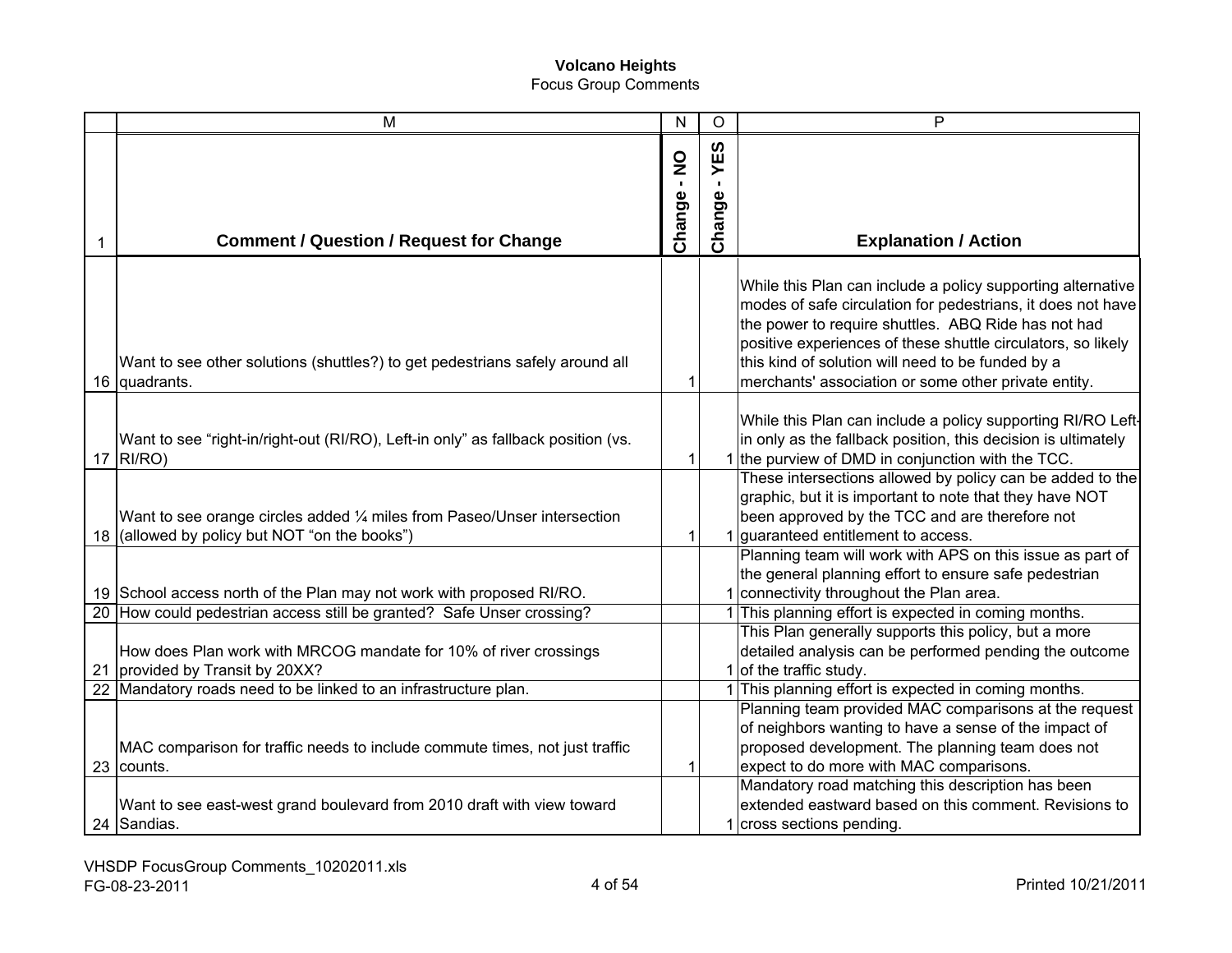# Volcano Heights

Focus Group Comments

| | M | N | O | P |
|---|---|---|---|---|
| 1 | Comment / Question / Request for Change | Change - NO | Change - YES | Explanation / Action |
| 16 | Want to see other solutions (shuttles?) to get pedestrians safely around all quadrants. | 1 | | While this Plan can include a policy supporting alternative modes of safe circulation for pedestrians, it does not have the power to require shuttles. ABQ Ride has not had positive experiences of these shuttle circulators, so likely this kind of solution will need to be funded by a merchants' association or some other private entity. |
| 17 | Want to see "right-in/right-out (RI/RO), Left-in only" as fallback position (vs. RI/RO) | 1 | 1 | While this Plan can include a policy supporting RI/RO Left-in only as the fallback position, this decision is ultimately the purview of DMD in conjunction with the TCC. |
| 18 | Want to see orange circles added ¼ miles from Paseo/Unser intersection (allowed by policy but NOT "on the books") | 1 | 1 | These intersections allowed by policy can be added to the graphic, but it is important to note that they have NOT been approved by the TCC and are therefore not guaranteed entitlement to access. |
| 19 | School access north of the Plan may not work with proposed RI/RO. | | 1 | Planning team will work with APS on this issue as part of the general planning effort to ensure safe pedestrian connectivity throughout the Plan area. |
| 20 | How could pedestrian access still be granted? Safe Unser crossing? | | 1 | This planning effort is expected in coming months. |
| 21 | How does Plan work with MRCOG mandate for 10% of river crossings provided by Transit by 20XX? | | 1 | This Plan generally supports this policy, but a more detailed analysis can be performed pending the outcome of the traffic study. |
| 22 | Mandatory roads need to be linked to an infrastructure plan. | | 1 | This planning effort is expected in coming months. |
| 23 | MAC comparison for traffic needs to include commute times, not just traffic counts. | 1 | | Planning team provided MAC comparisons at the request of neighbors wanting to have a sense of the impact of proposed development. The planning team does not expect to do more with MAC comparisons. |
| 24 | Want to see east-west grand boulevard from 2010 draft with view toward Sandias. | | 1 | Mandatory road matching this description has been extended eastward based on this comment. Revisions to cross sections pending. |

VHSDP FocusGroup Comments_10202011.xls
FG-08-23-2011

Printed 10/21/2011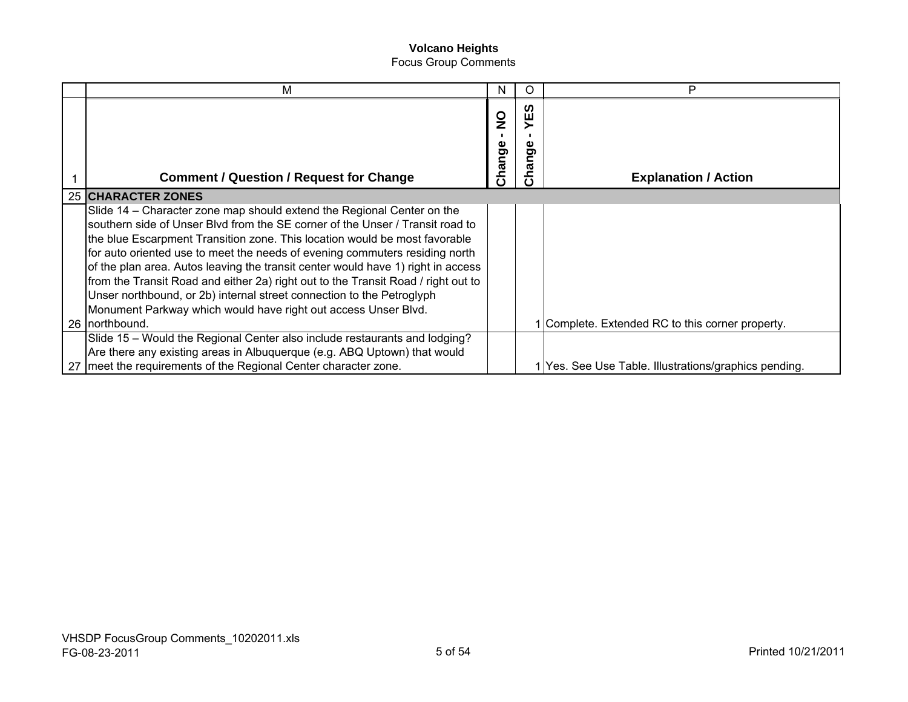**Volcano Heights**
Focus Group Comments

| | M | N | O | P |
|---|---|---|---|---|
| 1 | **Comment / Question / Request for Change** | **Change - NO** | **Change - YES** | **Explanation / Action** |
| 25 | **CHARACTER ZONES** | | | |
| 26 | Slide 14 – Character zone map should extend the Regional Center on the southern side of Unser Blvd from the SE corner of the Unser / Transit road to the blue Escarpment Transition zone. This location would be most favorable for auto oriented use to meet the needs of evening commuters residing north of the plan area. Autos leaving the transit center would have 1) right in access from the Transit Road and either 2a) right out to the Transit Road / right out to Unser northbound, or 2b) internal street connection to the Petroglyph Monument Parkway which would have right out access Unser Blvd. northbound. | | 1 | Complete. Extended RC to this corner property. |
| 27 | Slide 15 – Would the Regional Center also include restaurants and lodging? Are there any existing areas in Albuquerque (e.g. ABQ Uptown) that would meet the requirements of the Regional Center character zone. | | 1 | Yes. See Use Table. Illustrations/graphics pending. |

VHSDP FocusGroup Comments_10202011.xls
FG-08-23-2011

Printed 10/21/2011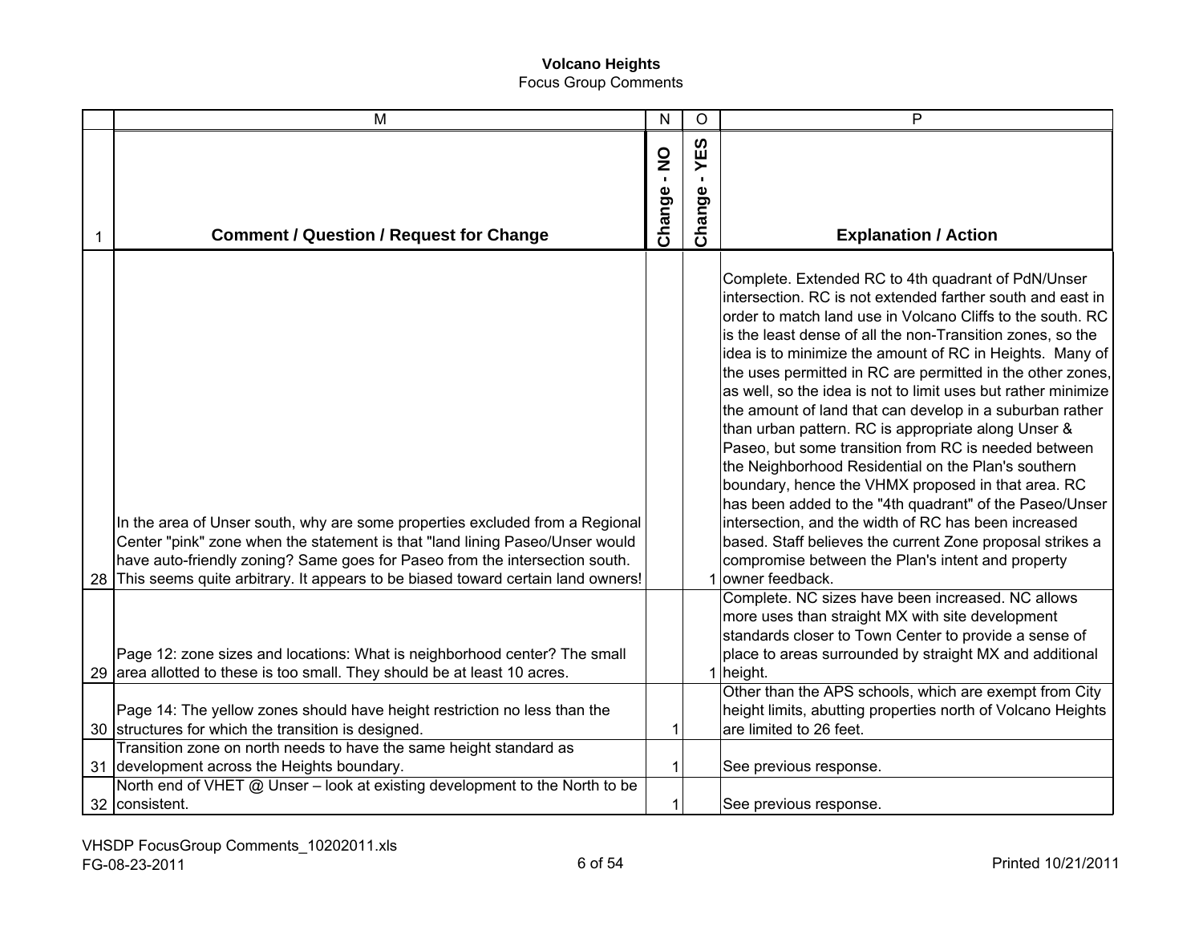# Volcano Heights

Focus Group Comments

| | M | N | O | P |
|---|---|---|---|---|
| 1 | **Comment / Question / Request for Change** | **Change - NO** | **Change - YES** | **Explanation / Action** |
| 28 | In the area of Unser south, why are some properties excluded from a Regional Center "pink" zone when the statement is that "land lining Paseo/Unser would have auto-friendly zoning? Same goes for Paseo from the intersection south. This seems quite arbitrary. It appears to be biased toward certain land owners! | | 1 | Complete. Extended RC to 4th quadrant of PdN/Unser intersection. RC is not extended farther south and east in order to match land use in Volcano Cliffs to the south. RC is the least dense of all the non-Transition zones, so the idea is to minimize the amount of RC in Heights. Many of the uses permitted in RC are permitted in the other zones, as well, so the idea is not to limit uses but rather minimize the amount of land that can develop in a suburban rather than urban pattern. RC is appropriate along Unser & Paseo, but some transition from RC is needed between the Neighborhood Residential on the Plan's southern boundary, hence the VHMX proposed in that area. RC has been added to the "4th quadrant" of the Paseo/Unser intersection, and the width of RC has been increased based. Staff believes the current Zone proposal strikes a compromise between the Plan's intent and property owner feedback. |
| 29 | Page 12: zone sizes and locations: What is neighborhood center? The small area allotted to these is too small. They should be at least 10 acres. | | 1 | Complete. NC sizes have been increased. NC allows more uses than straight MX with site development standards closer to Town Center to provide a sense of place to areas surrounded by straight MX and additional height. |
| 30 | Page 14: The yellow zones should have height restriction no less than the structures for which the transition is designed. | 1 | | Other than the APS schools, which are exempt from City height limits, abutting properties north of Volcano Heights are limited to 26 feet. |
| 31 | Transition zone on north needs to have the same height standard as development across the Heights boundary. | 1 | | See previous response. |
| 32 | North end of VHET @ Unser – look at existing development to the North to be consistent. | 1 | | See previous response. |

VHSDP FocusGroup Comments_10202011.xls
FG-08-23-2011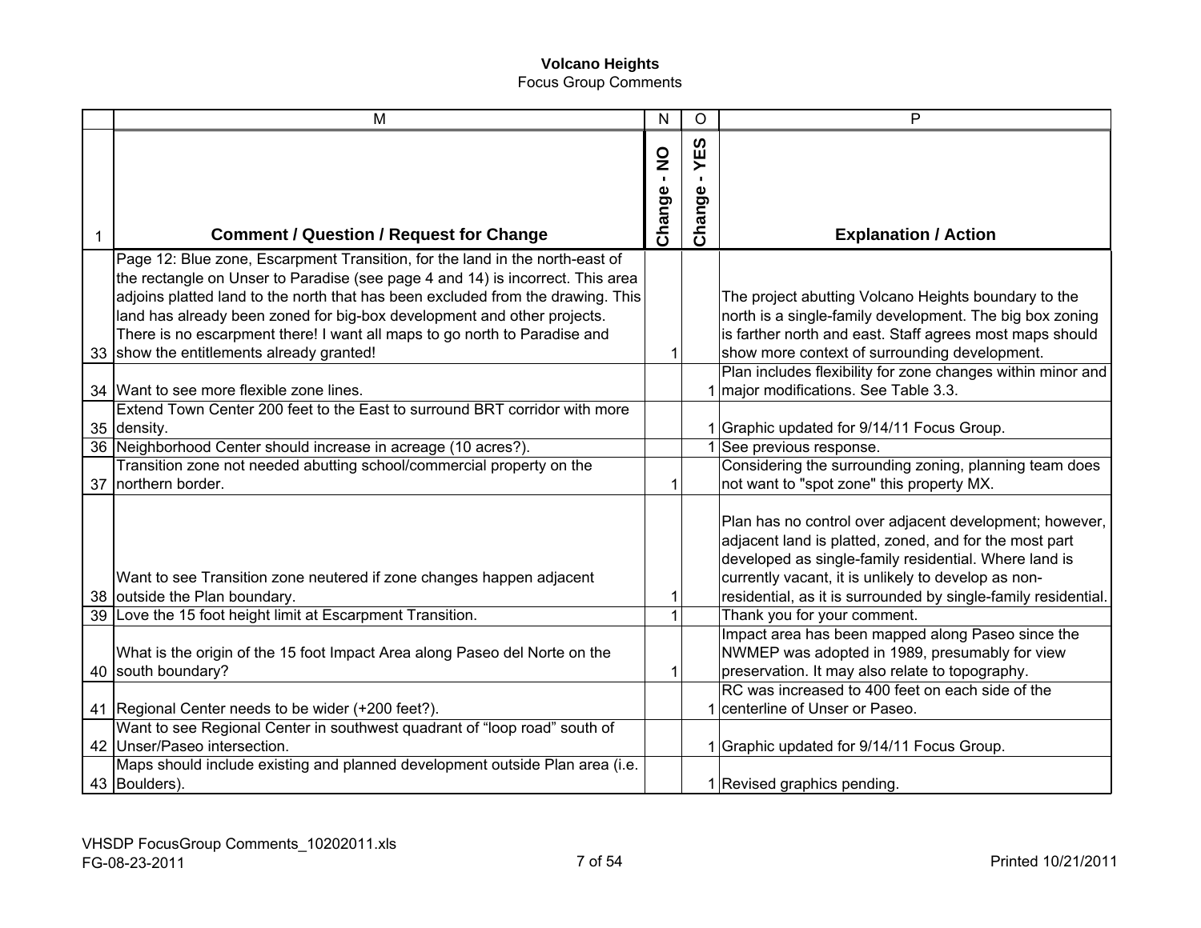**Volcano Heights**
Focus Group Comments

| | M | N | O | P |
|---|---|---|---|---|
| 1 | **Comment / Question / Request for Change** | **Change - NO** | **Change - YES** | **Explanation / Action** |
| 33 | Page 12: Blue zone, Escarpment Transition, for the land in the north-east of the rectangle on Unser to Paradise (see page 4 and 14) is incorrect. This area adjoins platted land to the north that has been excluded from the drawing. This land has already been zoned for big-box development and other projects. There is no escarpment there! I want all maps to go north to Paradise and show the entitlements already granted! | 1 | | The project abutting Volcano Heights boundary to the north is a single-family development. The big box zoning is farther north and east. Staff agrees most maps should show more context of surrounding development. |
| 34 | Want to see more flexible zone lines. | | 1 | Plan includes flexibility for zone changes within minor and major modifications. See Table 3.3. |
| 35 | Extend Town Center 200 feet to the East to surround BRT corridor with more density. | | 1 | Graphic updated for 9/14/11 Focus Group. |
| 36 | Neighborhood Center should increase in acreage (10 acres?). | | 1 | See previous response. |
| 37 | Transition zone not needed abutting school/commercial property on the northern border. | 1 | | Considering the surrounding zoning, planning team does not want to "spot zone" this property MX. |
| 38 | Want to see Transition zone neutered if zone changes happen adjacent outside the Plan boundary. | 1 | | Plan has no control over adjacent development; however, adjacent land is platted, zoned, and for the most part developed as single-family residential. Where land is currently vacant, it is unlikely to develop as non-residential, as it is surrounded by single-family residential. |
| 39 | Love the 15 foot height limit at Escarpment Transition. | 1 | | Thank you for your comment. |
| 40 | What is the origin of the 15 foot Impact Area along Paseo del Norte on the south boundary? | 1 | | Impact area has been mapped along Paseo since the NWMEP was adopted in 1989, presumably for view preservation. It may also relate to topography. |
| 41 | Regional Center needs to be wider (+200 feet?). | | 1 | RC was increased to 400 feet on each side of the centerline of Unser or Paseo. |
| 42 | Want to see Regional Center in southwest quadrant of "loop road" south of Unser/Paseo intersection. | | 1 | Graphic updated for 9/14/11 Focus Group. |
| 43 | Maps should include existing and planned development outside Plan area (i.e. Boulders). | | 1 | Revised graphics pending. |

VHSDP FocusGroup Comments_10202011.xls
FG-08-23-2011

Printed 10/21/2011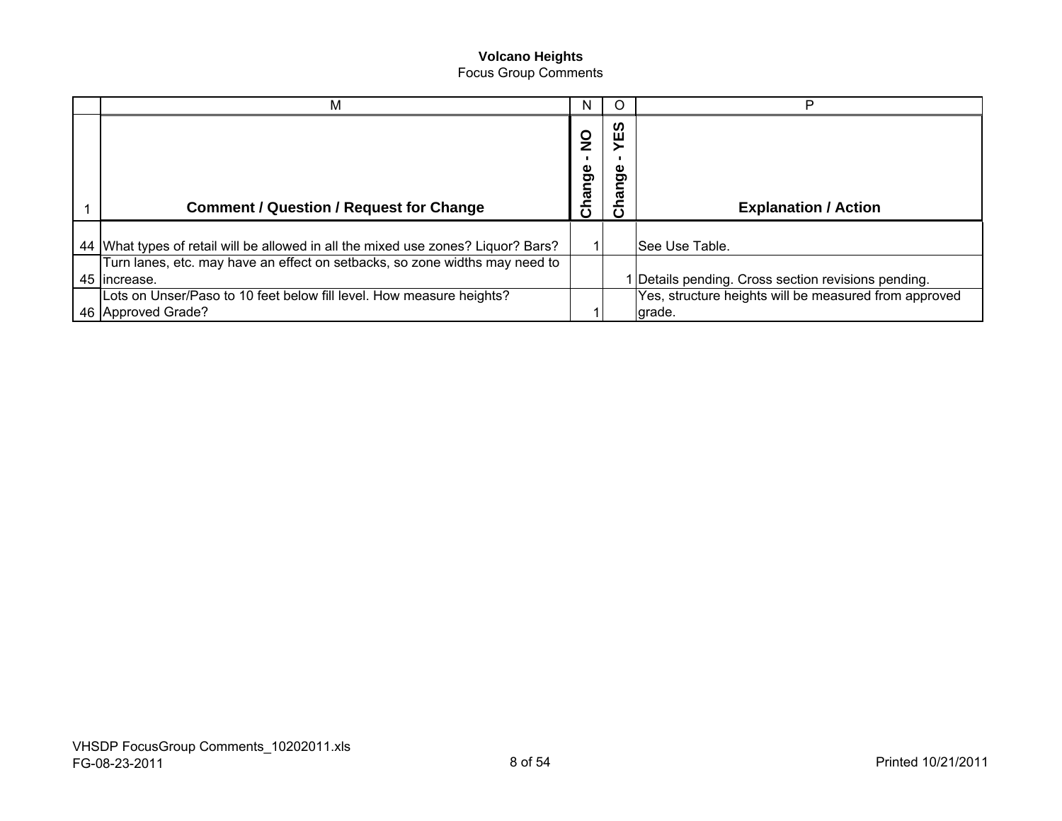**Volcano Heights**
Focus Group Comments

| | M | N | O | P |
|---|---|---|---|---|
| 1 | **Comment / Question / Request for Change** | **Change - NO** | **Change - YES** | **Explanation / Action** |
| 44 | What types of retail will be allowed in all the mixed use zones? Liquor? Bars? | 1 | | See Use Table. |
| 45 | Turn lanes, etc. may have an effect on setbacks, so zone widths may need to increase. | | 1 | Details pending. Cross section revisions pending. |
| 46 | Lots on Unser/Paso to 10 feet below fill level. How measure heights? Approved Grade? | 1 | | Yes, structure heights will be measured from approved grade. |

VHSDP FocusGroup Comments_10202011.xls
FG-08-23-2011

Printed 10/21/2011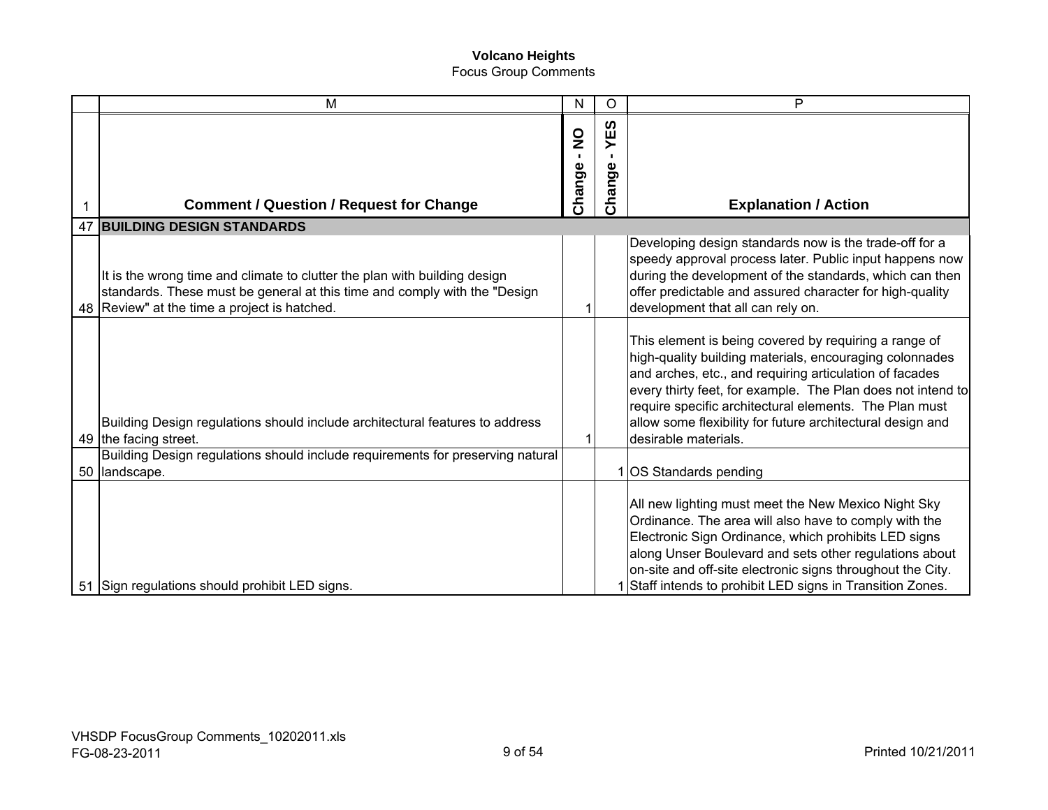# Volcano Heights

Focus Group Comments

| | M | N | O | P |
|---|---|---|---|---|
| 1 | **Comment / Question / Request for Change** | **Change - NO** | **Change - YES** | **Explanation / Action** |
| 47 | **BUILDING DESIGN STANDARDS** | | | |
| 48 | It is the wrong time and climate to clutter the plan with building design standards. These must be general at this time and comply with the "Design Review" at the time a project is hatched. | 1 | | Developing design standards now is the trade-off for a speedy approval process later. Public input happens now during the development of the standards, which can then offer predictable and assured character for high-quality development that all can rely on. |
| 49 | Building Design regulations should include architectural features to address the facing street. | 1 | | This element is being covered by requiring a range of high-quality building materials, encouraging colonnades and arches, etc., and requiring articulation of facades every thirty feet, for example. The Plan does not intend to require specific architectural elements. The Plan must allow some flexibility for future architectural design and desirable materials. |
| 50 | Building Design regulations should include requirements for preserving natural landscape. | | 1 | OS Standards pending |
| 51 | Sign regulations should prohibit LED signs. | | 1 | All new lighting must meet the New Mexico Night Sky Ordinance. The area will also have to comply with the Electronic Sign Ordinance, which prohibits LED signs along Unser Boulevard and sets other regulations about on-site and off-site electronic signs throughout the City. Staff intends to prohibit LED signs in Transition Zones. |

VHSDP FocusGroup Comments_10202011.xls
FG-08-23-2011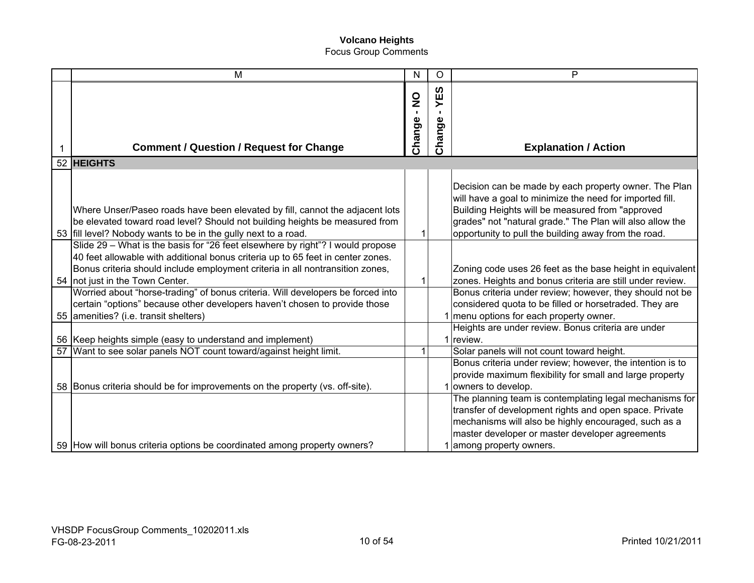# Volcano Heights

Focus Group Comments

| | M | N | O | P |
|---|---|---|---|---|
| 1 | Comment / Question / Request for Change | Change - NO | Change - YES | Explanation / Action |
| 52 | **HEIGHTS** | | | |
| 53 | Where Unser/Paseo roads have been elevated by fill, cannot the adjacent lots be elevated toward road level? Should not building heights be measured from fill level? Nobody wants to be in the gully next to a road. | 1 | | Decision can be made by each property owner. The Plan will have a goal to minimize the need for imported fill. Building Heights will be measured from "approved grades" not "natural grade." The Plan will also allow the opportunity to pull the building away from the road. |
| 54 | Slide 29 – What is the basis for "26 feet elsewhere by right"? I would propose 40 feet allowable with additional bonus criteria up to 65 feet in center zones. Bonus criteria should include employment criteria in all nontransition zones, not just in the Town Center. | 1 | | Zoning code uses 26 feet as the base height in equivalent zones. Heights and bonus criteria are still under review. |
| 55 | Worried about "horse-trading" of bonus criteria. Will developers be forced into certain "options" because other developers haven't chosen to provide those amenities? (i.e. transit shelters) | | 1 | Bonus criteria under review; however, they should not be considered quota to be filled or horsetraded. They are menu options for each property owner. |
| 56 | Keep heights simple (easy to understand and implement) | | 1 | Heights are under review. Bonus criteria are under review. |
| 57 | Want to see solar panels NOT count toward/against height limit. | 1 | | Solar panels will not count toward height. |
| 58 | Bonus criteria should be for improvements on the property (vs. off-site). | | 1 | Bonus criteria under review; however, the intention is to provide maximum flexibility for small and large property owners to develop. |
| 59 | How will bonus criteria options be coordinated among property owners? | | 1 | The planning team is contemplating legal mechanisms for transfer of development rights and open space. Private mechanisms will also be highly encouraged, such as a master developer or master developer agreements among property owners. |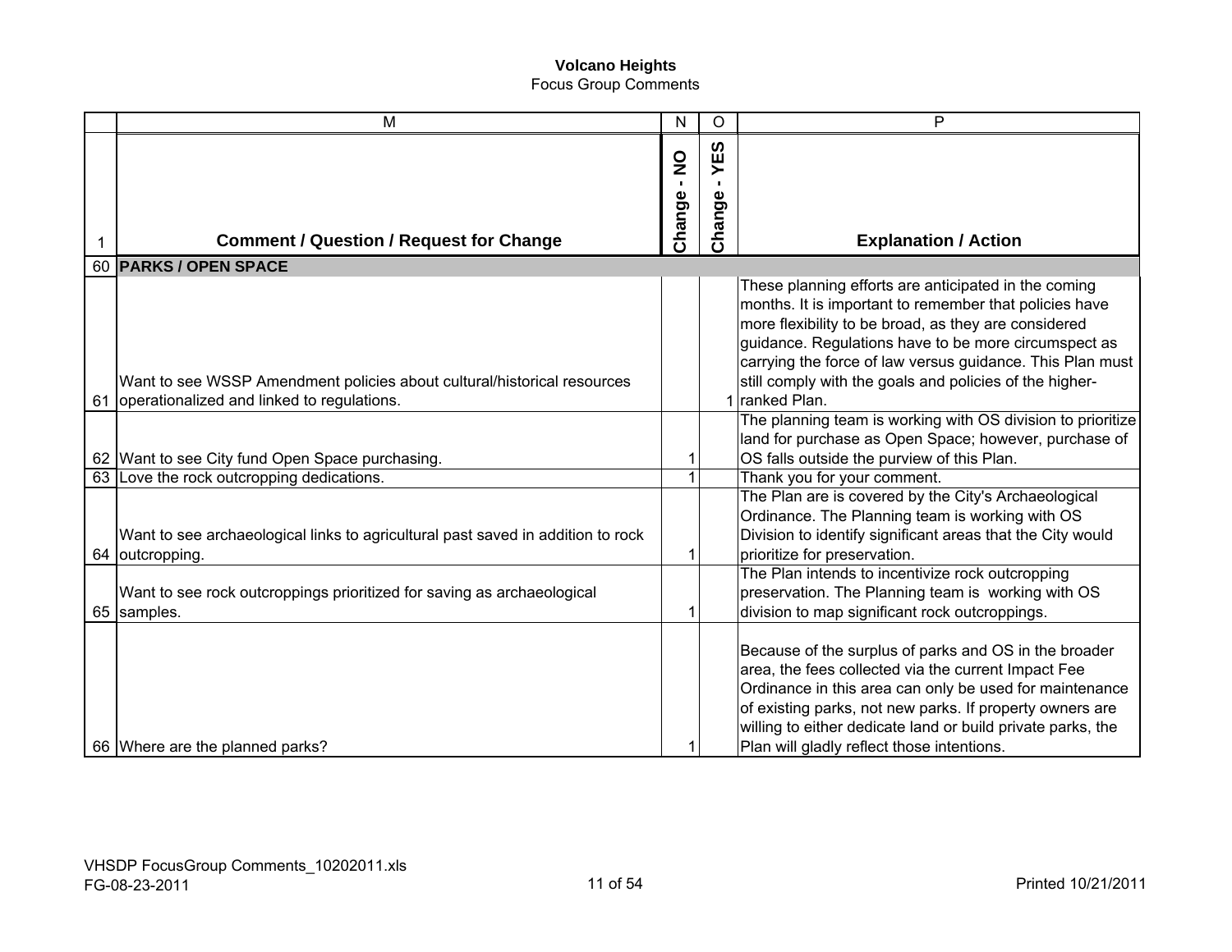# Volcano Heights

Focus Group Comments

| | M | N | O | P |
|---|---|---|---|---|
| 1 | **Comment / Question / Request for Change** | **Change - NO** | **Change - YES** | **Explanation / Action** |
| 60 | **PARKS / OPEN SPACE** | | | |
| 61 | Want to see WSSP Amendment policies about cultural/historical resources operationalized and linked to regulations. | | 1 | These planning efforts are anticipated in the coming months. It is important to remember that policies have more flexibility to be broad, as they are considered guidance. Regulations have to be more circumspect as carrying the force of law versus guidance. This Plan must still comply with the goals and policies of the higher-ranked Plan. |
| 62 | Want to see City fund Open Space purchasing. | 1 | | The planning team is working with OS division to prioritize land for purchase as Open Space; however, purchase of OS falls outside the purview of this Plan. |
| 63 | Love the rock outcropping dedications. | 1 | | Thank you for your comment. |
| 64 | Want to see archaeological links to agricultural past saved in addition to rock outcropping. | 1 | | The Plan are is covered by the City's Archaeological Ordinance. The Planning team is working with OS Division to identify significant areas that the City would prioritize for preservation. |
| 65 | Want to see rock outcroppings prioritized for saving as archaeological samples. | 1 | | The Plan intends to incentivize rock outcropping preservation. The Planning team is working with OS division to map significant rock outcroppings. |
| 66 | Where are the planned parks? | 1 | | Because of the surplus of parks and OS in the broader area, the fees collected via the current Impact Fee Ordinance in this area can only be used for maintenance of existing parks, not new parks. If property owners are willing to either dedicate land or build private parks, the Plan will gladly reflect those intentions. |

VHSDP FocusGroup Comments_10202011.xls
FG-08-23-2011

Printed 10/21/2011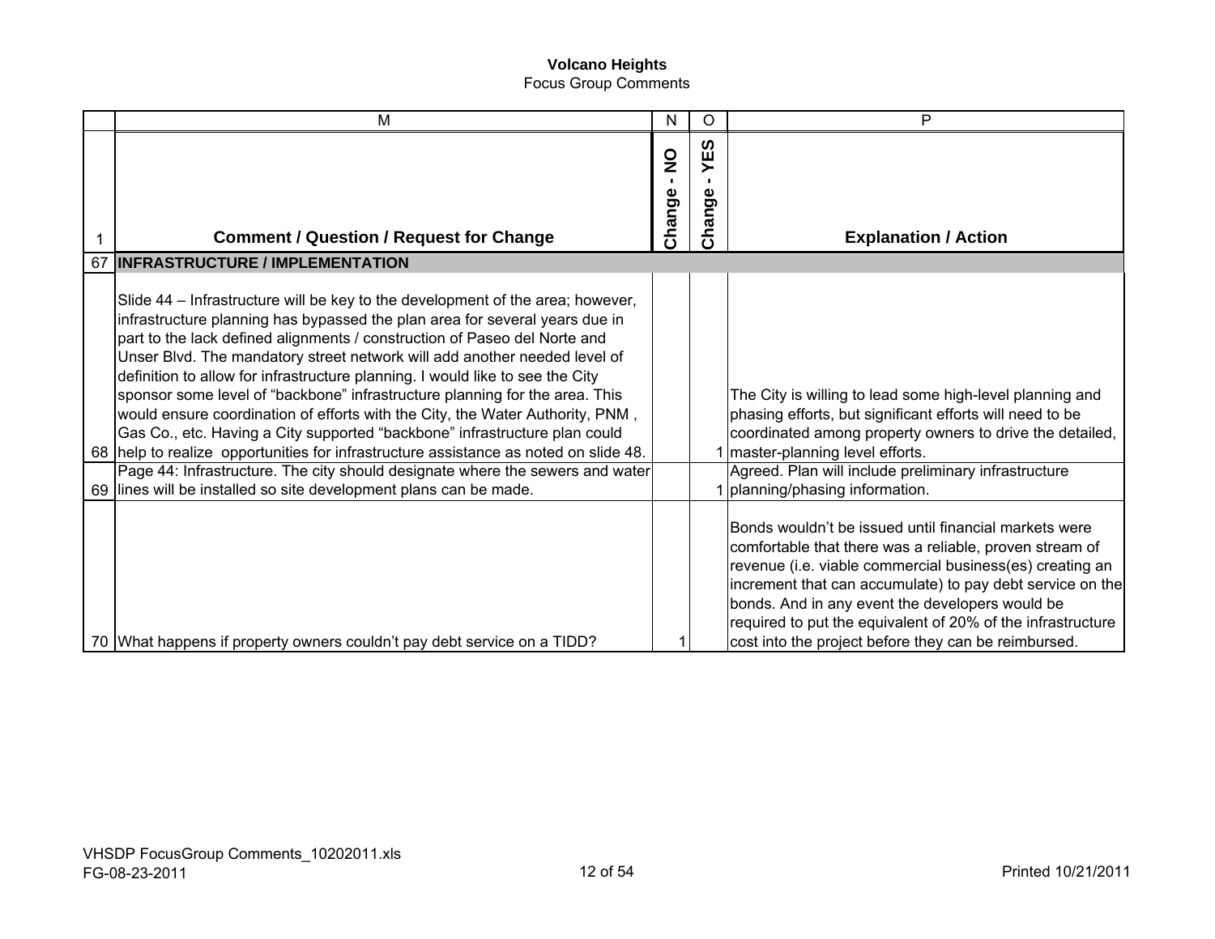# Volcano Heights

Focus Group Comments

| | M | N | O | P |
|---|---|---|---|---|
| 1 | **Comment / Question / Request for Change** | **Change - NO** | **Change - YES** | **Explanation / Action** |
| 67 | **INFRASTRUCTURE / IMPLEMENTATION** | | | |
| 68 | Slide 44 – Infrastructure will be key to the development of the area; however, infrastructure planning has bypassed the plan area for several years due in part to the lack defined alignments / construction of Paseo del Norte and Unser Blvd. The mandatory street network will add another needed level of definition to allow for infrastructure planning. I would like to see the City sponsor some level of "backbone" infrastructure planning for the area. This would ensure coordination of efforts with the City, the Water Authority, PNM , Gas Co., etc. Having a City supported "backbone" infrastructure plan could help to realize opportunities for infrastructure assistance as noted on slide 48. | | 1 | The City is willing to lead some high-level planning and phasing efforts, but significant efforts will need to be coordinated among property owners to drive the detailed, master-planning level efforts. |
| 69 | Page 44: Infrastructure. The city should designate where the sewers and water lines will be installed so site development plans can be made. | | 1 | Agreed. Plan will include preliminary infrastructure planning/phasing information. |
| 70 | What happens if property owners couldn't pay debt service on a TIDD? | 1 | | Bonds wouldn't be issued until financial markets were comfortable that there was a reliable, proven stream of revenue (i.e. viable commercial business(es) creating an increment that can accumulate) to pay debt service on the bonds. And in any event the developers would be required to put the equivalent of 20% of the infrastructure cost into the project before they can be reimbursed. |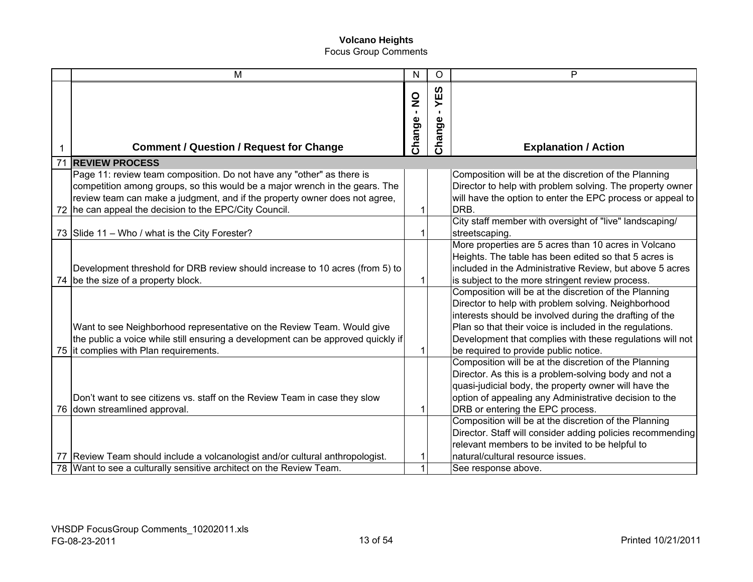# Volcano Heights

Focus Group Comments

| | M | N | O | P |
|---|---|---|---|---|
| 1 | **Comment / Question / Request for Change** | **Change - NO** | **Change - YES** | **Explanation / Action** |
| 71 | **REVIEW PROCESS** | | | |
| 72 | Page 11: review team composition. Do not have any "other" as there is competition among groups, so this would be a major wrench in the gears. The review team can make a judgment, and if the property owner does not agree, he can appeal the decision to the EPC/City Council. | 1 | | Composition will be at the discretion of the Planning Director to help with problem solving. The property owner will have the option to enter the EPC process or appeal to DRB. |
| 73 | Slide 11 – Who / what is the City Forester? | 1 | | City staff member with oversight of "live" landscaping/ streetscaping. |
| 74 | Development threshold for DRB review should increase to 10 acres (from 5) to be the size of a property block. | 1 | | More properties are 5 acres than 10 acres in Volcano Heights. The table has been edited so that 5 acres is included in the Administrative Review, but above 5 acres is subject to the more stringent review process. |
| 75 | Want to see Neighborhood representative on the Review Team. Would give the public a voice while still ensuring a development can be approved quickly if it complies with Plan requirements. | 1 | | Composition will be at the discretion of the Planning Director to help with problem solving. Neighborhood interests should be involved during the drafting of the Plan so that their voice is included in the regulations. Development that complies with these regulations will not be required to provide public notice. |
| 76 | Don't want to see citizens vs. staff on the Review Team in case they slow down streamlined approval. | 1 | | Composition will be at the discretion of the Planning Director. As this is a problem-solving body and not a quasi-judicial body, the property owner will have the option of appealing any Administrative decision to the DRB or entering the EPC process. |
| 77 | Review Team should include a volcanologist and/or cultural anthropologist. | 1 | | Composition will be at the discretion of the Planning Director. Staff will consider adding policies recommending relevant members to be invited to be helpful to natural/cultural resource issues. |
| 78 | Want to see a culturally sensitive architect on the Review Team. | 1 | | See response above. |

VHSDP FocusGroup Comments_10202011.xls
FG-08-23-2011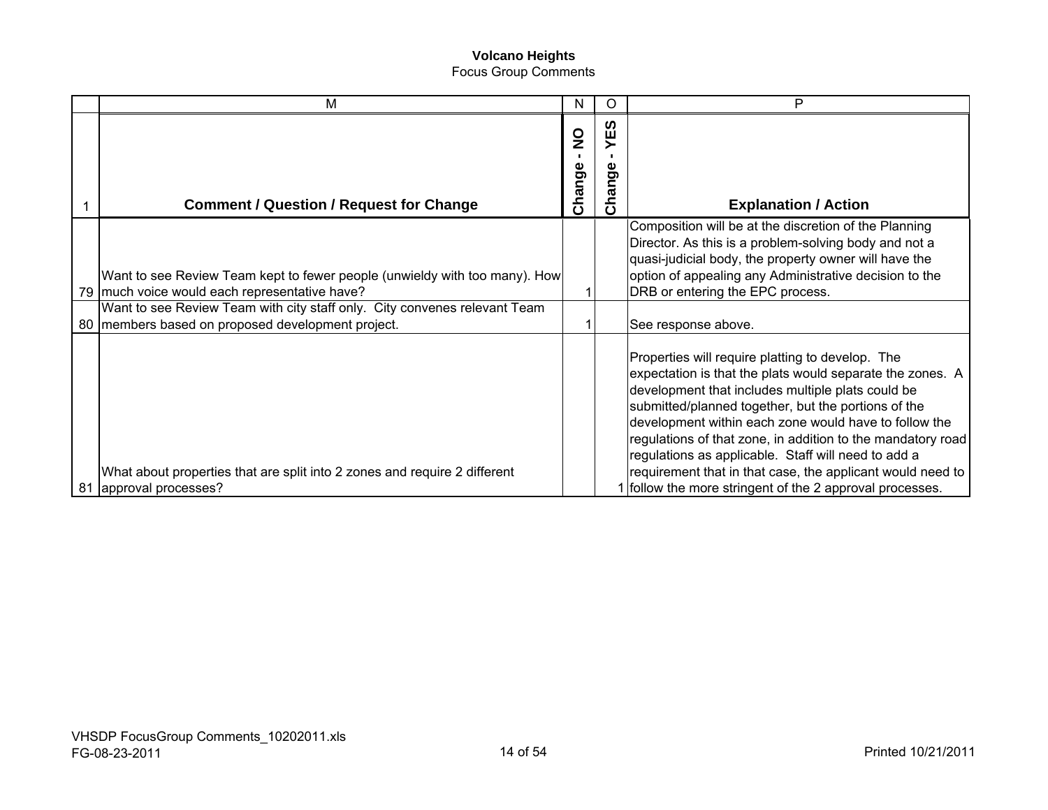**Volcano Heights**

Focus Group Comments

| | M | N | O | P |
|---|---|---|---|---|
| 1 | **Comment / Question / Request for Change** | **Change - NO** | **Change - YES** | **Explanation / Action** |
| 79 | Want to see Review Team kept to fewer people (unwieldy with too many). How much voice would each representative have? | 1 | | Composition will be at the discretion of the Planning Director. As this is a problem-solving body and not a quasi-judicial body, the property owner will have the option of appealing any Administrative decision to the DRB or entering the EPC process. |
| 80 | Want to see Review Team with city staff only. City convenes relevant Team members based on proposed development project. | 1 | | See response above. |
| 81 | What about properties that are split into 2 zones and require 2 different approval processes? | | 1 | Properties will require platting to develop. The expectation is that the plats would separate the zones. A development that includes multiple plats could be submitted/planned together, but the portions of the development within each zone would have to follow the regulations of that zone, in addition to the mandatory road regulations as applicable. Staff will need to add a requirement that in that case, the applicant would need to follow the more stringent of the 2 approval processes. |

VHSDP FocusGroup Comments_10202011.xls
FG-08-23-2011

Printed 10/21/2011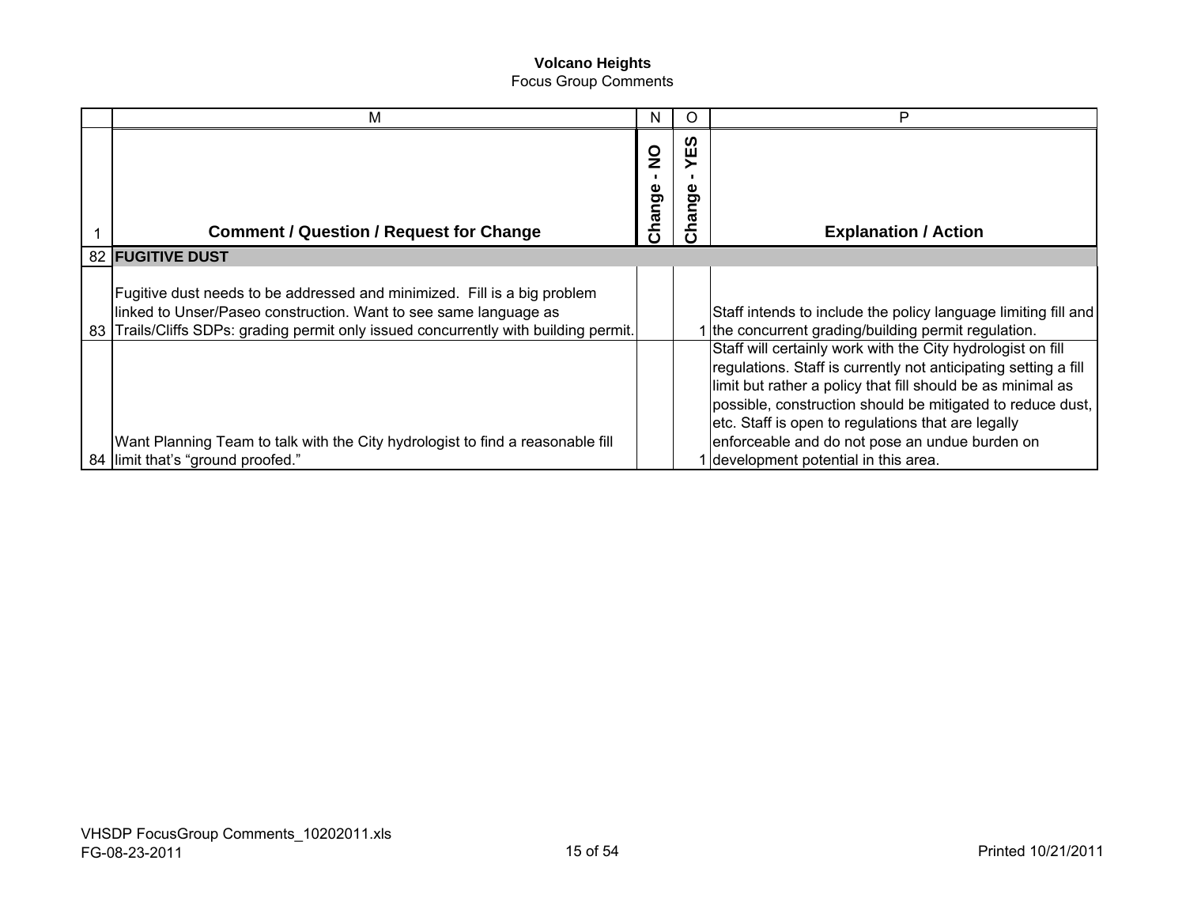**Volcano Heights**
Focus Group Comments

| | M | N | O | P |
|---|---|---|---|---|
| 1 | **Comment / Question / Request for Change** | **Change - NO** | **Change - YES** | **Explanation / Action** |
| 82 | **FUGITIVE DUST** | | | |
| 83 | Fugitive dust needs to be addressed and minimized. Fill is a big problem linked to Unser/Paseo construction. Want to see same language as Trails/Cliffs SDPs: grading permit only issued concurrently with building permit. | | 1 | Staff intends to include the policy language limiting fill and the concurrent grading/building permit regulation. |
| 84 | Want Planning Team to talk with the City hydrologist to find a reasonable fill limit that's "ground proofed." | | 1 | Staff will certainly work with the City hydrologist on fill regulations. Staff is currently not anticipating setting a fill limit but rather a policy that fill should be as minimal as possible, construction should be mitigated to reduce dust, etc. Staff is open to regulations that are legally enforceable and do not pose an undue burden on development potential in this area. |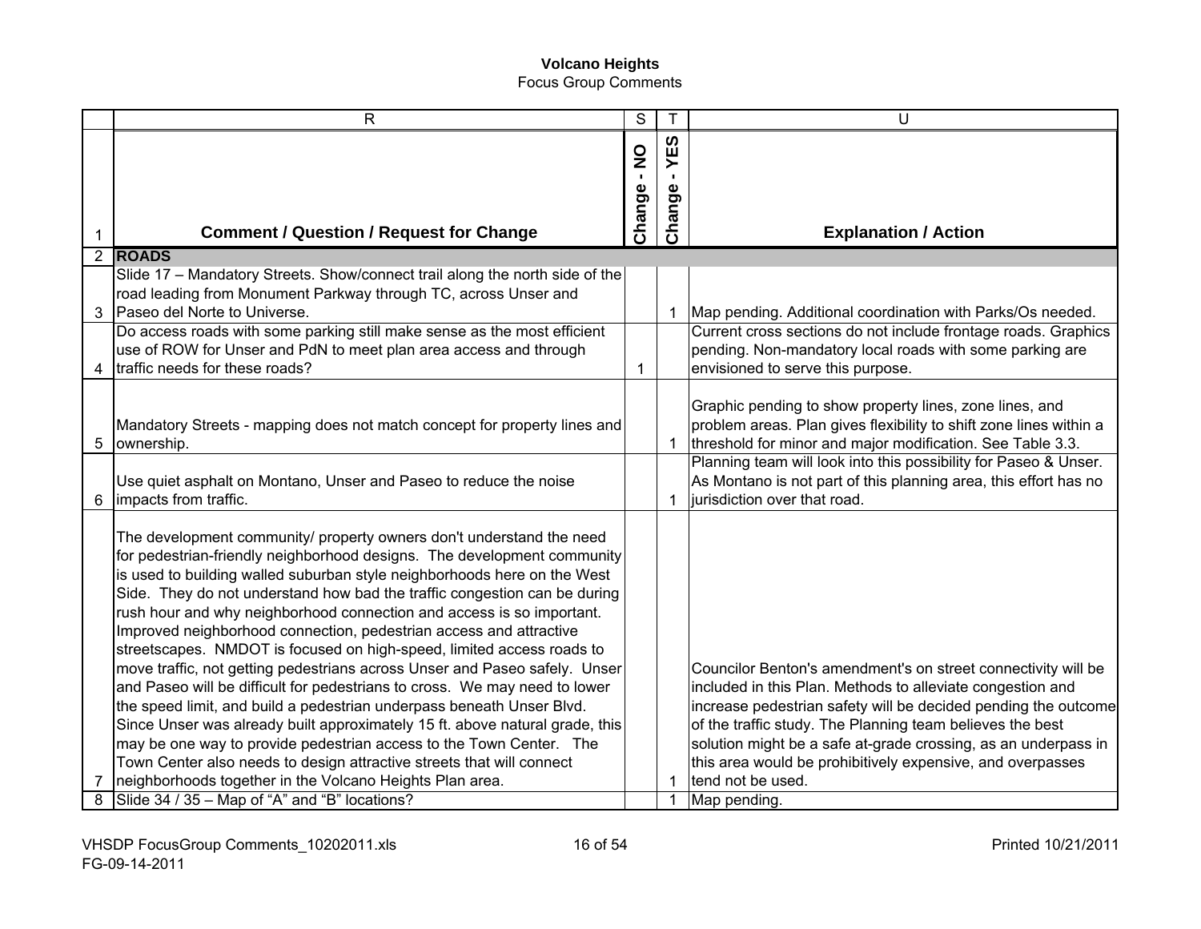# Volcano Heights

Focus Group Comments

| | R | S | T | U |
|---|---|---|---|---|
| 1 | **Comment / Question / Request for Change** | **Change - NO** | **Change - YES** | **Explanation / Action** |
| 2 | **ROADS** | | | |
| 3 | Slide 17 – Mandatory Streets. Show/connect trail along the north side of the road leading from Monument Parkway through TC, across Unser and Paseo del Norte to Universe. | | 1 | Map pending. Additional coordination with Parks/Os needed. |
| 4 | Do access roads with some parking still make sense as the most efficient use of ROW for Unser and PdN to meet plan area access and through traffic needs for these roads? | 1 | | Current cross sections do not include frontage roads. Graphics pending. Non-mandatory local roads with some parking are envisioned to serve this purpose. |
| 5 | Mandatory Streets - mapping does not match concept for property lines and ownership. | | 1 | Graphic pending to show property lines, zone lines, and problem areas. Plan gives flexibility to shift zone lines within a threshold for minor and major modification. See Table 3.3. |
| 6 | Use quiet asphalt on Montano, Unser and Paseo to reduce the noise impacts from traffic. | | 1 | Planning team will look into this possibility for Paseo & Unser. As Montano is not part of this planning area, this effort has no jurisdiction over that road. |
| 7 | The development community/ property owners don't understand the need for pedestrian-friendly neighborhood designs. The development community is used to building walled suburban style neighborhoods here on the West Side. They do not understand how bad the traffic congestion can be during rush hour and why neighborhood connection and access is so important. Improved neighborhood connection, pedestrian access and attractive streetscapes. NMDOT is focused on high-speed, limited access roads to move traffic, not getting pedestrians across Unser and Paseo safely. Unser and Paseo will be difficult for pedestrians to cross. We may need to lower the speed limit, and build a pedestrian underpass beneath Unser Blvd. Since Unser was already built approximately 15 ft. above natural grade, this may be one way to provide pedestrian access to the Town Center. The Town Center also needs to design attractive streets that will connect neighborhoods together in the Volcano Heights Plan area. | | 1 | Councilor Benton's amendment's on street connectivity will be included in this Plan. Methods to alleviate congestion and increase pedestrian safety will be decided pending the outcome of the traffic study. The Planning team believes the best solution might be a safe at-grade crossing, as an underpass in this area would be prohibitively expensive, and overpasses tend not be used. |
| 8 | Slide 34 / 35 – Map of "A" and "B" locations? | | 1 | Map pending. |

VHSDP FocusGroup Comments_10202011.xls

FG-09-14-2011

Printed 10/21/2011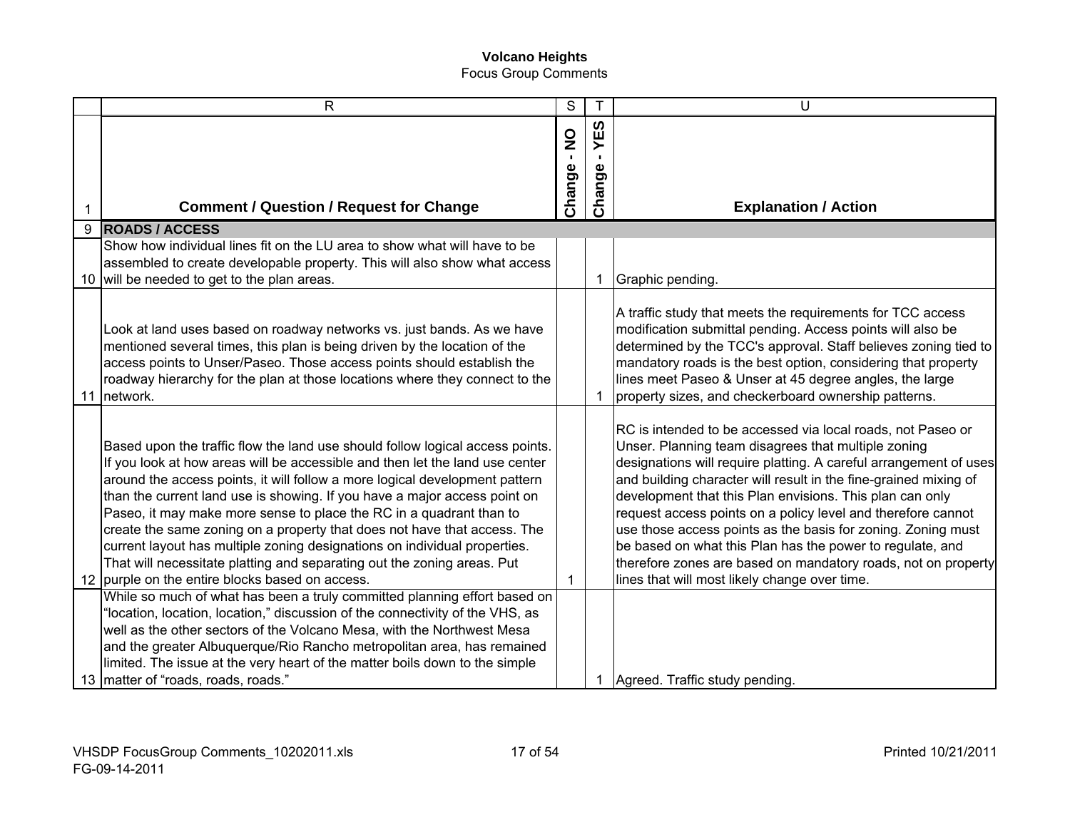# Volcano Heights

Focus Group Comments

| | R | S | T | U |
|---|---|---|---|---|
| 1 | Comment / Question / Request for Change | Change - NO | Change - YES | Explanation / Action |
| 9 | **ROADS / ACCESS** | | | |
| 10 | Show how individual lines fit on the LU area to show what will have to be assembled to create developable property. This will also show what access will be needed to get to the plan areas. | | 1 | Graphic pending. |
| 11 | Look at land uses based on roadway networks vs. just bands. As we have mentioned several times, this plan is being driven by the location of the access points to Unser/Paseo. Those access points should establish the roadway hierarchy for the plan at those locations where they connect to the network. | | 1 | A traffic study that meets the requirements for TCC access modification submittal pending. Access points will also be determined by the TCC's approval. Staff believes zoning tied to mandatory roads is the best option, considering that property lines meet Paseo & Unser at 45 degree angles, the large property sizes, and checkerboard ownership patterns. |
| 12 | Based upon the traffic flow the land use should follow logical access points. If you look at how areas will be accessible and then let the land use center around the access points, it will follow a more logical development pattern than the current land use is showing. If you have a major access point on Paseo, it may make more sense to place the RC in a quadrant than to create the same zoning on a property that does not have that access. The current layout has multiple zoning designations on individual properties. That will necessitate platting and separating out the zoning areas. Put purple on the entire blocks based on access. | 1 | | RC is intended to be accessed via local roads, not Paseo or Unser. Planning team disagrees that multiple zoning designations will require platting. A careful arrangement of uses and building character will result in the fine-grained mixing of development that this Plan envisions. This plan can only request access points on a policy level and therefore cannot use those access points as the basis for zoning. Zoning must be based on what this Plan has the power to regulate, and therefore zones are based on mandatory roads, not on property lines that will most likely change over time. |
| 13 | While so much of what has been a truly committed planning effort based on “location, location, location,” discussion of the connectivity of the VHS, as well as the other sectors of the Volcano Mesa, with the Northwest Mesa and the greater Albuquerque/Rio Rancho metropolitan area, has remained limited. The issue at the very heart of the matter boils down to the simple matter of “roads, roads, roads.” | | 1 | Agreed. Traffic study pending. |

VHSDP FocusGroup Comments_10202011.xls
FG-09-14-2011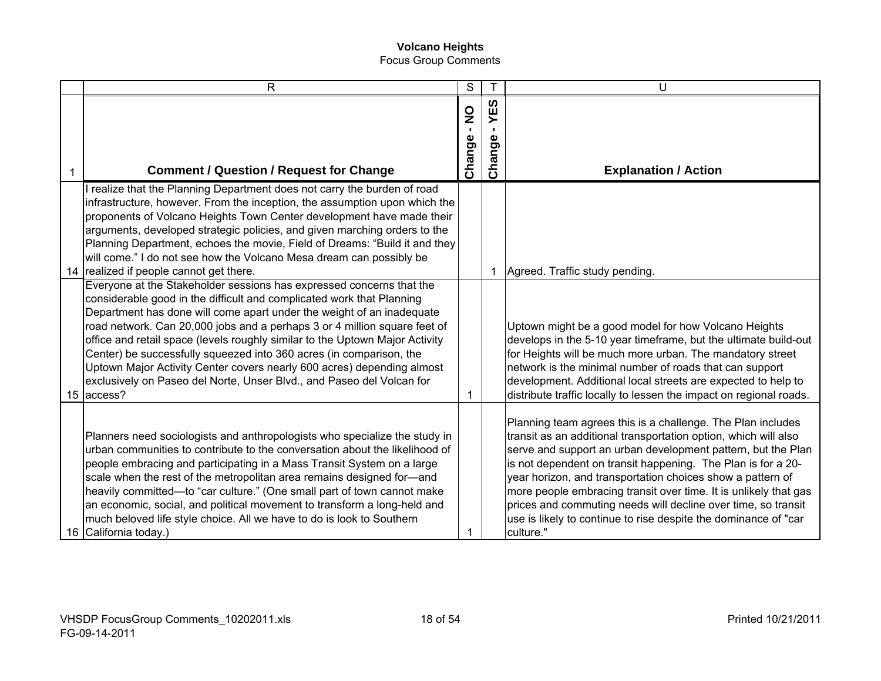**Volcano Heights**
Focus Group Comments

| | R | S | T | U |
|---|---|---|---|---|
| 1 | Comment / Question / Request for Change | Change - NO | Change - YES | Explanation / Action |
| 14 | I realize that the Planning Department does not carry the burden of road infrastructure, however. From the inception, the assumption upon which the proponents of Volcano Heights Town Center development have made their arguments, developed strategic policies, and given marching orders to the Planning Department, echoes the movie, Field of Dreams: "Build it and they will come." I do not see how the Volcano Mesa dream can possibly be realized if people cannot get there. | | 1 | Agreed. Traffic study pending. |
| 15 | Everyone at the Stakeholder sessions has expressed concerns that the considerable good in the difficult and complicated work that Planning Department has done will come apart under the weight of an inadequate road network. Can 20,000 jobs and a perhaps 3 or 4 million square feet of office and retail space (levels roughly similar to the Uptown Major Activity Center) be successfully squeezed into 360 acres (in comparison, the Uptown Major Activity Center covers nearly 600 acres) depending almost exclusively on Paseo del Norte, Unser Blvd., and Paseo del Volcan for access? | 1 | | Uptown might be a good model for how Volcano Heights develops in the 5-10 year timeframe, but the ultimate build-out for Heights will be much more urban. The mandatory street network is the minimal number of roads that can support development. Additional local streets are expected to help to distribute traffic locally to lessen the impact on regional roads. |
| 16 | Planners need sociologists and anthropologists who specialize the study in urban communities to contribute to the conversation about the likelihood of people embracing and participating in a Mass Transit System on a large scale when the rest of the metropolitan area remains designed for—and heavily committed—to "car culture." (One small part of town cannot make an economic, social, and political movement to transform a long-held and much beloved life style choice. All we have to do is look to Southern California today.) | 1 | | Planning team agrees this is a challenge. The Plan includes transit as an additional transportation option, which will also serve and support an urban development pattern, but the Plan is not dependent on transit happening. The Plan is for a 20-year horizon, and transportation choices show a pattern of more people embracing transit over time. It is unlikely that gas prices and commuting needs will decline over time, so transit use is likely to continue to rise despite the dominance of "car culture." |

VHSDP FocusGroup Comments_10202011.xls
FG-09-14-2011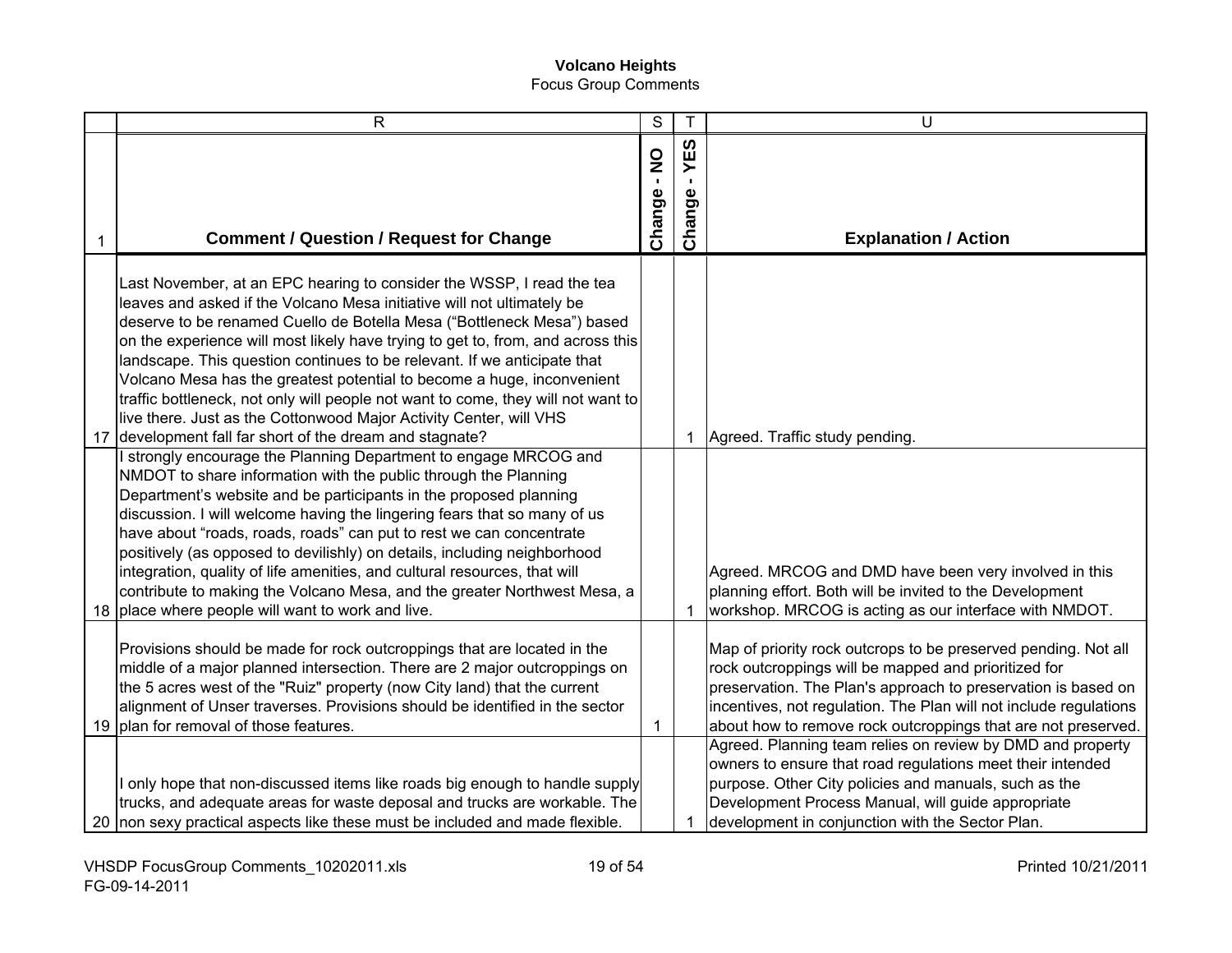**Volcano Heights**
Focus Group Comments

| | R | S | T | U |
|---|---|---|---|---|
| 1 | **Comment / Question / Request for Change** | **Change - NO** | **Change - YES** | **Explanation / Action** |
| 17 | Last November, at an EPC hearing to consider the WSSP, I read the tea leaves and asked if the Volcano Mesa initiative will not ultimately be deserve to be renamed Cuello de Botella Mesa ("Bottleneck Mesa") based on the experience will most likely have trying to get to, from, and across this landscape. This question continues to be relevant. If we anticipate that Volcano Mesa has the greatest potential to become a huge, inconvenient traffic bottleneck, not only will people not want to come, they will not want to live there. Just as the Cottonwood Major Activity Center, will VHS development fall far short of the dream and stagnate? | | 1 | Agreed. Traffic study pending. |
| 18 | I strongly encourage the Planning Department to engage MRCOG and NMDOT to share information with the public through the Planning Department's website and be participants in the proposed planning discussion. I will welcome having the lingering fears that so many of us have about "roads, roads, roads" can put to rest we can concentrate positively (as opposed to devilishly) on details, including neighborhood integration, quality of life amenities, and cultural resources, that will contribute to making the Volcano Mesa, and the greater Northwest Mesa, a place where people will want to work and live. | | 1 | Agreed. MRCOG and DMD have been very involved in this planning effort. Both will be invited to the Development workshop. MRCOG is acting as our interface with NMDOT. |
| 19 | Provisions should be made for rock outcroppings that are located in the middle of a major planned intersection. There are 2 major outcroppings on the 5 acres west of the "Ruiz" property (now City land) that the current alignment of Unser traverses. Provisions should be identified in the sector plan for removal of those features. | 1 | | Map of priority rock outcrops to be preserved pending. Not all rock outcroppings will be mapped and prioritized for preservation. The Plan's approach to preservation is based on incentives, not regulation. The Plan will not include regulations about how to remove rock outcroppings that are not preserved. |
| 20 | I only hope that non-discussed items like roads big enough to handle supply trucks, and adequate areas for waste deposal and trucks are workable. The non sexy practical aspects like these must be included and made flexible. | | 1 | Agreed. Planning team relies on review by DMD and property owners to ensure that road regulations meet their intended purpose. Other City policies and manuals, such as the Development Process Manual, will guide appropriate development in conjunction with the Sector Plan. |

VHSDP FocusGroup Comments_10202011.xls
FG-09-14-2011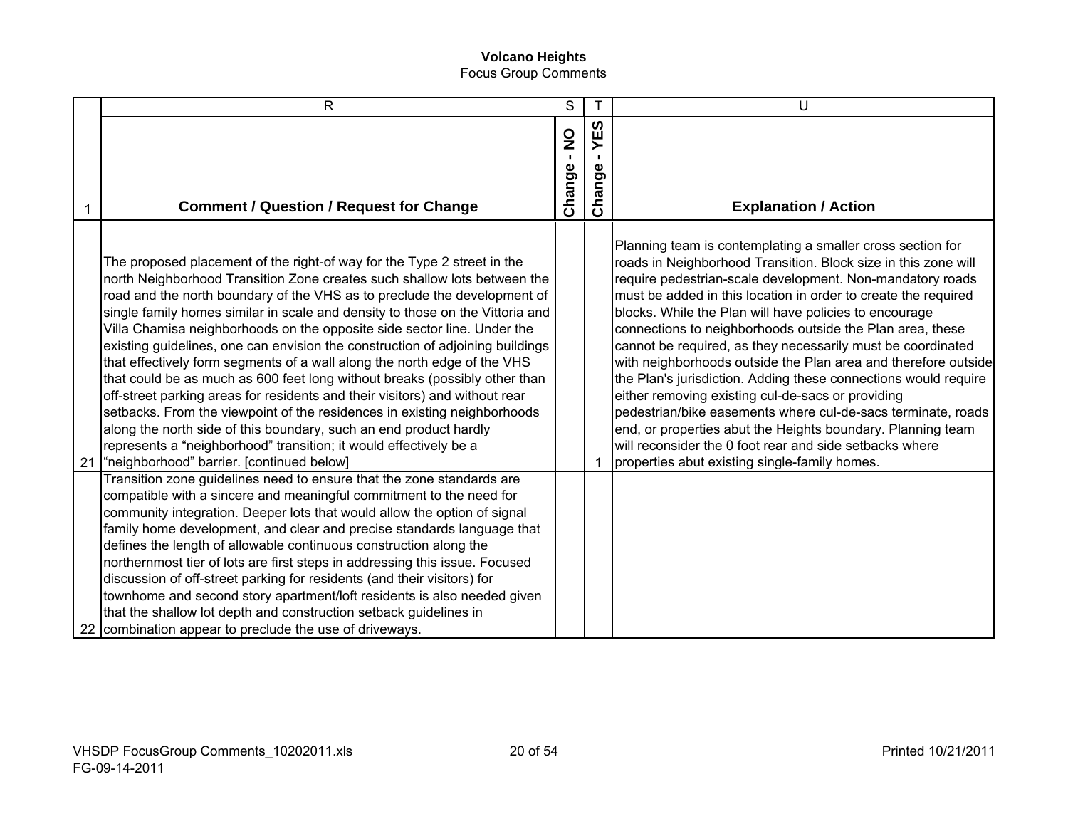**Volcano Heights**
Focus Group Comments

| | R | S | T | U |
|---|---|---|---|---|
| 1 | **Comment / Question / Request for Change** | **Change - NO** | **Change - YES** | **Explanation / Action** |
| 21 | The proposed placement of the right-of way for the Type 2 street in the north Neighborhood Transition Zone creates such shallow lots between the road and the north boundary of the VHS as to preclude the development of single family homes similar in scale and density to those on the Vittoria and Villa Chamisa neighborhoods on the opposite side sector line. Under the existing guidelines, one can envision the construction of adjoining buildings that effectively form segments of a wall along the north edge of the VHS that could be as much as 600 feet long without breaks (possibly other than off-street parking areas for residents and their visitors) and without rear setbacks. From the viewpoint of the residences in existing neighborhoods along the north side of this boundary, such an end product hardly represents a "neighborhood" transition; it would effectively be a "neighborhood" barrier. [continued below] | | 1 | Planning team is contemplating a smaller cross section for roads in Neighborhood Transition. Block size in this zone will require pedestrian-scale development. Non-mandatory roads must be added in this location in order to create the required blocks. While the Plan will have policies to encourage connections to neighborhoods outside the Plan area, these cannot be required, as they necessarily must be coordinated with neighborhoods outside the Plan area and therefore outside the Plan's jurisdiction. Adding these connections would require either removing existing cul-de-sacs or providing pedestrian/bike easements where cul-de-sacs terminate, roads end, or properties abut the Heights boundary. Planning team will reconsider the 0 foot rear and side setbacks where properties abut existing single-family homes. |
| 22 | Transition zone guidelines need to ensure that the zone standards are compatible with a sincere and meaningful commitment to the need for community integration. Deeper lots that would allow the option of signal family home development, and clear and precise standards language that defines the length of allowable continuous construction along the northernmost tier of lots are first steps in addressing this issue. Focused discussion of off-street parking for residents (and their visitors) for townhome and second story apartment/loft residents is also needed given that the shallow lot depth and construction setback guidelines in combination appear to preclude the use of driveways. | | | |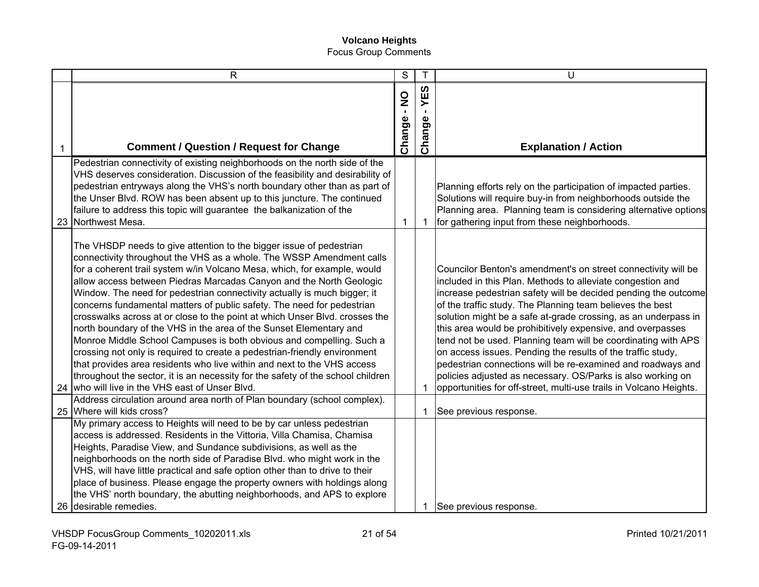**Volcano Heights**
Focus Group Comments

| | R | S | T | U |
|---|---|---|---|---|
| 1 | **Comment / Question / Request for Change** | **Change - NO** | **Change - YES** | **Explanation / Action** |
| 23 | Pedestrian connectivity of existing neighborhoods on the north side of the VHS deserves consideration. Discussion of the feasibility and desirability of pedestrian entryways along the VHS's north boundary other than as part of the Unser Blvd. ROW has been absent up to this juncture. The continued failure to address this topic will guarantee the balkanization of the Northwest Mesa. | 1 | 1 | Planning efforts rely on the participation of impacted parties. Solutions will require buy-in from neighborhoods outside the Planning area. Planning team is considering alternative options for gathering input from these neighborhoods. |
| 24 | The VHSDP needs to give attention to the bigger issue of pedestrian connectivity throughout the VHS as a whole. The WSSP Amendment calls for a coherent trail system w/in Volcano Mesa, which, for example, would allow access between Piedras Marcadas Canyon and the North Geologic Window. The need for pedestrian connectivity actually is much bigger; it concerns fundamental matters of public safety. The need for pedestrian crosswalks across at or close to the point at which Unser Blvd. crosses the north boundary of the VHS in the area of the Sunset Elementary and Monroe Middle School Campuses is both obvious and compelling. Such a crossing not only is required to create a pedestrian-friendly environment that provides area residents who live within and next to the VHS access throughout the sector, it is an necessity for the safety of the school children who will live in the VHS east of Unser Blvd. | | 1 | Councilor Benton's amendment's on street connectivity will be included in this Plan. Methods to alleviate congestion and increase pedestrian safety will be decided pending the outcome of the traffic study. The Planning team believes the best solution might be a safe at-grade crossing, as an underpass in this area would be prohibitively expensive, and overpasses tend not be used. Planning team will be coordinating with APS on access issues. Pending the results of the traffic study, pedestrian connections will be re-examined and roadways and policies adjusted as necessary. OS/Parks is also working on opportunities for off-street, multi-use trails in Volcano Heights. |
| 25 | Address circulation around area north of Plan boundary (school complex). Where will kids cross? | | 1 | See previous response. |
| 26 | My primary access to Heights will need to be by car unless pedestrian access is addressed. Residents in the Vittoria, Villa Chamisa, Chamisa Heights, Paradise View, and Sundance subdivisions, as well as the neighborhoods on the north side of Paradise Blvd. who might work in the VHS, will have little practical and safe option other than to drive to their place of business. Please engage the property owners with holdings along the VHS' north boundary, the abutting neighborhoods, and APS to explore desirable remedies. | | 1 | See previous response. |

VHSDP FocusGroup Comments_10202011.xls
FG-09-14-2011
Printed 10/21/2011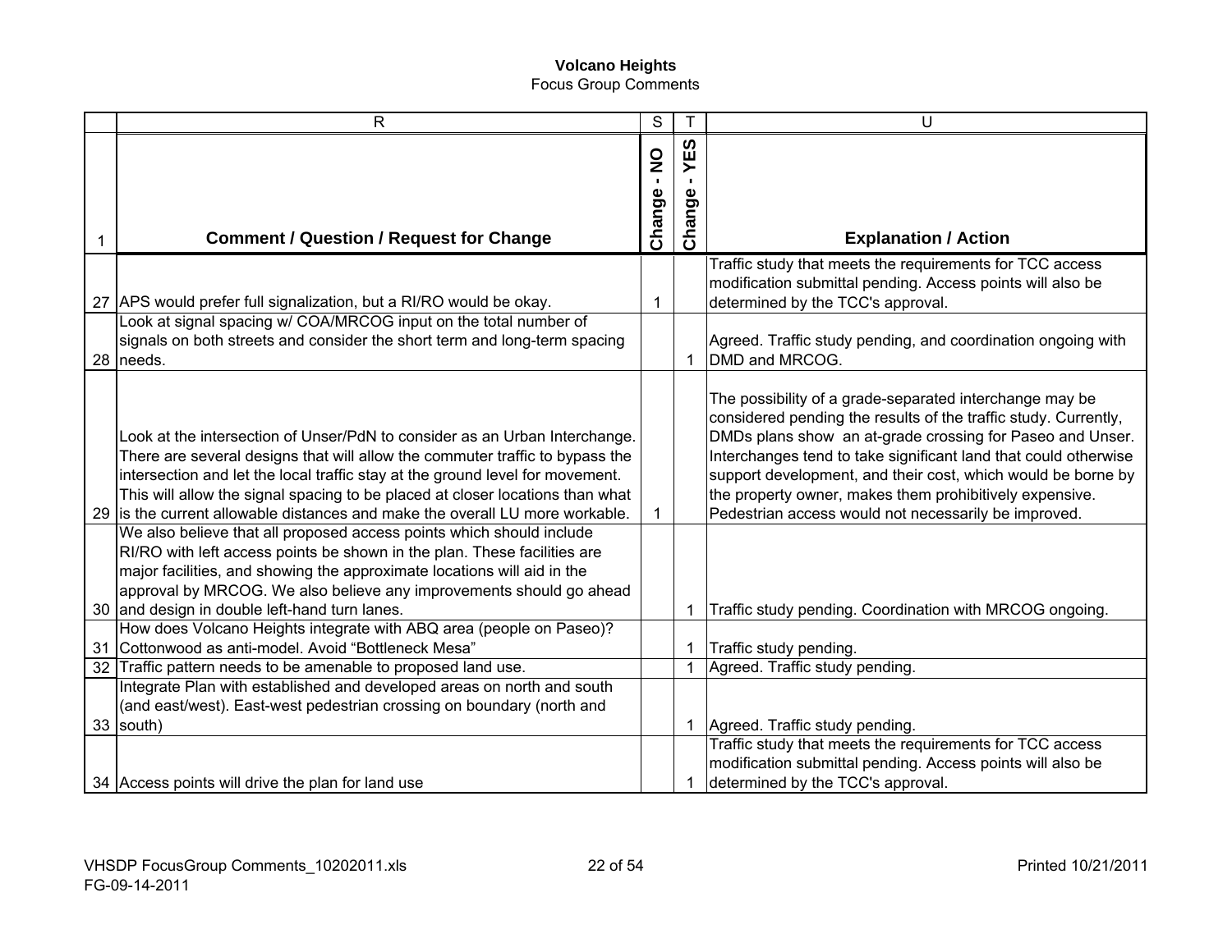**Volcano Heights**
Focus Group Comments

| | R | S | T | U |
|---|---|---|---|---|
| 1 | **Comment / Question / Request for Change** | **Change - NO** | **Change - YES** | **Explanation / Action** |
| 27 | APS would prefer full signalization, but a RI/RO would be okay. | 1 | | Traffic study that meets the requirements for TCC access modification submittal pending. Access points will also be determined by the TCC's approval. |
| 28 | Look at signal spacing w/ COA/MRCOG input on the total number of signals on both streets and consider the short term and long-term spacing needs. | | 1 | Agreed. Traffic study pending, and coordination ongoing with DMD and MRCOG. |
| 29 | Look at the intersection of Unser/PdN to consider as an Urban Interchange. There are several designs that will allow the commuter traffic to bypass the intersection and let the local traffic stay at the ground level for movement. This will allow the signal spacing to be placed at closer locations than what is the current allowable distances and make the overall LU more workable. | 1 | | The possibility of a grade-separated interchange may be considered pending the results of the traffic study. Currently, DMDs plans show an at-grade crossing for Paseo and Unser. Interchanges tend to take significant land that could otherwise support development, and their cost, which would be borne by the property owner, makes them prohibitively expensive. Pedestrian access would not necessarily be improved. |
| 30 | We also believe that all proposed access points which should include RI/RO with left access points be shown in the plan. These facilities are major facilities, and showing the approximate locations will aid in the approval by MRCOG. We also believe any improvements should go ahead and design in double left-hand turn lanes. | | 1 | Traffic study pending. Coordination with MRCOG ongoing. |
| 31 | How does Volcano Heights integrate with ABQ area (people on Paseo)? Cottonwood as anti-model. Avoid "Bottleneck Mesa" | | 1 | Traffic study pending. |
| 32 | Traffic pattern needs to be amenable to proposed land use. | | 1 | Agreed. Traffic study pending. |
| 33 | Integrate Plan with established and developed areas on north and south (and east/west). East-west pedestrian crossing on boundary (north and south) | | 1 | Agreed. Traffic study pending. |
| 34 | Access points will drive the plan for land use | | 1 | Traffic study that meets the requirements for TCC access modification submittal pending. Access points will also be determined by the TCC's approval. |

VHSDP FocusGroup Comments_10202011.xls
FG-09-14-2011
Printed 10/21/2011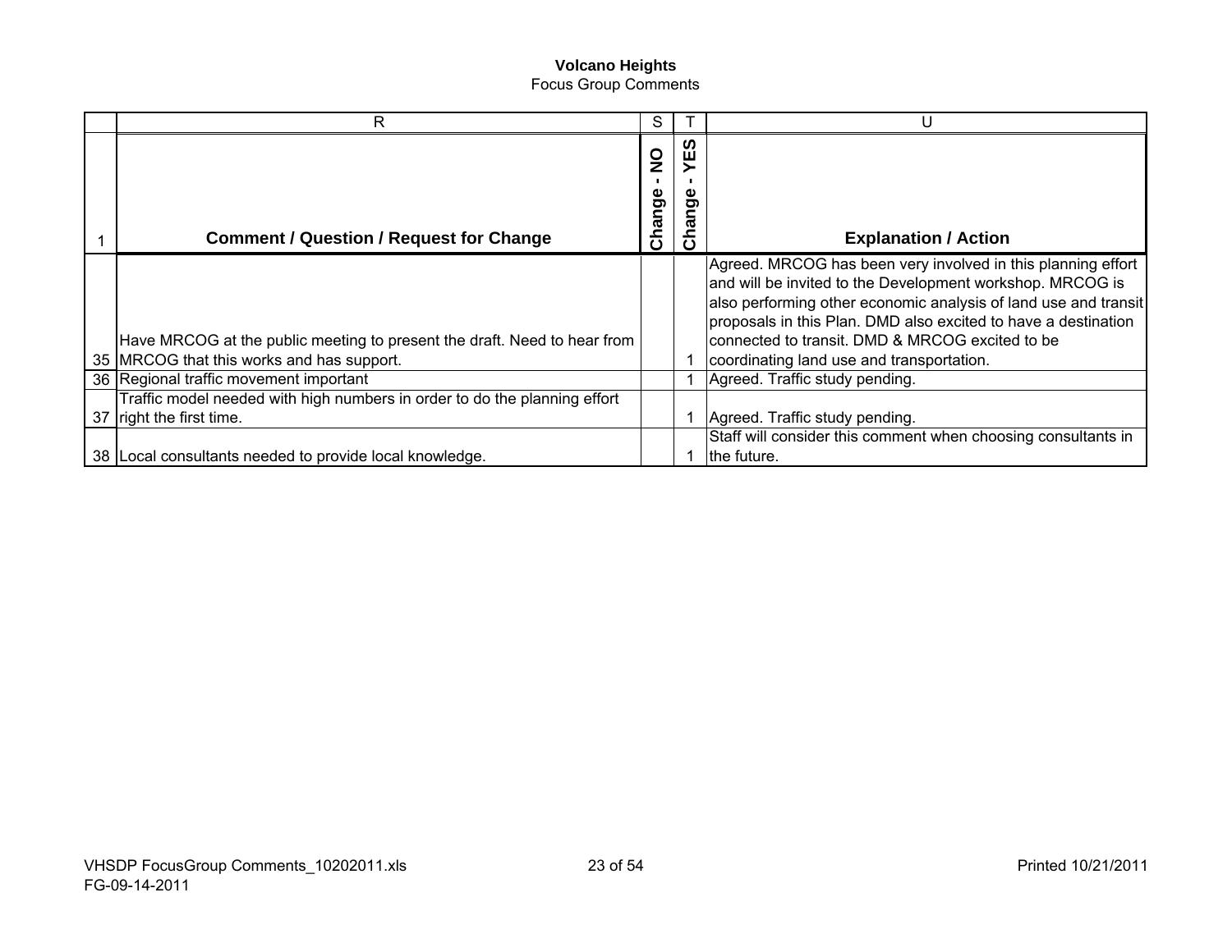**Volcano Heights**
Focus Group Comments

| | R | S | T | U |
|---|---|---|---|---|
| 1 | **Comment / Question / Request for Change** | **Change - NO** | **Change - YES** | **Explanation / Action** |
| 35 | Have MRCOG at the public meeting to present the draft. Need to hear from MRCOG that this works and has support. | | 1 | Agreed. MRCOG has been very involved in this planning effort and will be invited to the Development workshop. MRCOG is also performing other economic analysis of land use and transit proposals in this Plan. DMD also excited to have a destination connected to transit. DMD & MRCOG excited to be coordinating land use and transportation. |
| 36 | Regional traffic movement important | | 1 | Agreed. Traffic study pending. |
| 37 | Traffic model needed with high numbers in order to do the planning effort right the first time. | | 1 | Agreed. Traffic study pending. |
| 38 | Local consultants needed to provide local knowledge. | | 1 | Staff will consider this comment when choosing consultants in the future. |

VHSDP FocusGroup Comments_10202011.xls
FG-09-14-2011

Printed 10/21/2011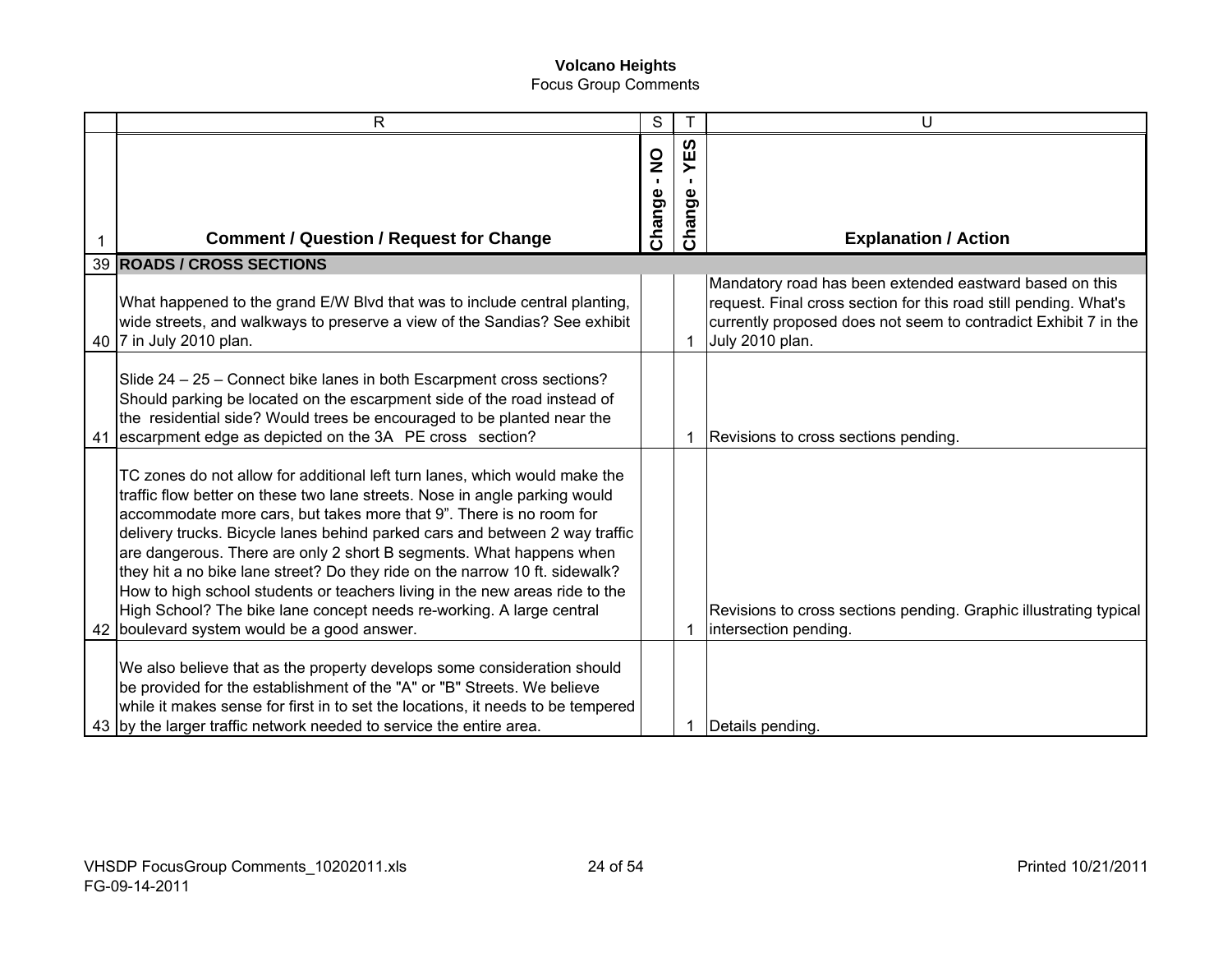## Volcano Heights
Focus Group Comments

| | R | S | T | U |
|---|---|---|---|---|
| 1 | **Comment / Question / Request for Change** | **Change - NO** | **Change - YES** | **Explanation / Action** |
| 39 | **ROADS / CROSS SECTIONS** | | | |
| 40 | What happened to the grand E/W Blvd that was to include central planting, wide streets, and walkways to preserve a view of the Sandias? See exhibit 7 in July 2010 plan. | | 1 | Mandatory road has been extended eastward based on this request. Final cross section for this road still pending. What's currently proposed does not seem to contradict Exhibit 7 in the July 2010 plan. |
| 41 | Slide 24 – 25 – Connect bike lanes in both Escarpment cross sections? Should parking be located on the escarpment side of the road instead of the residential side? Would trees be encouraged to be planted near the escarpment edge as depicted on the 3A PE cross section? | | 1 | Revisions to cross sections pending. |
| 42 | TC zones do not allow for additional left turn lanes, which would make the traffic flow better on these two lane streets. Nose in angle parking would accommodate more cars, but takes more that 9". There is no room for delivery trucks. Bicycle lanes behind parked cars and between 2 way traffic are dangerous. There are only 2 short B segments. What happens when they hit a no bike lane street? Do they ride on the narrow 10 ft. sidewalk? How to high school students or teachers living in the new areas ride to the High School? The bike lane concept needs re-working. A large central boulevard system would be a good answer. | | 1 | Revisions to cross sections pending. Graphic illustrating typical intersection pending. |
| 43 | We also believe that as the property develops some consideration should be provided for the establishment of the "A" or "B" Streets. We believe while it makes sense for first in to set the locations, it needs to be tempered by the larger traffic network needed to service the entire area. | | 1 | Details pending. |

VHSDP FocusGroup Comments_10202011.xls
FG-09-14-2011

Printed 10/21/2011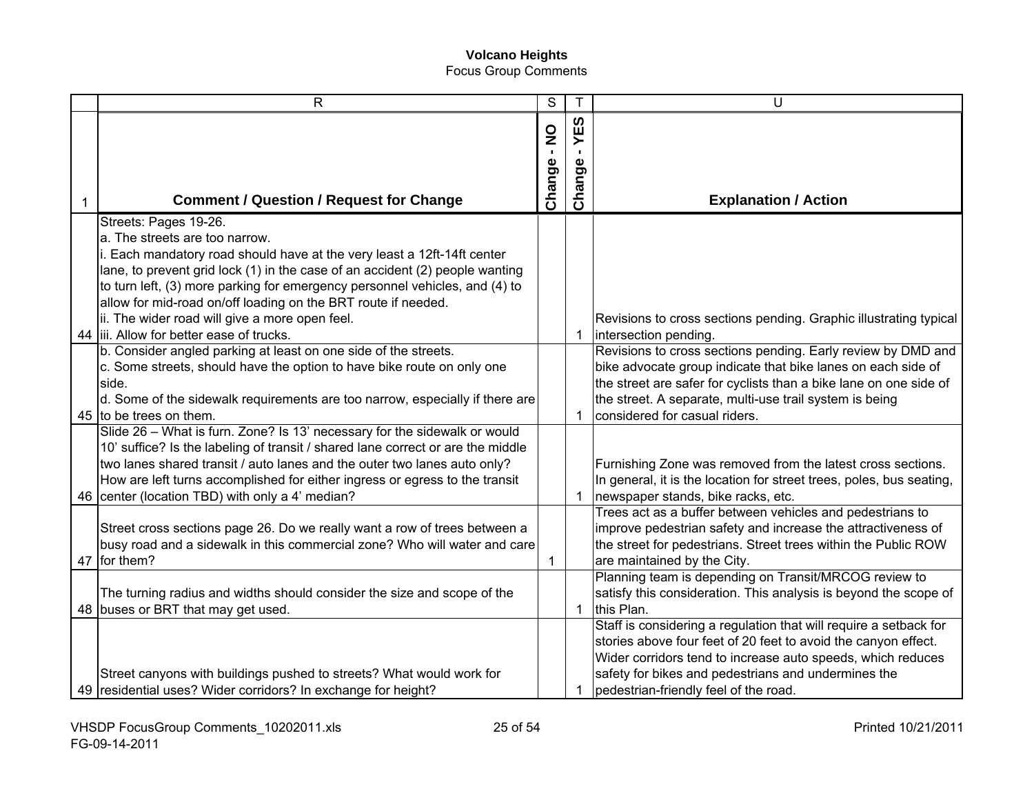**Volcano Heights**
Focus Group Comments

| | R | S | T | U |
|---|---|---|---|---|
| 1 | **Comment / Question / Request for Change** | **Change - NO** | **Change - YES** | **Explanation / Action** |
| 44 | Streets: Pages 19-26.<br>a. The streets are too narrow.<br>i. Each mandatory road should have at the very least a 12ft-14ft center lane, to prevent grid lock (1) in the case of an accident (2) people wanting to turn left, (3) more parking for emergency personnel vehicles, and (4) to allow for mid-road on/off loading on the BRT route if needed.<br>ii. The wider road will give a more open feel.<br>iii. Allow for better ease of trucks. | | 1 | Revisions to cross sections pending. Graphic illustrating typical intersection pending. |
| 45 | b. Consider angled parking at least on one side of the streets.<br>c. Some streets, should have the option to have bike route on only one side.<br>d. Some of the sidewalk requirements are too narrow, especially if there are to be trees on them. | | 1 | Revisions to cross sections pending. Early review by DMD and bike advocate group indicate that bike lanes on each side of the street are safer for cyclists than a bike lane on one side of the street. A separate, multi-use trail system is being considered for casual riders. |
| 46 | Slide 26 – What is furn. Zone? Is 13' necessary for the sidewalk or would 10' suffice? Is the labeling of transit / shared lane correct or are the middle two lanes shared transit / auto lanes and the outer two lanes auto only? How are left turns accomplished for either ingress or egress to the transit center (location TBD) with only a 4' median? | | 1 | Furnishing Zone was removed from the latest cross sections. In general, it is the location for street trees, poles, bus seating, newspaper stands, bike racks, etc. |
| 47 | Street cross sections page 26. Do we really want a row of trees between a busy road and a sidewalk in this commercial zone? Who will water and care for them? | 1 | | Trees act as a buffer between vehicles and pedestrians to improve pedestrian safety and increase the attractiveness of the street for pedestrians. Street trees within the Public ROW are maintained by the City. |
| 48 | The turning radius and widths should consider the size and scope of the buses or BRT that may get used. | | 1 | Planning team is depending on Transit/MRCOG review to satisfy this consideration. This analysis is beyond the scope of this Plan. |
| 49 | Street canyons with buildings pushed to streets? What would work for residential uses? Wider corridors? In exchange for height? | | 1 | Staff is considering a regulation that will require a setback for stories above four feet of 20 feet to avoid the canyon effect. Wider corridors tend to increase auto speeds, which reduces safety for bikes and pedestrians and undermines the pedestrian-friendly feel of the road. |

VHSDP FocusGroup Comments_10202011.xls
FG-09-14-2011
Printed 10/21/2011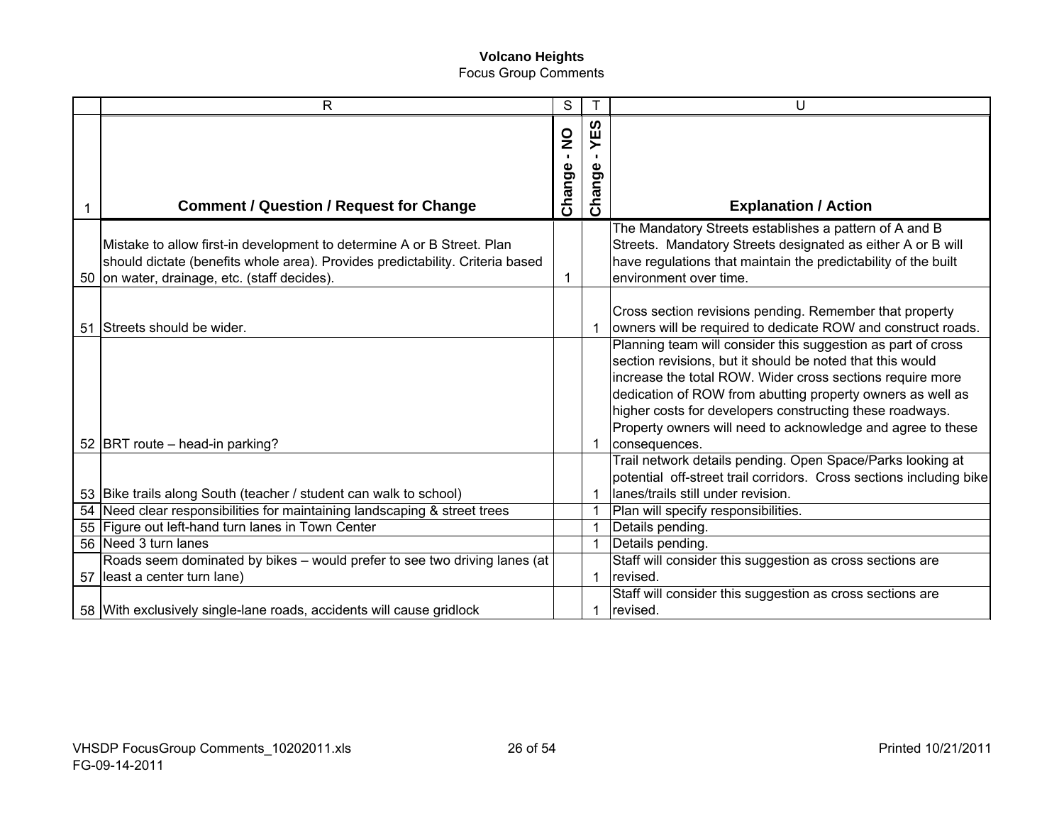**Volcano Heights**
Focus Group Comments

| | R | S | T | U |
|---|---|---|---|---|
| 1 | **Comment / Question / Request for Change** | **Change - NO** | **Change - YES** | **Explanation / Action** |
| 50 | Mistake to allow first-in development to determine A or B Street. Plan should dictate (benefits whole area). Provides predictability. Criteria based on water, drainage, etc. (staff decides). | 1 | | The Mandatory Streets establishes a pattern of A and B Streets. Mandatory Streets designated as either A or B will have regulations that maintain the predictability of the built environment over time. |
| 51 | Streets should be wider. | | 1 | Cross section revisions pending. Remember that property owners will be required to dedicate ROW and construct roads. |
| 52 | BRT route – head-in parking? | | 1 | Planning team will consider this suggestion as part of cross section revisions, but it should be noted that this would increase the total ROW. Wider cross sections require more dedication of ROW from abutting property owners as well as higher costs for developers constructing these roadways. Property owners will need to acknowledge and agree to these consequences. |
| 53 | Bike trails along South (teacher / student can walk to school) | | 1 | Trail network details pending. Open Space/Parks looking at potential off-street trail corridors. Cross sections including bike lanes/trails still under revision. |
| 54 | Need clear responsibilities for maintaining landscaping & street trees | | 1 | Plan will specify responsibilities. |
| 55 | Figure out left-hand turn lanes in Town Center | | 1 | Details pending. |
| 56 | Need 3 turn lanes | | 1 | Details pending. |
| 57 | Roads seem dominated by bikes – would prefer to see two driving lanes (at least a center turn lane) | | 1 | Staff will consider this suggestion as cross sections are revised. |
| 58 | With exclusively single-lane roads, accidents will cause gridlock | | 1 | Staff will consider this suggestion as cross sections are revised. |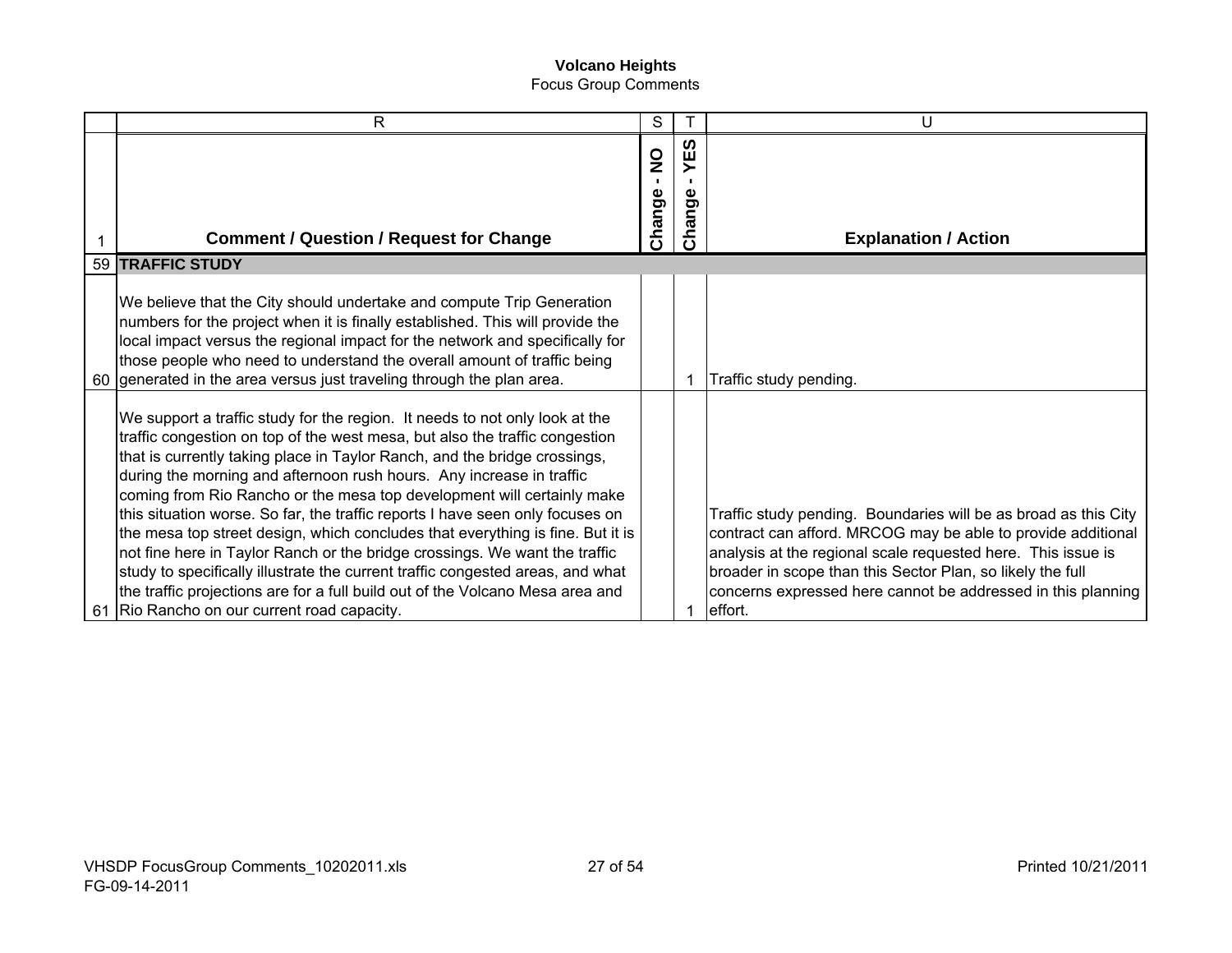# Volcano Heights

Focus Group Comments

| | R | S | T | U |
|---|---|---|---|---|
| 1 | **Comment / Question / Request for Change** | **Change - NO** | **Change - YES** | **Explanation / Action** |
| 59 | **TRAFFIC STUDY** | | | |
| 60 | We believe that the City should undertake and compute Trip Generation numbers for the project when it is finally established. This will provide the local impact versus the regional impact for the network and specifically for those people who need to understand the overall amount of traffic being generated in the area versus just traveling through the plan area. | | 1 | Traffic study pending. |
| 61 | We support a traffic study for the region. It needs to not only look at the traffic congestion on top of the west mesa, but also the traffic congestion that is currently taking place in Taylor Ranch, and the bridge crossings, during the morning and afternoon rush hours. Any increase in traffic coming from Rio Rancho or the mesa top development will certainly make this situation worse. So far, the traffic reports I have seen only focuses on the mesa top street design, which concludes that everything is fine. But it is not fine here in Taylor Ranch or the bridge crossings. We want the traffic study to specifically illustrate the current traffic congested areas, and what the traffic projections are for a full build out of the Volcano Mesa area and Rio Rancho on our current road capacity. | | 1 | Traffic study pending. Boundaries will be as broad as this City contract can afford. MRCOG may be able to provide additional analysis at the regional scale requested here. This issue is broader in scope than this Sector Plan, so likely the full concerns expressed here cannot be addressed in this planning effort. |

VHSDP FocusGroup Comments_10202011.xls
FG-09-14-2011

Printed 10/21/2011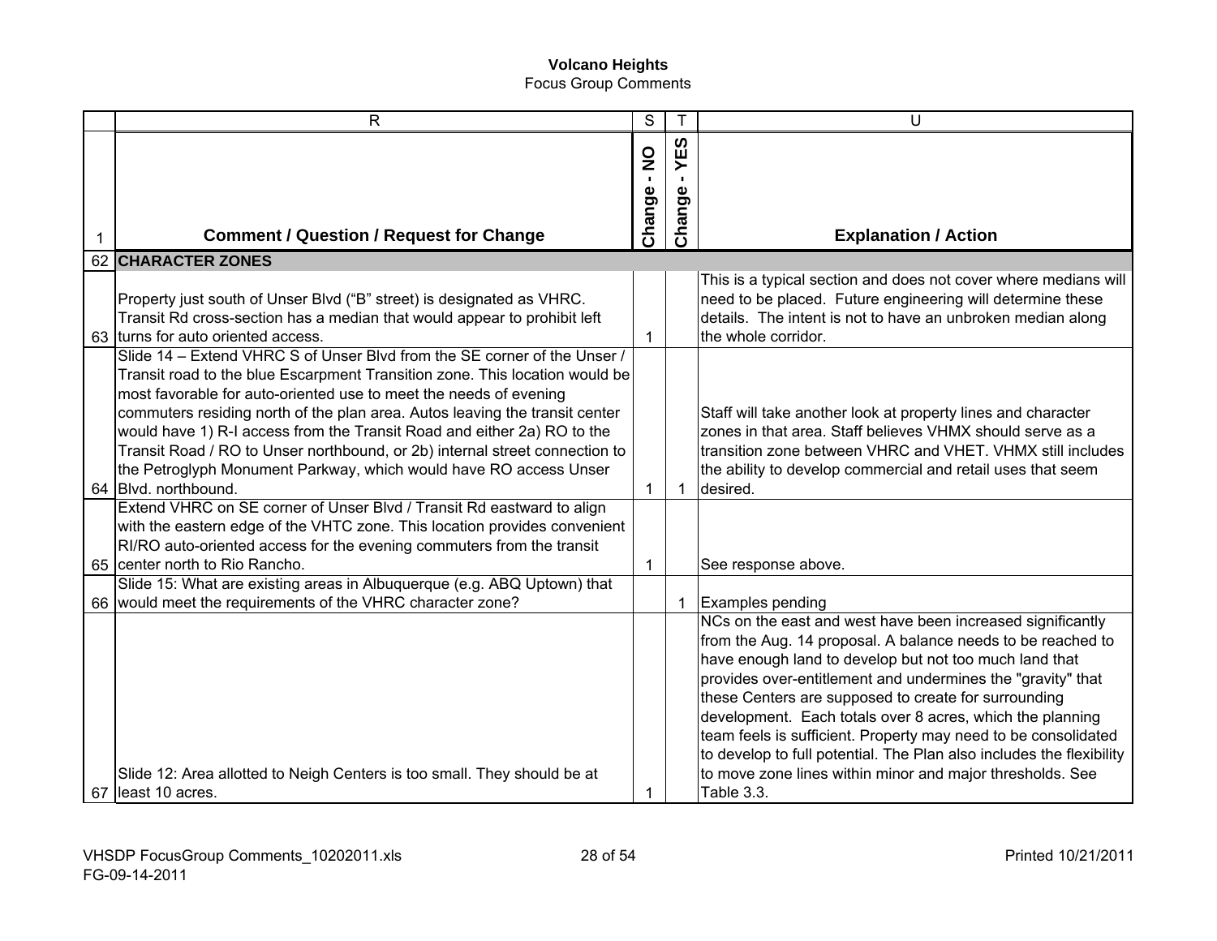# Volcano Heights

Focus Group Comments

| | R | S | T | U |
|---|---|---|---|---|
| 1 | Comment / Question / Request for Change | Change - NO | Change - YES | Explanation / Action |
| 62 | **CHARACTER ZONES** | | | |
| 63 | Property just south of Unser Blvd ("B" street) is designated as VHRC. Transit Rd cross-section has a median that would appear to prohibit left turns for auto oriented access. | 1 | | This is a typical section and does not cover where medians will need to be placed. Future engineering will determine these details. The intent is not to have an unbroken median along the whole corridor. |
| 64 | Slide 14 – Extend VHRC S of Unser Blvd from the SE corner of the Unser / Transit road to the blue Escarpment Transition zone. This location would be most favorable for auto-oriented use to meet the needs of evening commuters residing north of the plan area. Autos leaving the transit center would have 1) R-I access from the Transit Road and either 2a) RO to the Transit Road / RO to Unser northbound, or 2b) internal street connection to the Petroglyph Monument Parkway, which would have RO access Unser Blvd. northbound. | 1 | 1 | Staff will take another look at property lines and character zones in that area. Staff believes VHMX should serve as a transition zone between VHRC and VHET. VHMX still includes the ability to develop commercial and retail uses that seem desired. |
| 65 | Extend VHRC on SE corner of Unser Blvd / Transit Rd eastward to align with the eastern edge of the VHTC zone. This location provides convenient RI/RO auto-oriented access for the evening commuters from the transit center north to Rio Rancho. | 1 | | See response above. |
| 66 | Slide 15: What are existing areas in Albuquerque (e.g. ABQ Uptown) that would meet the requirements of the VHRC character zone? | | 1 | Examples pending |
| 67 | Slide 12: Area allotted to Neigh Centers is too small. They should be at least 10 acres. | 1 | | NCs on the east and west have been increased significantly from the Aug. 14 proposal. A balance needs to be reached to have enough land to develop but not too much land that provides over-entitlement and undermines the "gravity" that these Centers are supposed to create for surrounding development. Each totals over 8 acres, which the planning team feels is sufficient. Property may need to be consolidated to develop to full potential. The Plan also includes the flexibility to move zone lines within minor and major thresholds. See Table 3.3. |

VHSDP FocusGroup Comments_10202011.xls
FG-09-14-2011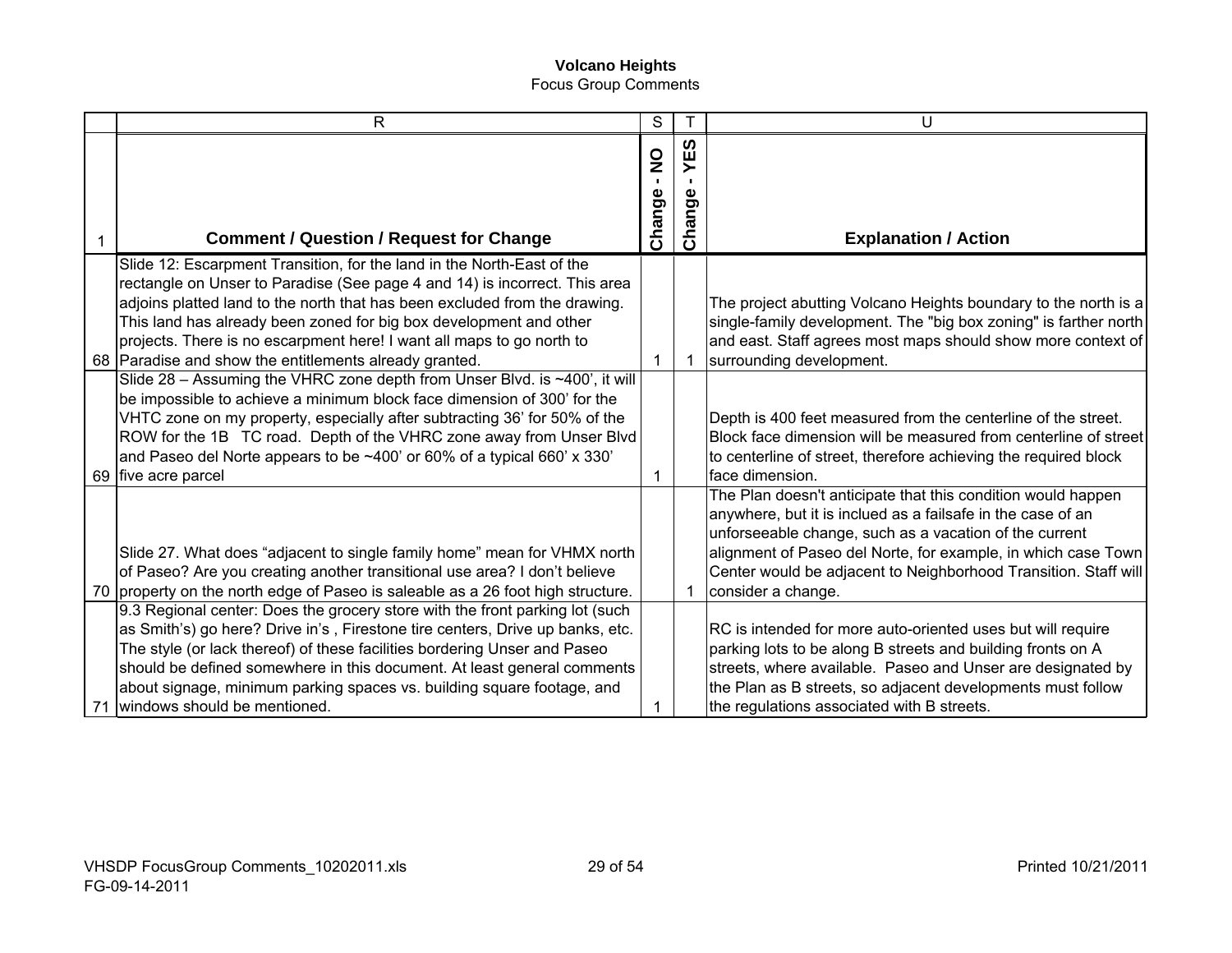**Volcano Heights**
Focus Group Comments

| | R | S | T | U |
|---|---|---|---|---|
| 1 | **Comment / Question / Request for Change** | **Change - NO** | **Change - YES** | **Explanation / Action** |
| 68 | Slide 12: Escarpment Transition, for the land in the North-East of the rectangle on Unser to Paradise (See page 4 and 14) is incorrect. This area adjoins platted land to the north that has been excluded from the drawing. This land has already been zoned for big box development and other projects. There is no escarpment here! I want all maps to go north to Paradise and show the entitlements already granted. | 1 | 1 | The project abutting Volcano Heights boundary to the north is a single-family development. The "big box zoning" is farther north and east. Staff agrees most maps should show more context of surrounding development. |
| 69 | Slide 28 – Assuming the VHRC zone depth from Unser Blvd. is ~400', it will be impossible to achieve a minimum block face dimension of 300' for the VHTC zone on my property, especially after subtracting 36' for 50% of the ROW for the 1B TC road. Depth of the VHRC zone away from Unser Blvd and Paseo del Norte appears to be ~400' or 60% of a typical 660' x 330' five acre parcel | 1 | | Depth is 400 feet measured from the centerline of the street. Block face dimension will be measured from centerline of street to centerline of street, therefore achieving the required block face dimension. |
| 70 | Slide 27. What does "adjacent to single family home" mean for VHMX north of Paseo? Are you creating another transitional use area? I don't believe property on the north edge of Paseo is saleable as a 26 foot high structure. | | 1 | The Plan doesn't anticipate that this condition would happen anywhere, but it is inclued as a failsafe in the case of an unforseeable change, such as a vacation of the current alignment of Paseo del Norte, for example, in which case Town Center would be adjacent to Neighborhood Transition. Staff will consider a change. |
| 71 | 9.3 Regional center: Does the grocery store with the front parking lot (such as Smith's) go here? Drive in's , Firestone tire centers, Drive up banks, etc. The style (or lack thereof) of these facilities bordering Unser and Paseo should be defined somewhere in this document. At least general comments about signage, minimum parking spaces vs. building square footage, and windows should be mentioned. | 1 | | RC is intended for more auto-oriented uses but will require parking lots to be along B streets and building fronts on A streets, where available. Paseo and Unser are designated by the Plan as B streets, so adjacent developments must follow the regulations associated with B streets. |

VHSDP FocusGroup Comments_10202011.xls
FG-09-14-2011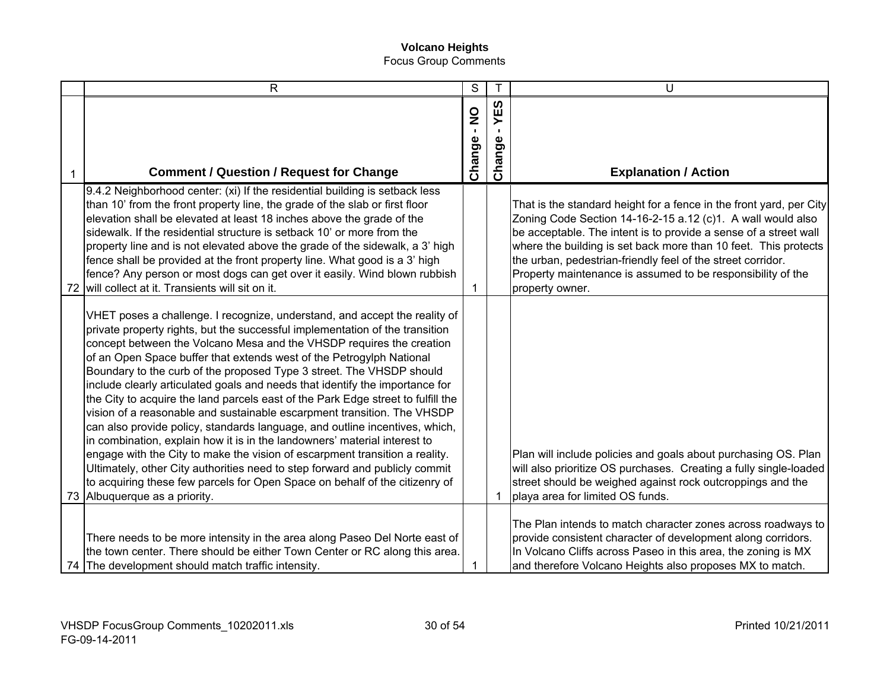**Volcano Heights**
Focus Group Comments

| | R | S | T | U |
|---|---|---|---|---|
| 1 | **Comment / Question / Request for Change** | **Change - NO** | **Change - YES** | **Explanation / Action** |
| 72 | 9.4.2 Neighborhood center: (xi) If the residential building is setback less than 10' from the front property line, the grade of the slab or first floor elevation shall be elevated at least 18 inches above the grade of the sidewalk. If the residential structure is setback 10' or more from the property line and is not elevated above the grade of the sidewalk, a 3' high fence shall be provided at the front property line. What good is a 3' high fence? Any person or most dogs can get over it easily. Wind blown rubbish will collect at it. Transients will sit on it. | 1 | | That is the standard height for a fence in the front yard, per City Zoning Code Section 14-16-2-15 a.12 (c)1. A wall would also be acceptable. The intent is to provide a sense of a street wall where the building is set back more than 10 feet. This protects the urban, pedestrian-friendly feel of the street corridor. Property maintenance is assumed to be responsibility of the property owner. |
| 73 | VHET poses a challenge. I recognize, understand, and accept the reality of private property rights, but the successful implementation of the transition concept between the Volcano Mesa and the VHSDP requires the creation of an Open Space buffer that extends west of the Petrogylph National Boundary to the curb of the proposed Type 3 street. The VHSDP should include clearly articulated goals and needs that identify the importance for the City to acquire the land parcels east of the Park Edge street to fulfill the vision of a reasonable and sustainable escarpment transition. The VHSDP can also provide policy, standards language, and outline incentives, which, in combination, explain how it is in the landowners' material interest to engage with the City to make the vision of escarpment transition a reality. Ultimately, other City authorities need to step forward and publicly commit to acquiring these few parcels for Open Space on behalf of the citizenry of Albuquerque as a priority. | | 1 | Plan will include policies and goals about purchasing OS. Plan will also prioritize OS purchases. Creating a fully single-loaded street should be weighed against rock outcroppings and the playa area for limited OS funds. |
| 74 | There needs to be more intensity in the area along Paseo Del Norte east of the town center. There should be either Town Center or RC along this area. The development should match traffic intensity. | 1 | | The Plan intends to match character zones across roadways to provide consistent character of development along corridors. In Volcano Cliffs across Paseo in this area, the zoning is MX and therefore Volcano Heights also proposes MX to match. |

VHSDP FocusGroup Comments_10202011.xls
FG-09-14-2011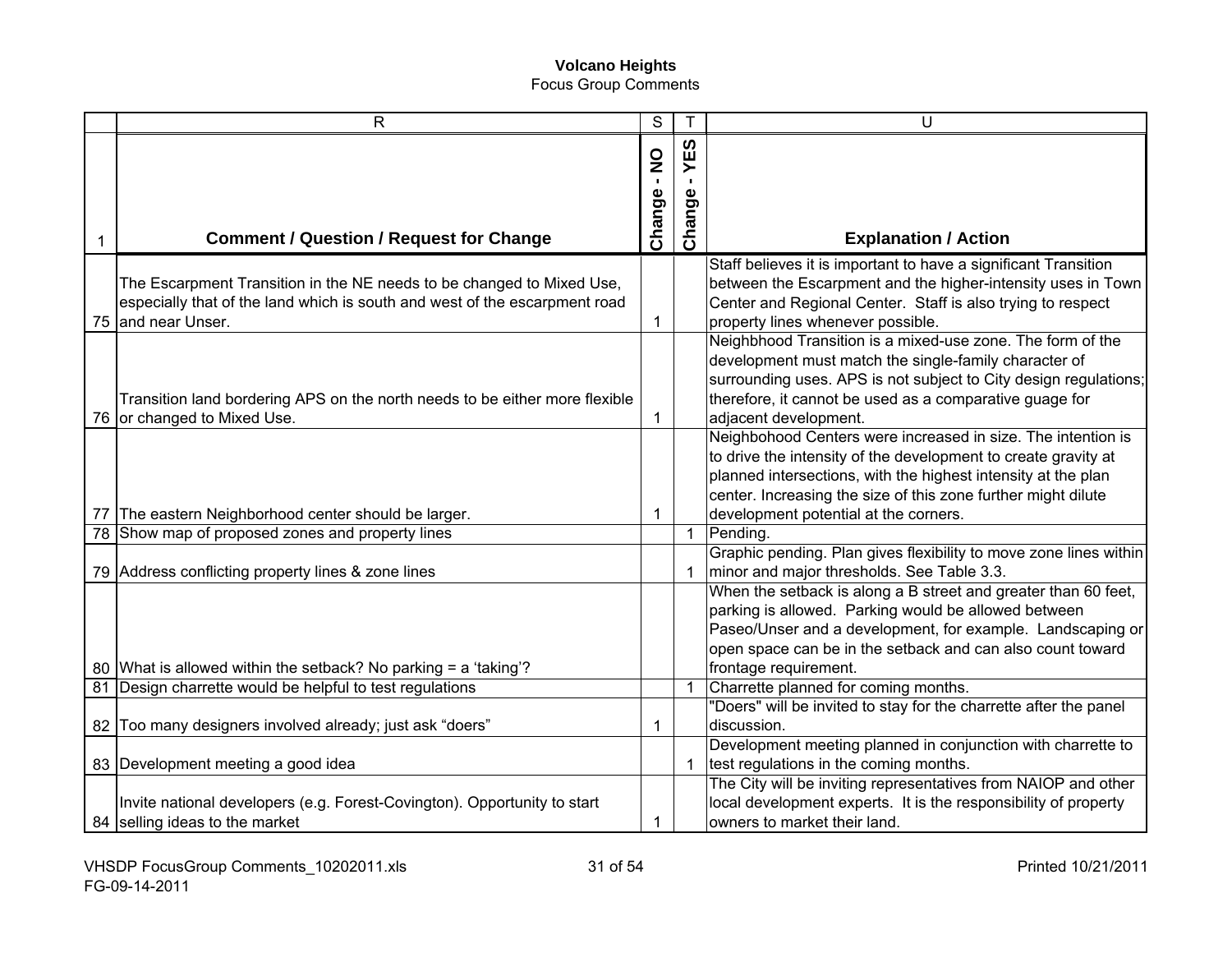**Volcano Heights**

Focus Group Comments

| | R | S | T | U |
|---|---|---|---|---|
| 1 | Comment / Question / Request for Change | Change - NO | Change - YES | Explanation / Action |
| 75 | The Escarpment Transition in the NE needs to be changed to Mixed Use, especially that of the land which is south and west of the escarpment road and near Unser. | 1 | | Staff believes it is important to have a significant Transition between the Escarpment and the higher-intensity uses in Town Center and Regional Center. Staff is also trying to respect property lines whenever possible. |
| 76 | Transition land bordering APS on the north needs to be either more flexible or changed to Mixed Use. | 1 | | Neighbhood Transition is a mixed-use zone. The form of the development must match the single-family character of surrounding uses. APS is not subject to City design regulations; therefore, it cannot be used as a comparative guage for adjacent development. |
| 77 | The eastern Neighborhood center should be larger. | 1 | | Neighbohood Centers were increased in size. The intention is to drive the intensity of the development to create gravity at planned intersections, with the highest intensity at the plan center. Increasing the size of this zone further might dilute development potential at the corners. |
| 78 | Show map of proposed zones and property lines | | 1 | Pending. |
| 79 | Address conflicting property lines & zone lines | | 1 | Graphic pending. Plan gives flexibility to move zone lines within minor and major thresholds. See Table 3.3. |
| 80 | What is allowed within the setback? No parking = a 'taking'? | | | When the setback is along a B street and greater than 60 feet, parking is allowed. Parking would be allowed between Paseo/Unser and a development, for example. Landscaping or open space can be in the setback and can also count toward frontage requirement. |
| 81 | Design charrette would be helpful to test regulations | | 1 | Charrette planned for coming months. |
| 82 | Too many designers involved already; just ask "doers" | 1 | | "Doers" will be invited to stay for the charrette after the panel discussion. |
| 83 | Development meeting a good idea | | 1 | Development meeting planned in conjunction with charrette to test regulations in the coming months. |
| 84 | Invite national developers (e.g. Forest-Covington). Opportunity to start selling ideas to the market | 1 | | The City will be inviting representatives from NAIOP and other local development experts. It is the responsibility of property owners to market their land. |

VHSDP FocusGroup Comments_10202011.xls
FG-09-14-2011

Printed 10/21/2011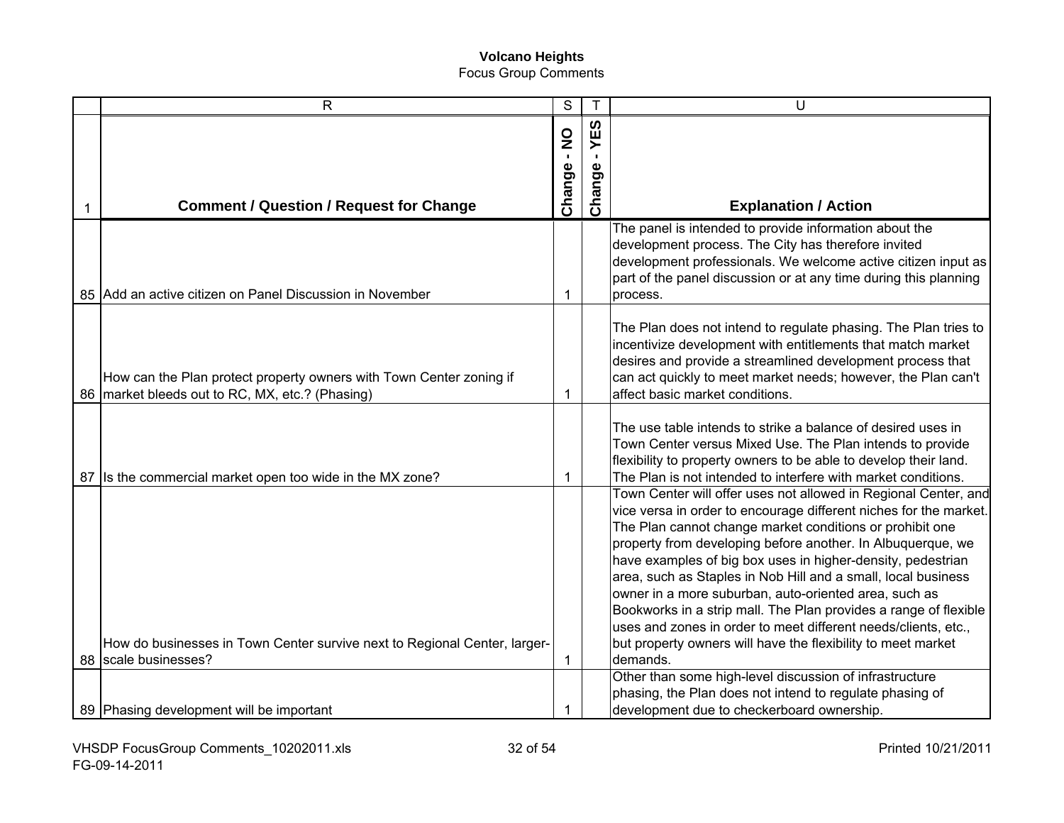**Volcano Heights**
Focus Group Comments

| | R | S | T | U |
|---|---|---|---|---|
| 1 | **Comment / Question / Request for Change** | **Change - NO** | **Change - YES** | **Explanation / Action** |
| 85 | Add an active citizen on Panel Discussion in November | 1 | | The panel is intended to provide information about the development process. The City has therefore invited development professionals. We welcome active citizen input as part of the panel discussion or at any time during this planning process. |
| 86 | How can the Plan protect property owners with Town Center zoning if market bleeds out to RC, MX, etc.? (Phasing) | 1 | | The Plan does not intend to regulate phasing. The Plan tries to incentivize development with entitlements that match market desires and provide a streamlined development process that can act quickly to meet market needs; however, the Plan can't affect basic market conditions. |
| 87 | Is the commercial market open too wide in the MX zone? | 1 | | The use table intends to strike a balance of desired uses in Town Center versus Mixed Use. The Plan intends to provide flexibility to property owners to be able to develop their land. The Plan is not intended to interfere with market conditions. |
| 88 | How do businesses in Town Center survive next to Regional Center, larger-scale businesses? | 1 | | Town Center will offer uses not allowed in Regional Center, and vice versa in order to encourage different niches for the market. The Plan cannot change market conditions or prohibit one property from developing before another. In Albuquerque, we have examples of big box uses in higher-density, pedestrian area, such as Staples in Nob Hill and a small, local business owner in a more suburban, auto-oriented area, such as Bookworks in a strip mall. The Plan provides a range of flexible uses and zones in order to meet different needs/clients, etc., but property owners will have the flexibility to meet market demands. |
| 89 | Phasing development will be important | 1 | | Other than some high-level discussion of infrastructure phasing, the Plan does not intend to regulate phasing of development due to checkerboard ownership. |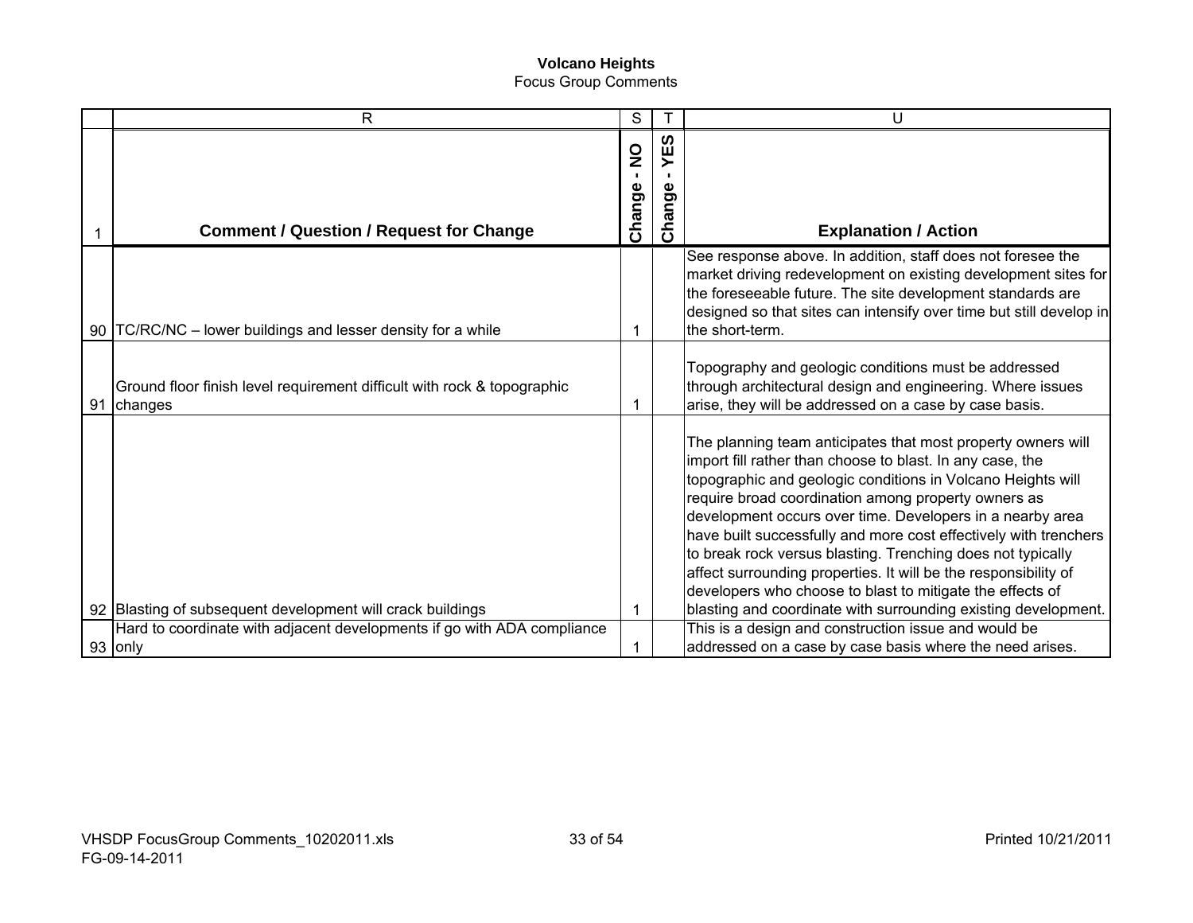**Volcano Heights**

Focus Group Comments

| | R | S | T | U |
|---|---|---|---|---|
| 1 | **Comment / Question / Request for Change** | **Change - NO** | **Change - YES** | **Explanation / Action** |
| 90 | TC/RC/NC – lower buildings and lesser density for a while | 1 | | See response above. In addition, staff does not foresee the market driving redevelopment on existing development sites for the foreseeable future. The site development standards are designed so that sites can intensify over time but still develop in the short-term. |
| 91 | Ground floor finish level requirement difficult with rock & topographic changes | 1 | | Topography and geologic conditions must be addressed through architectural design and engineering. Where issues arise, they will be addressed on a case by case basis. |
| 92 | Blasting of subsequent development will crack buildings | 1 | | The planning team anticipates that most property owners will import fill rather than choose to blast. In any case, the topographic and geologic conditions in Volcano Heights will require broad coordination among property owners as development occurs over time. Developers in a nearby area have built successfully and more cost effectively with trenchers to break rock versus blasting. Trenching does not typically affect surrounding properties. It will be the responsibility of developers who choose to blast to mitigate the effects of blasting and coordinate with surrounding existing development. |
| 93 | Hard to coordinate with adjacent developments if go with ADA compliance only | 1 | | This is a design and construction issue and would be addressed on a case by case basis where the need arises. |

VHSDP FocusGroup Comments_10202011.xls

FG-09-14-2011

Printed 10/21/2011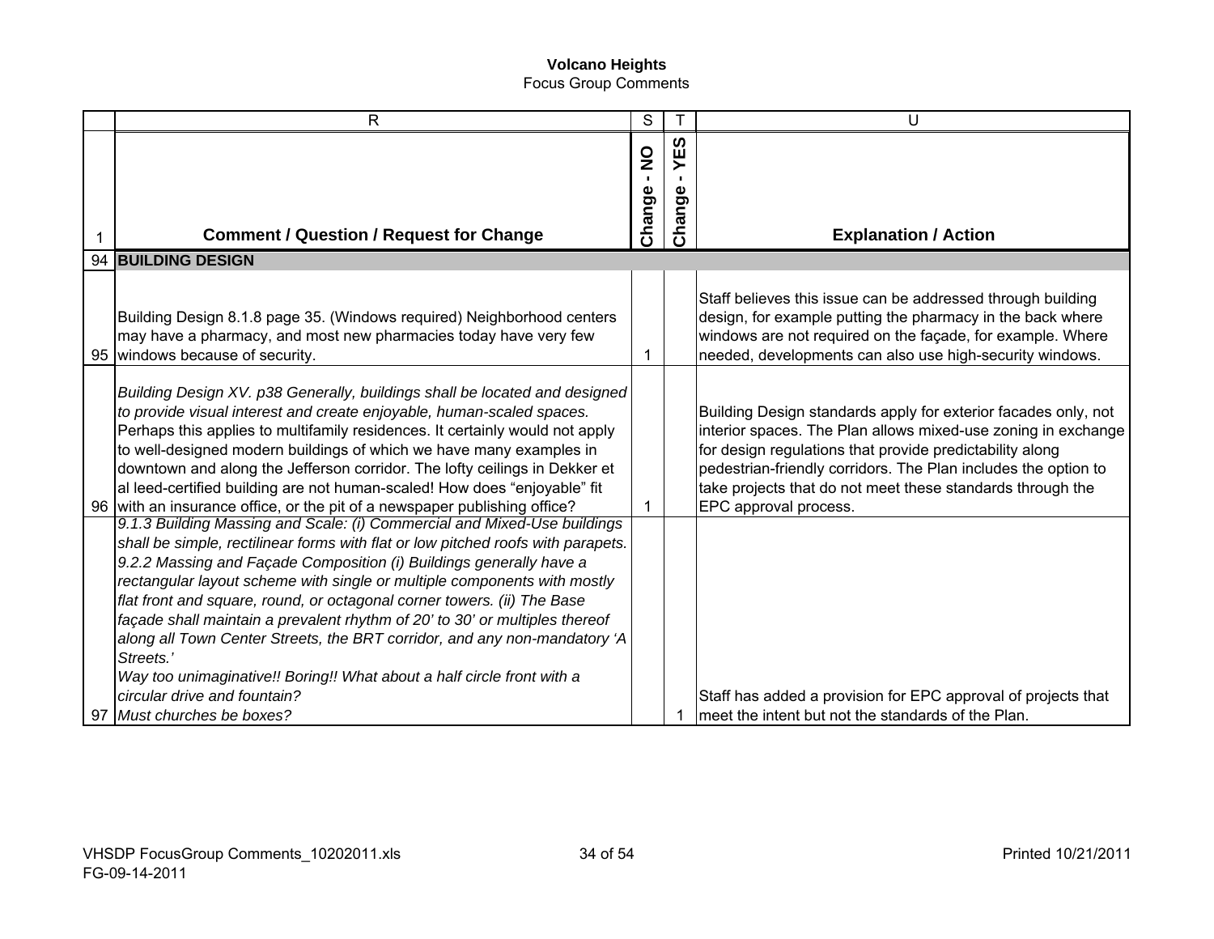# Volcano Heights
Focus Group Comments

| | R | S | T | U |
|---|---|---|---|---|
| 1 | **Comment / Question / Request for Change** | **Change - NO** | **Change - YES** | **Explanation / Action** |
| 94 | **BUILDING DESIGN** | | | |
| 95 | Building Design 8.1.8 page 35. (Windows required) Neighborhood centers may have a pharmacy, and most new pharmacies today have very few windows because of security. | 1 | | Staff believes this issue can be addressed through building design, for example putting the pharmacy in the back where windows are not required on the façade, for example. Where needed, developments can also use high-security windows. |
| 96 | *Building Design XV. p38 Generally, buildings shall be located and designed to provide visual interest and create enjoyable, human-scaled spaces.* Perhaps this applies to multifamily residences. It certainly would not apply to well-designed modern buildings of which we have many examples in downtown and along the Jefferson corridor. The lofty ceilings in Dekker et al leed-certified building are not human-scaled! How does "enjoyable" fit with an insurance office, or the pit of a newspaper publishing office? | 1 | | Building Design standards apply for exterior facades only, not interior spaces. The Plan allows mixed-use zoning in exchange for design regulations that provide predictability along pedestrian-friendly corridors. The Plan includes the option to take projects that do not meet these standards through the EPC approval process. |
| 97 | *9.1.3 Building Massing and Scale: (i) Commercial and Mixed-Use buildings shall be simple, rectilinear forms with flat or low pitched roofs with parapets. 9.2.2 Massing and Façade Composition (i) Buildings generally have a rectangular layout scheme with single or multiple components with mostly flat front and square, round, or octagonal corner towers. (ii) The Base façade shall maintain a prevalent rhythm of 20' to 30' or multiples thereof along all Town Center Streets, the BRT corridor, and any non-mandatory 'A Streets.'*<br>*Way too unimaginative!! Boring!! What about a half circle front with a circular drive and fountain?*<br>*Must churches be boxes?* | | 1 | Staff has added a provision for EPC approval of projects that meet the intent but not the standards of the Plan. |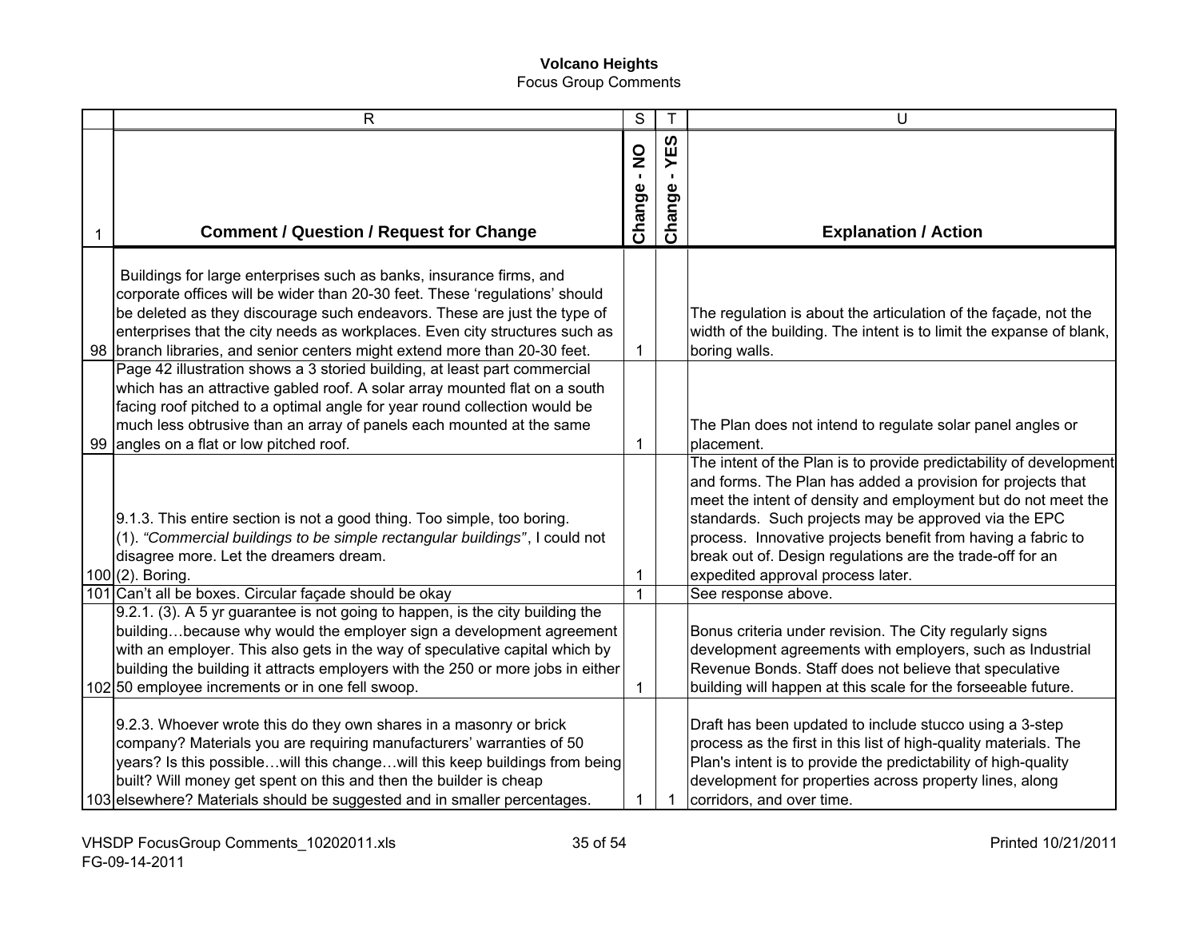**Volcano Heights**
Focus Group Comments

| | R | S | T | U |
|---|---|---|---|---|
| 1 | **Comment / Question / Request for Change** | **Change - NO** | **Change - YES** | **Explanation / Action** |
| 98 | Buildings for large enterprises such as banks, insurance firms, and corporate offices will be wider than 20-30 feet. These 'regulations' should be deleted as they discourage such endeavors. These are just the type of enterprises that the city needs as workplaces. Even city structures such as branch libraries, and senior centers might extend more than 20-30 feet. | 1 | | The regulation is about the articulation of the façade, not the width of the building. The intent is to limit the expanse of blank, boring walls. |
| 99 | Page 42 illustration shows a 3 storied building, at least part commercial which has an attractive gabled roof. A solar array mounted flat on a south facing roof pitched to a optimal angle for year round collection would be much less obtrusive than an array of panels each mounted at the same angles on a flat or low pitched roof. | 1 | | The Plan does not intend to regulate solar panel angles or placement. |
| 100 | 9.1.3. This entire section is not a good thing. Too simple, too boring. (1). *"Commercial buildings to be simple rectangular buildings"*, I could not disagree more. Let the dreamers dream. (2). Boring. | 1 | | The intent of the Plan is to provide predictability of development and forms. The Plan has added a provision for projects that meet the intent of density and employment but do not meet the standards. Such projects may be approved via the EPC process. Innovative projects benefit from having a fabric to break out of. Design regulations are the trade-off for an expedited approval process later. |
| 101 | Can't all be boxes. Circular façade should be okay | 1 | | See response above. |
| 102 | 9.2.1. (3). A 5 yr guarantee is not going to happen, is the city building the building…because why would the employer sign a development agreement with an employer. This also gets in the way of speculative capital which by building the building it attracts employers with the 250 or more jobs in either 50 employee increments or in one fell swoop. | 1 | | Bonus criteria under revision. The City regularly signs development agreements with employers, such as Industrial Revenue Bonds. Staff does not believe that speculative building will happen at this scale for the forseeable future. |
| 103 | 9.2.3. Whoever wrote this do they own shares in a masonry or brick company? Materials you are requiring manufacturers' warranties of 50 years? Is this possible…will this change…will this keep buildings from being built? Will money get spent on this and then the builder is cheap elsewhere? Materials should be suggested and in smaller percentages. | 1 | 1 | Draft has been updated to include stucco using a 3-step process as the first in this list of high-quality materials. The Plan's intent is to provide the predictability of high-quality development for properties across property lines, along corridors, and over time. |

VHSDP FocusGroup Comments_10202011.xls
FG-09-14-2011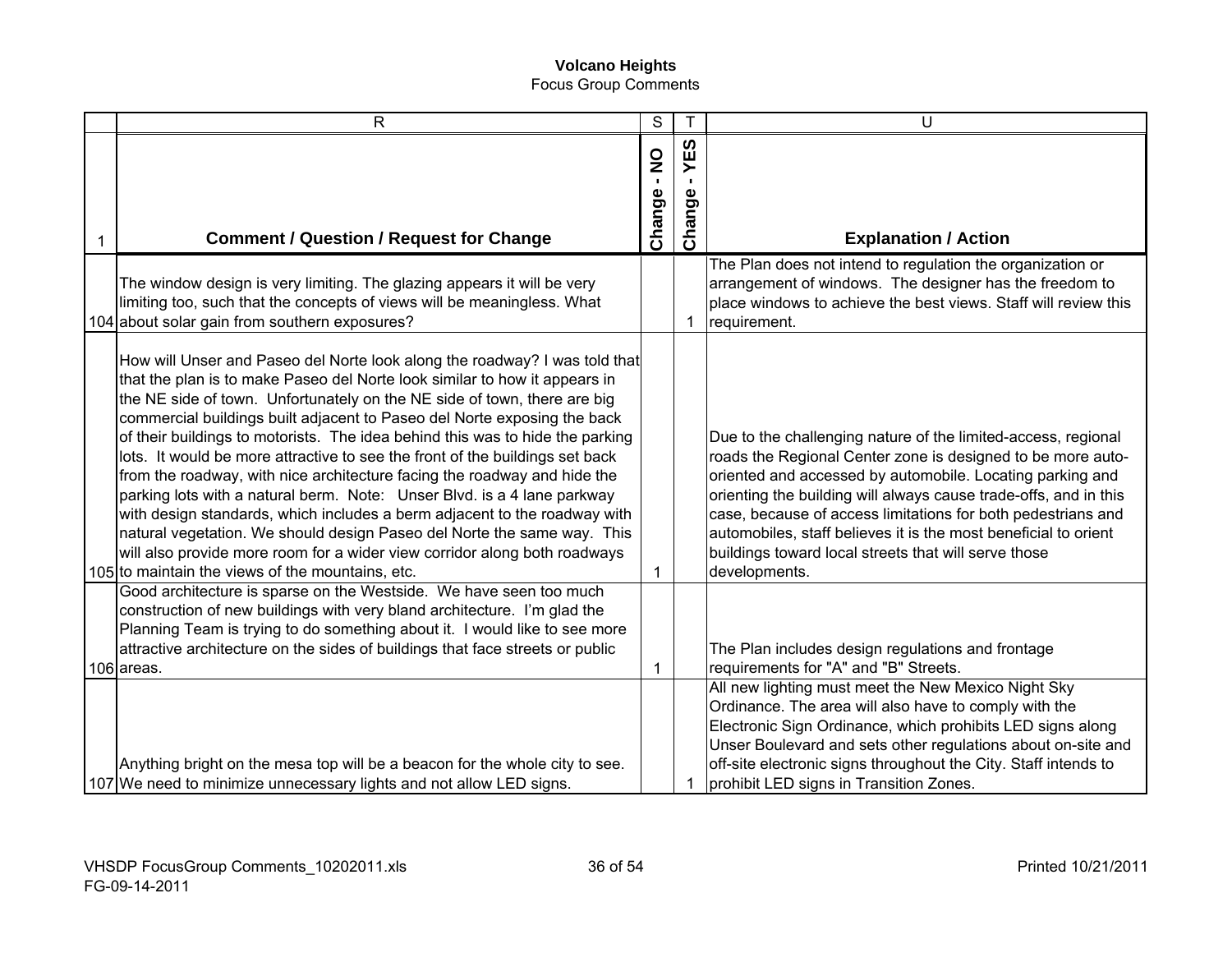**Volcano Heights**
Focus Group Comments

| | R | S | T | U |
|---|---|---|---|---|
| 1 | **Comment / Question / Request for Change** | **Change - NO** | **Change - YES** | **Explanation / Action** |
| 104 | The window design is very limiting. The glazing appears it will be very limiting too, such that the concepts of views will be meaningless. What about solar gain from southern exposures? | | 1 | The Plan does not intend to regulation the organization or arrangement of windows. The designer has the freedom to place windows to achieve the best views. Staff will review this requirement. |
| 105 | How will Unser and Paseo del Norte look along the roadway? I was told that that the plan is to make Paseo del Norte look similar to how it appears in the NE side of town. Unfortunately on the NE side of town, there are big commercial buildings built adjacent to Paseo del Norte exposing the back of their buildings to motorists. The idea behind this was to hide the parking lots. It would be more attractive to see the front of the buildings set back from the roadway, with nice architecture facing the roadway and hide the parking lots with a natural berm. Note: Unser Blvd. is a 4 lane parkway with design standards, which includes a berm adjacent to the roadway with natural vegetation. We should design Paseo del Norte the same way. This will also provide more room for a wider view corridor along both roadways to maintain the views of the mountains, etc. | 1 | | Due to the challenging nature of the limited-access, regional roads the Regional Center zone is designed to be more auto-oriented and accessed by automobile. Locating parking and orienting the building will always cause trade-offs, and in this case, because of access limitations for both pedestrians and automobiles, staff believes it is the most beneficial to orient buildings toward local streets that will serve those developments. |
| 106 | Good architecture is sparse on the Westside. We have seen too much construction of new buildings with very bland architecture. I'm glad the Planning Team is trying to do something about it. I would like to see more attractive architecture on the sides of buildings that face streets or public areas. | 1 | | The Plan includes design regulations and frontage requirements for "A" and "B" Streets. |
| 107 | Anything bright on the mesa top will be a beacon for the whole city to see. We need to minimize unnecessary lights and not allow LED signs. | | 1 | All new lighting must meet the New Mexico Night Sky Ordinance. The area will also have to comply with the Electronic Sign Ordinance, which prohibits LED signs along Unser Boulevard and sets other regulations about on-site and off-site electronic signs throughout the City. Staff intends to prohibit LED signs in Transition Zones. |

VHSDP FocusGroup Comments_10202011.xls
FG-09-14-2011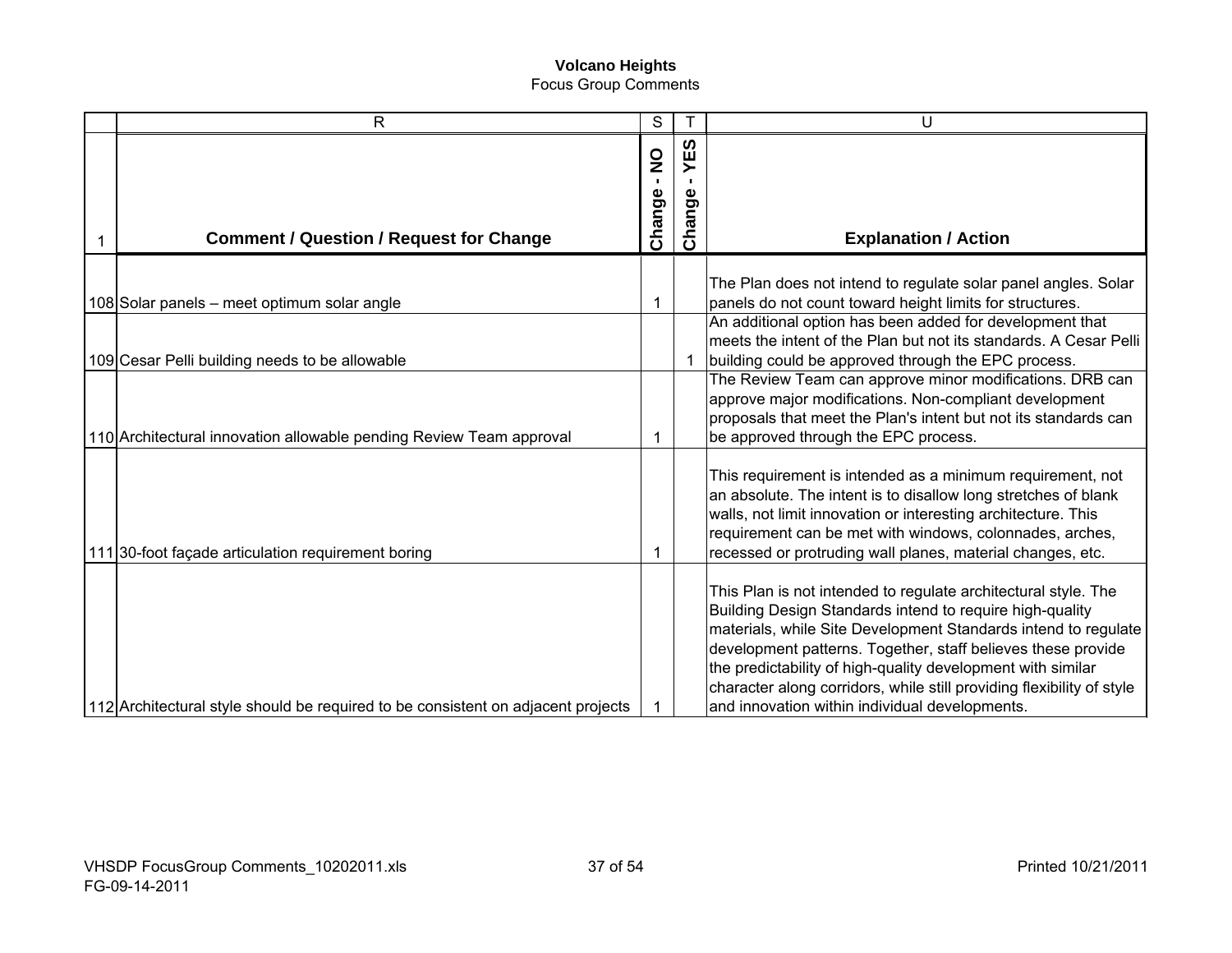**Volcano Heights**
Focus Group Comments

| | R | S | T | U |
|---|---|---|---|---|
| 1 | **Comment / Question / Request for Change** | **Change - NO** | **Change - YES** | **Explanation / Action** |
| 108 | Solar panels – meet optimum solar angle | 1 | | The Plan does not intend to regulate solar panel angles. Solar panels do not count toward height limits for structures. |
| 109 | Cesar Pelli building needs to be allowable | | 1 | An additional option has been added for development that meets the intent of the Plan but not its standards. A Cesar Pelli building could be approved through the EPC process. |
| 110 | Architectural innovation allowable pending Review Team approval | 1 | | The Review Team can approve minor modifications. DRB can approve major modifications. Non-compliant development proposals that meet the Plan's intent but not its standards can be approved through the EPC process. |
| 111 | 30-foot façade articulation requirement boring | 1 | | This requirement is intended as a minimum requirement, not an absolute. The intent is to disallow long stretches of blank walls, not limit innovation or interesting architecture. This requirement can be met with windows, colonnades, arches, recessed or protruding wall planes, material changes, etc. |
| 112 | Architectural style should be required to be consistent on adjacent projects | 1 | | This Plan is not intended to regulate architectural style. The Building Design Standards intend to require high-quality materials, while Site Development Standards intend to regulate development patterns. Together, staff believes these provide the predictability of high-quality development with similar character along corridors, while still providing flexibility of style and innovation within individual developments. |

VHSDP FocusGroup Comments_10202011.xls
FG-09-14-2011
Printed 10/21/2011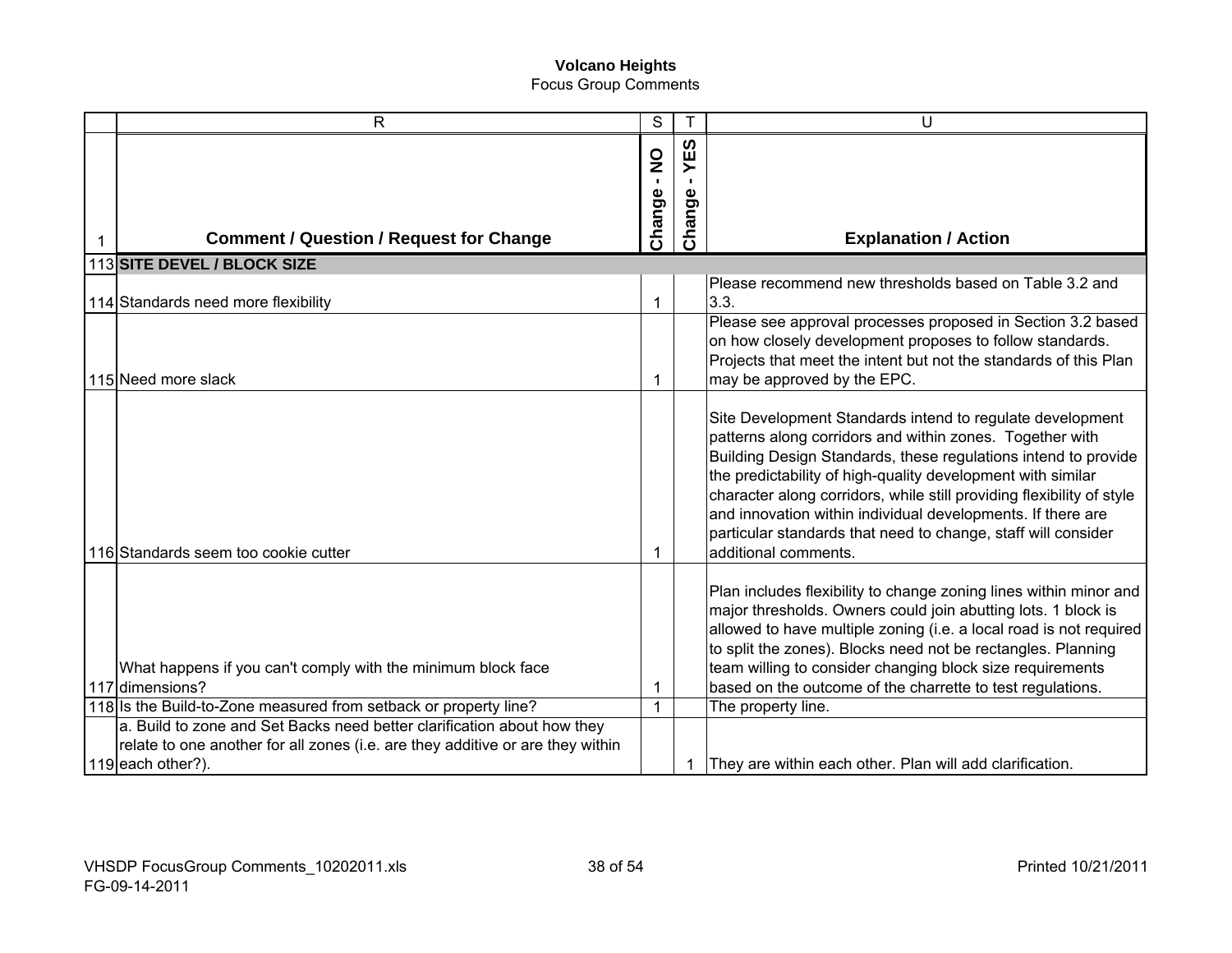**Volcano Heights**
Focus Group Comments

| | R | S | T | U |
|---|---|---|---|---|
| 1 | **Comment / Question / Request for Change** | **Change - NO** | **Change - YES** | **Explanation / Action** |
| 113 | **SITE DEVEL / BLOCK SIZE** | | | |
| 114 | Standards need more flexibility | 1 | | Please recommend new thresholds based on Table 3.2 and 3.3. |
| 115 | Need more slack | 1 | | Please see approval processes proposed in Section 3.2 based on how closely development proposes to follow standards. Projects that meet the intent but not the standards of this Plan may be approved by the EPC. |
| 116 | Standards seem too cookie cutter | 1 | | Site Development Standards intend to regulate development patterns along corridors and within zones. Together with Building Design Standards, these regulations intend to provide the predictability of high-quality development with similar character along corridors, while still providing flexibility of style and innovation within individual developments. If there are particular standards that need to change, staff will consider additional comments. |
| 117 | What happens if you can't comply with the minimum block face dimensions? | 1 | | Plan includes flexibility to change zoning lines within minor and major thresholds. Owners could join abutting lots. 1 block is allowed to have multiple zoning (i.e. a local road is not required to split the zones). Blocks need not be rectangles. Planning team willing to consider changing block size requirements based on the outcome of the charrette to test regulations. |
| 118 | Is the Build-to-Zone measured from setback or property line? | 1 | | The property line. |
| 119 | a. Build to zone and Set Backs need better clarification about how they relate to one another for all zones (i.e. are they additive or are they within each other?). | | 1 | They are within each other. Plan will add clarification. |

VHSDP FocusGroup Comments_10202011.xls
FG-09-14-2011
Printed 10/21/2011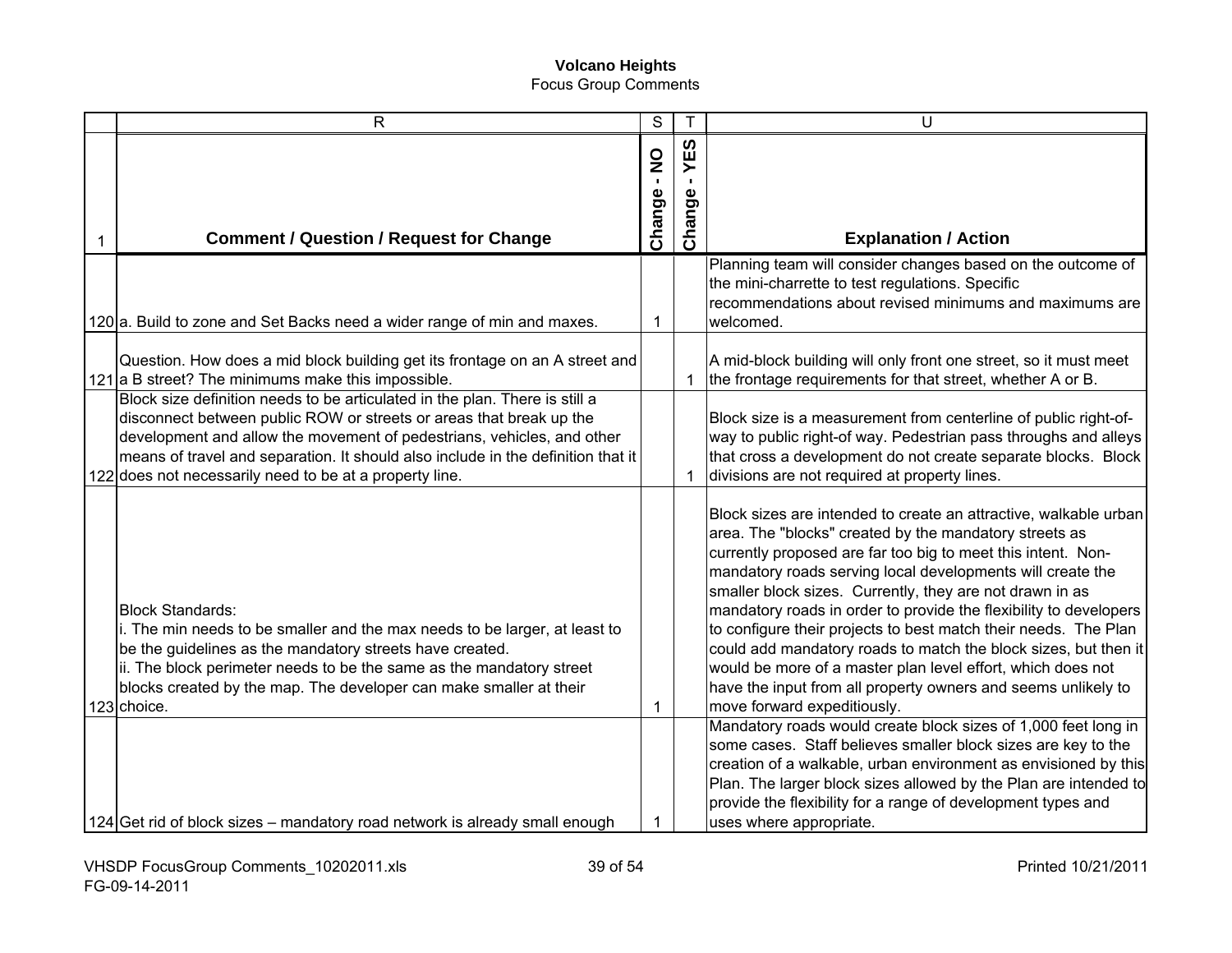**Volcano Heights**
Focus Group Comments

| | R | S | T | U |
|---|---|---|---|---|
| 1 | **Comment / Question / Request for Change** | **Change - NO** | **Change - YES** | **Explanation / Action** |
| 120 | a. Build to zone and Set Backs need a wider range of min and maxes. | 1 | | Planning team will consider changes based on the outcome of the mini-charrette to test regulations. Specific recommendations about revised minimums and maximums are welcomed. |
| 121 | Question. How does a mid block building get its frontage on an A street and a B street? The minimums make this impossible. | | 1 | A mid-block building will only front one street, so it must meet the frontage requirements for that street, whether A or B. |
| 122 | Block size definition needs to be articulated in the plan. There is still a disconnect between public ROW or streets or areas that break up the development and allow the movement of pedestrians, vehicles, and other means of travel and separation. It should also include in the definition that it does not necessarily need to be at a property line. | | 1 | Block size is a measurement from centerline of public right-of-way to public right-of way. Pedestrian pass throughs and alleys that cross a development do not create separate blocks. Block divisions are not required at property lines. |
| 123 | Block Standards:<br>i. The min needs to be smaller and the max needs to be larger, at least to be the guidelines as the mandatory streets have created.<br>ii. The block perimeter needs to be the same as the mandatory street blocks created by the map. The developer can make smaller at their choice. | 1 | | Block sizes are intended to create an attractive, walkable urban area. The "blocks" created by the mandatory streets as currently proposed are far too big to meet this intent. Non-mandatory roads serving local developments will create the smaller block sizes. Currently, they are not drawn in as mandatory roads in order to provide the flexibility to developers to configure their projects to best match their needs. The Plan could add mandatory roads to match the block sizes, but then it would be more of a master plan level effort, which does not have the input from all property owners and seems unlikely to move forward expeditiously. |
| 124 | Get rid of block sizes – mandatory road network is already small enough | 1 | | Mandatory roads would create block sizes of 1,000 feet long in some cases. Staff believes smaller block sizes are key to the creation of a walkable, urban environment as envisioned by this Plan. The larger block sizes allowed by the Plan are intended to provide the flexibility for a range of development types and uses where appropriate. |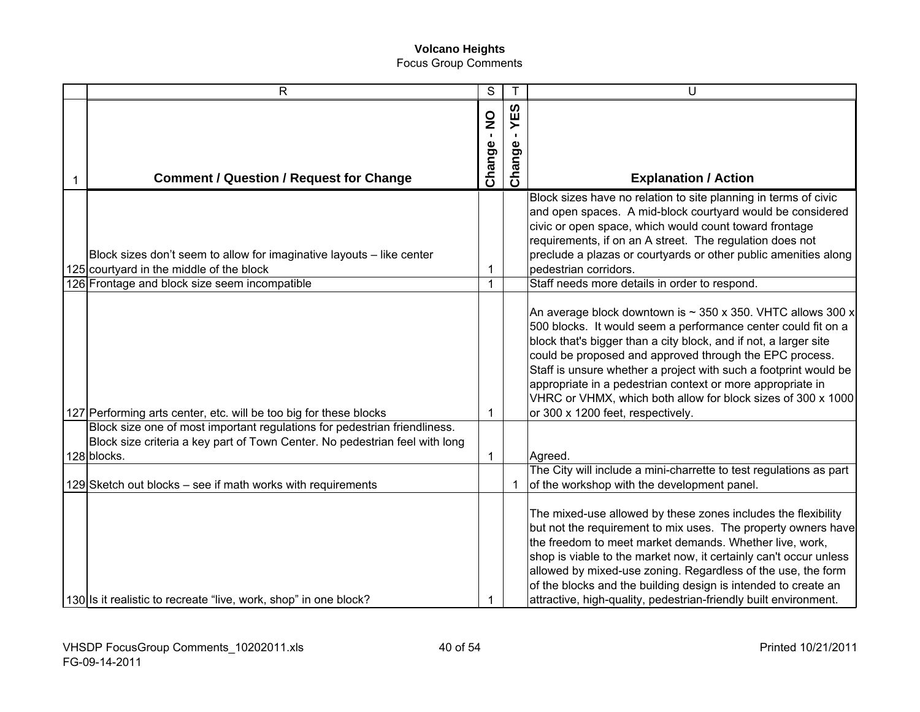**Volcano Heights**
Focus Group Comments

| | R | S | T | U |
|---|---|---|---|---|
| 1 | **Comment / Question / Request for Change** | **Change - NO** | **Change - YES** | **Explanation / Action** |
| 125 | Block sizes don't seem to allow for imaginative layouts – like center courtyard in the middle of the block | 1 | | Block sizes have no relation to site planning in terms of civic and open spaces. A mid-block courtyard would be considered civic or open space, which would count toward frontage requirements, if on an A street. The regulation does not preclude a plazas or courtyards or other public amenities along pedestrian corridors. |
| 126 | Frontage and block size seem incompatible | 1 | | Staff needs more details in order to respond. |
| 127 | Performing arts center, etc. will be too big for these blocks | 1 | | An average block downtown is ~ 350 x 350. VHTC allows 300 x 500 blocks. It would seem a performance center could fit on a block that's bigger than a city block, and if not, a larger site could be proposed and approved through the EPC process. Staff is unsure whether a project with such a footprint would be appropriate in a pedestrian context or more appropriate in VHRC or VHMX, which both allow for block sizes of 300 x 1000 or 300 x 1200 feet, respectively. |
| 128 | Block size one of most important regulations for pedestrian friendliness. Block size criteria a key part of Town Center. No pedestrian feel with long blocks. | 1 | | Agreed. |
| 129 | Sketch out blocks – see if math works with requirements | | 1 | The City will include a mini-charrette to test regulations as part of the workshop with the development panel. |
| 130 | Is it realistic to recreate "live, work, shop" in one block? | 1 | | The mixed-use allowed by these zones includes the flexibility but not the requirement to mix uses. The property owners have the freedom to meet market demands. Whether live, work, shop is viable to the market now, it certainly can't occur unless allowed by mixed-use zoning. Regardless of the use, the form of the blocks and the building design is intended to create an attractive, high-quality, pedestrian-friendly built environment. |

VHSDP FocusGroup Comments_10202011.xls
FG-09-14-2011
Printed 10/21/2011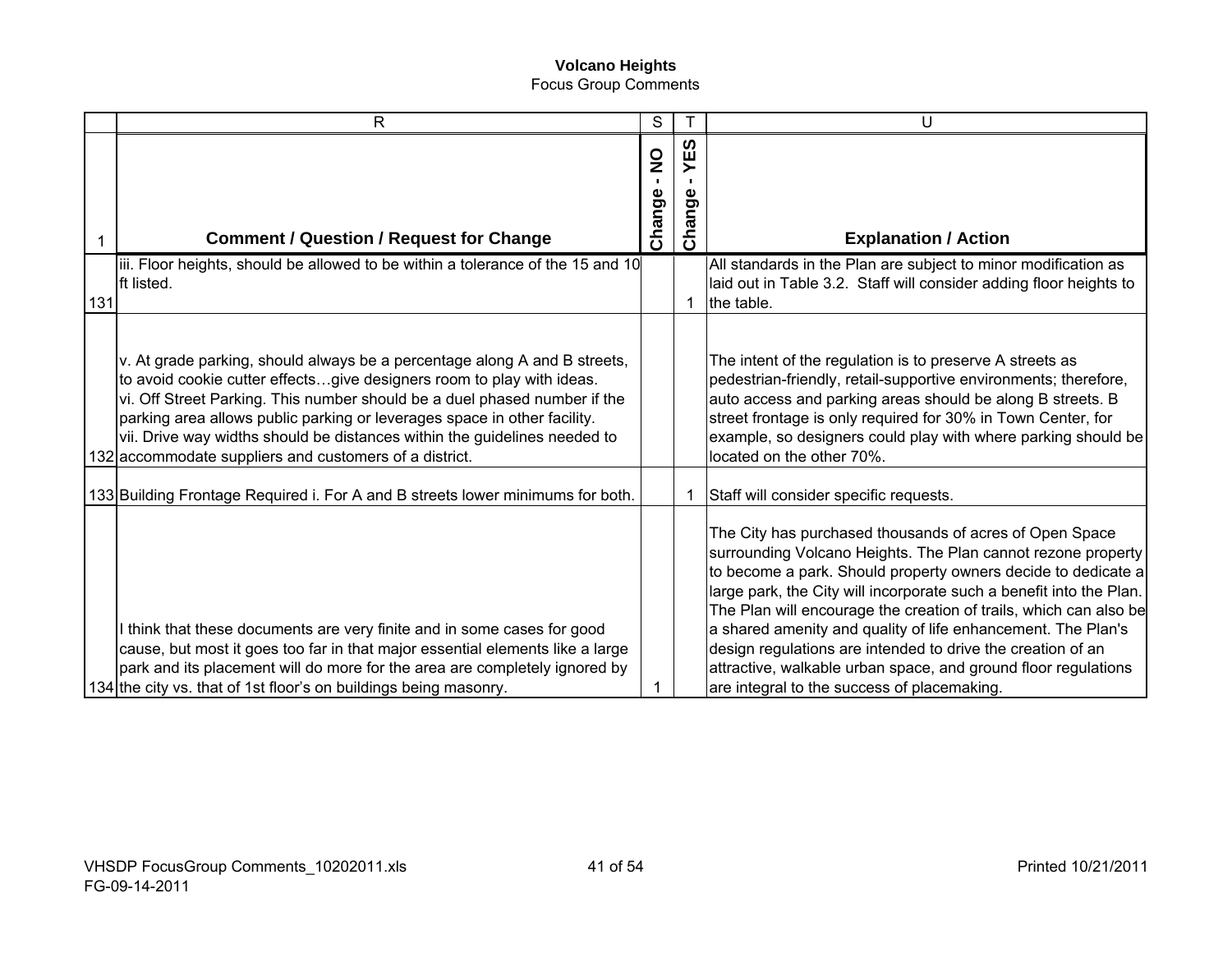**Volcano Heights**
Focus Group Comments

| | R | S | T | U |
|---|---|---|---|---|
| 1 | **Comment / Question / Request for Change** | **Change - NO** | **Change - YES** | **Explanation / Action** |
| 131 | iii. Floor heights, should be allowed to be within a tolerance of the 15 and 10 ft listed. | | 1 | All standards in the Plan are subject to minor modification as laid out in Table 3.2. Staff will consider adding floor heights to the table. |
| 132 | v. At grade parking, should always be a percentage along A and B streets, to avoid cookie cutter effects…give designers room to play with ideas. vi. Off Street Parking. This number should be a duel phased number if the parking area allows public parking or leverages space in other facility. vii. Drive way widths should be distances within the guidelines needed to accommodate suppliers and customers of a district. | | | The intent of the regulation is to preserve A streets as pedestrian-friendly, retail-supportive environments; therefore, auto access and parking areas should be along B streets. B street frontage is only required for 30% in Town Center, for example, so designers could play with where parking should be located on the other 70%. |
| 133 | Building Frontage Required i. For A and B streets lower minimums for both. | | 1 | Staff will consider specific requests. |
| 134 | I think that these documents are very finite and in some cases for good cause, but most it goes too far in that major essential elements like a large park and its placement will do more for the area are completely ignored by the city vs. that of 1st floor's on buildings being masonry. | 1 | | The City has purchased thousands of acres of Open Space surrounding Volcano Heights. The Plan cannot rezone property to become a park. Should property owners decide to dedicate a large park, the City will incorporate such a benefit into the Plan. The Plan will encourage the creation of trails, which can also be a shared amenity and quality of life enhancement. The Plan's design regulations are intended to drive the creation of an attractive, walkable urban space, and ground floor regulations are integral to the success of placemaking. |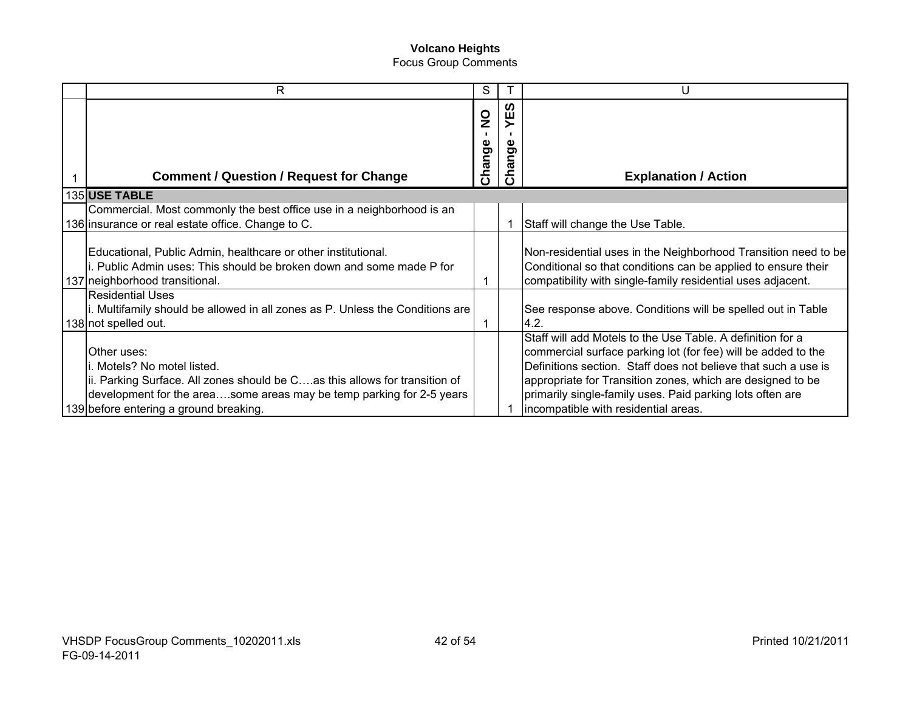**Volcano Heights**
Focus Group Comments

| | R | S | T | U |
|---|---|---|---|---|
| 1 | **Comment / Question / Request for Change** | **Change - NO** | **Change - YES** | **Explanation / Action** |
| 135 | **USE TABLE** | | | |
| 136 | Commercial. Most commonly the best office use in a neighborhood is an insurance or real estate office. Change to C. | | 1 | Staff will change the Use Table. |
| 137 | Educational, Public Admin, healthcare or other institutional.<br>i. Public Admin uses: This should be broken down and some made P for neighborhood transitional. | 1 | | Non-residential uses in the Neighborhood Transition need to be Conditional so that conditions can be applied to ensure their compatibility with single-family residential uses adjacent. |
| 138 | Residential Uses<br>i. Multifamily should be allowed in all zones as P. Unless the Conditions are not spelled out. | 1 | | See response above. Conditions will be spelled out in Table 4.2. |
| 139 | Other uses:<br>i. Motels? No motel listed.<br>ii. Parking Surface. All zones should be C….as this allows for transition of development for the area….some areas may be temp parking for 2-5 years before entering a ground breaking. | | 1 | Staff will add Motels to the Use Table. A definition for a commercial surface parking lot (for fee) will be added to the Definitions section. Staff does not believe that such a use is appropriate for Transition zones, which are designed to be primarily single-family uses. Paid parking lots often are incompatible with residential areas. |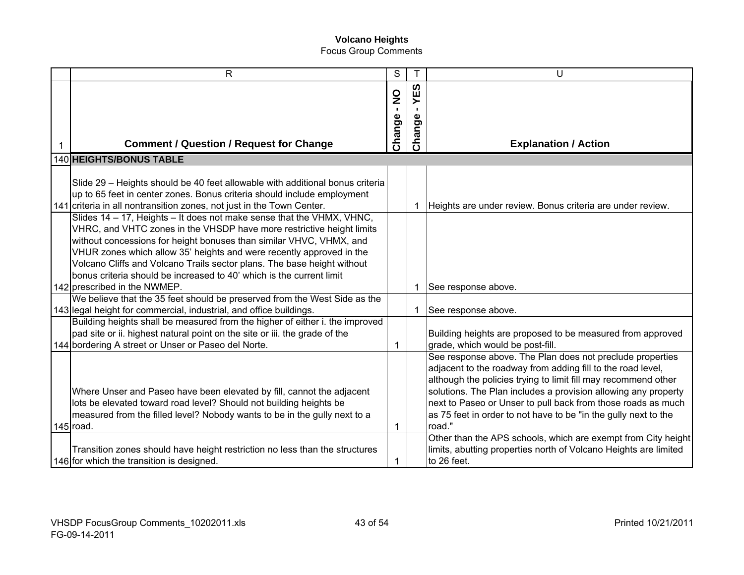# Volcano Heights

Focus Group Comments

| | R | S | T | U |
|---|---|---|---|---|
| 1 | **Comment / Question / Request for Change** | **Change - NO** | **Change - YES** | **Explanation / Action** |
| 140 | **HEIGHTS/BONUS TABLE** | | | |
| 141 | Slide 29 – Heights should be 40 feet allowable with additional bonus criteria up to 65 feet in center zones. Bonus criteria should include employment criteria in all nontransition zones, not just in the Town Center. | | 1 | Heights are under review. Bonus criteria are under review. |
| 142 | Slides 14 – 17, Heights – It does not make sense that the VHMX, VHNC, VHRC, and VHTC zones in the VHSDP have more restrictive height limits without concessions for height bonuses than similar VHVC, VHMX, and VHUR zones which allow 35' heights and were recently approved in the Volcano Cliffs and Volcano Trails sector plans. The base height without bonus criteria should be increased to 40' which is the current limit prescribed in the NWMEP. | | 1 | See response above. |
| 143 | We believe that the 35 feet should be preserved from the West Side as the legal height for commercial, industrial, and office buildings. | | 1 | See response above. |
| 144 | Building heights shall be measured from the higher of either i. the improved pad site or ii. highest natural point on the site or iii. the grade of the bordering A street or Unser or Paseo del Norte. | 1 | | Building heights are proposed to be measured from approved grade, which would be post-fill. |
| 145 | Where Unser and Paseo have been elevated by fill, cannot the adjacent lots be elevated toward road level? Should not building heights be measured from the filled level? Nobody wants to be in the gully next to a road. | 1 | | See response above. The Plan does not preclude properties adjacent to the roadway from adding fill to the road level, although the policies trying to limit fill may recommend other solutions. The Plan includes a provision allowing any property next to Paseo or Unser to pull back from those roads as much as 75 feet in order to not have to be "in the gully next to the road." |
| 146 | Transition zones should have height restriction no less than the structures for which the transition is designed. | 1 | | Other than the APS schools, which are exempt from City height limits, abutting properties north of Volcano Heights are limited to 26 feet. |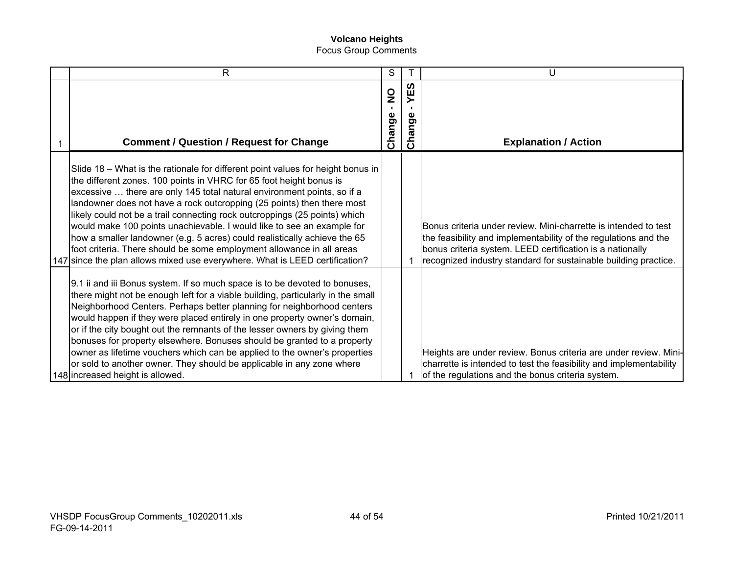**Volcano Heights**
Focus Group Comments

| | R | S | T | U |
|---|---|---|---|---|
| 1 | **Comment / Question / Request for Change** | **Change - NO** | **Change - YES** | **Explanation / Action** |
| 147 | Slide 18 – What is the rationale for different point values for height bonus in the different zones. 100 points in VHRC for 65 foot height bonus is excessive … there are only 145 total natural environment points, so if a landowner does not have a rock outcropping (25 points) then there most likely could not be a trail connecting rock outcroppings (25 points) which would make 100 points unachievable. I would like to see an example for how a smaller landowner (e.g. 5 acres) could realistically achieve the 65 foot criteria. There should be some employment allowance in all areas since the plan allows mixed use everywhere. What is LEED certification? | | 1 | Bonus criteria under review. Mini-charrette is intended to test the feasibility and implementability of the regulations and the bonus criteria system. LEED certification is a nationally recognized industry standard for sustainable building practice. |
| 148 | 9.1 ii and iii Bonus system. If so much space is to be devoted to bonuses, there might not be enough left for a viable building, particularly in the small Neighborhood Centers. Perhaps better planning for neighborhood centers would happen if they were placed entirely in one property owner's domain, or if the city bought out the remnants of the lesser owners by giving them bonuses for property elsewhere. Bonuses should be granted to a property owner as lifetime vouchers which can be applied to the owner's properties or sold to another owner. They should be applicable in any zone where increased height is allowed. | | 1 | Heights are under review. Bonus criteria are under review. Mini-charrette is intended to test the feasibility and implementability of the regulations and the bonus criteria system. |

VHSDP FocusGroup Comments_10202011.xls
FG-09-14-2011
Printed 10/21/2011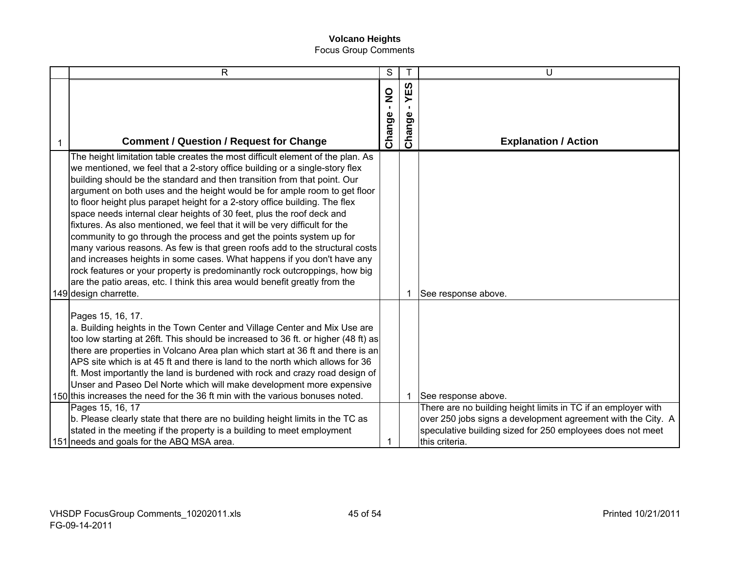**Volcano Heights**
Focus Group Comments

| | R | S | T | U |
|---|---|---|---|---|
| 1 | **Comment / Question / Request for Change** | **Change - NO** | **Change - YES** | **Explanation / Action** |
| 149 | The height limitation table creates the most difficult element of the plan. As we mentioned, we feel that a 2-story office building or a single-story flex building should be the standard and then transition from that point. Our argument on both uses and the height would be for ample room to get floor to floor height plus parapet height for a 2-story office building. The flex space needs internal clear heights of 30 feet, plus the roof deck and fixtures. As also mentioned, we feel that it will be very difficult for the community to go through the process and get the points system up for many various reasons. As few is that green roofs add to the structural costs and increases heights in some cases. What happens if you don't have any rock features or your property is predominantly rock outcroppings, how big are the patio areas, etc. I think this area would benefit greatly from the design charrette. | | 1 | See response above. |
| 150 | Pages 15, 16, 17. a. Building heights in the Town Center and Village Center and Mix Use are too low starting at 26ft. This should be increased to 36 ft. or higher (48 ft) as there are properties in Volcano Area plan which start at 36 ft and there is an APS site which is at 45 ft and there is land to the north which allows for 36 ft. Most importantly the land is burdened with rock and crazy road design of Unser and Paseo Del Norte which will make development more expensive this increases the need for the 36 ft min with the various bonuses noted. | | 1 | See response above. |
| 151 | Pages 15, 16, 17 b. Please clearly state that there are no building height limits in the TC as stated in the meeting if the property is a building to meet employment needs and goals for the ABQ MSA area. | 1 | | There are no building height limits in TC if an employer with over 250 jobs signs a development agreement with the City. A speculative building sized for 250 employees does not meet this criteria. |

VHSDP FocusGroup Comments_10202011.xls
FG-09-14-2011

Printed 10/21/2011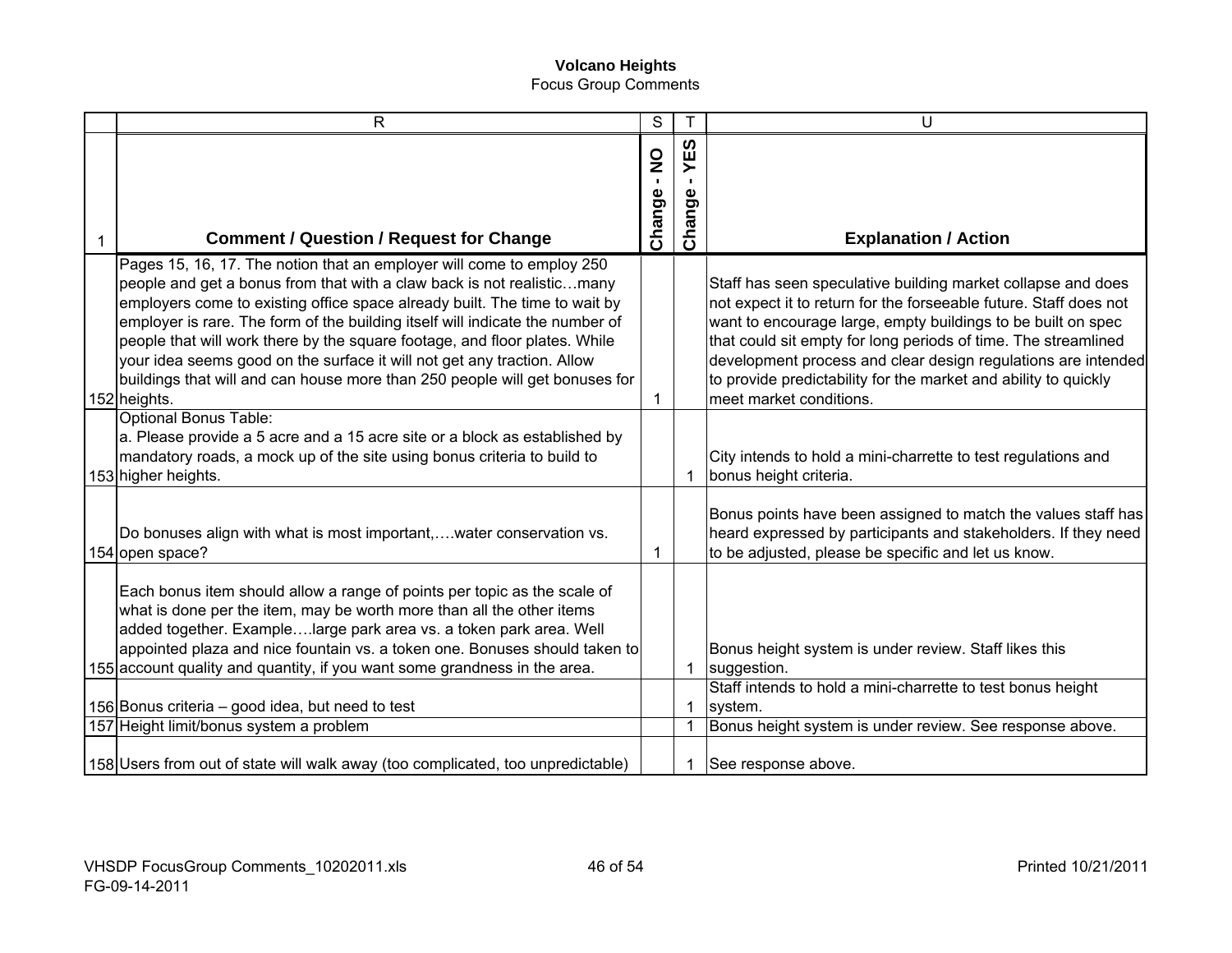**Volcano Heights**
Focus Group Comments

| | R | S | T | U |
|---|---|---|---|---|
| 1 | **Comment / Question / Request for Change** | **Change - NO** | **Change - YES** | **Explanation / Action** |
| 152 | Pages 15, 16, 17. The notion that an employer will come to employ 250 people and get a bonus from that with a claw back is not realistic…many employers come to existing office space already built. The time to wait by employer is rare. The form of the building itself will indicate the number of people that will work there by the square footage, and floor plates. While your idea seems good on the surface it will not get any traction. Allow buildings that will and can house more than 250 people will get bonuses for heights. | 1 | | Staff has seen speculative building market collapse and does not expect it to return for the forseeable future. Staff does not want to encourage large, empty buildings to be built on spec that could sit empty for long periods of time. The streamlined development process and clear design regulations are intended to provide predictability for the market and ability to quickly meet market conditions. |
| 153 | Optional Bonus Table:<br>a. Please provide a 5 acre and a 15 acre site or a block as established by mandatory roads, a mock up of the site using bonus criteria to build to higher heights. | | 1 | City intends to hold a mini-charrette to test regulations and bonus height criteria. |
| 154 | Do bonuses align with what is most important,….water conservation vs. open space? | 1 | | Bonus points have been assigned to match the values staff has heard expressed by participants and stakeholders. If they need to be adjusted, please be specific and let us know. |
| 155 | Each bonus item should allow a range of points per topic as the scale of what is done per the item, may be worth more than all the other items added together. Example….large park area vs. a token park area. Well appointed plaza and nice fountain vs. a token one. Bonuses should taken to account quality and quantity, if you want some grandness in the area. | | 1 | Bonus height system is under review. Staff likes this suggestion. |
| 156 | Bonus criteria – good idea, but need to test | | 1 | Staff intends to hold a mini-charrette to test bonus height system. |
| 157 | Height limit/bonus system a problem | | 1 | Bonus height system is under review. See response above. |
| 158 | Users from out of state will walk away (too complicated, too unpredictable) | | 1 | See response above. |

VHSDP FocusGroup Comments_10202011.xls
FG-09-14-2011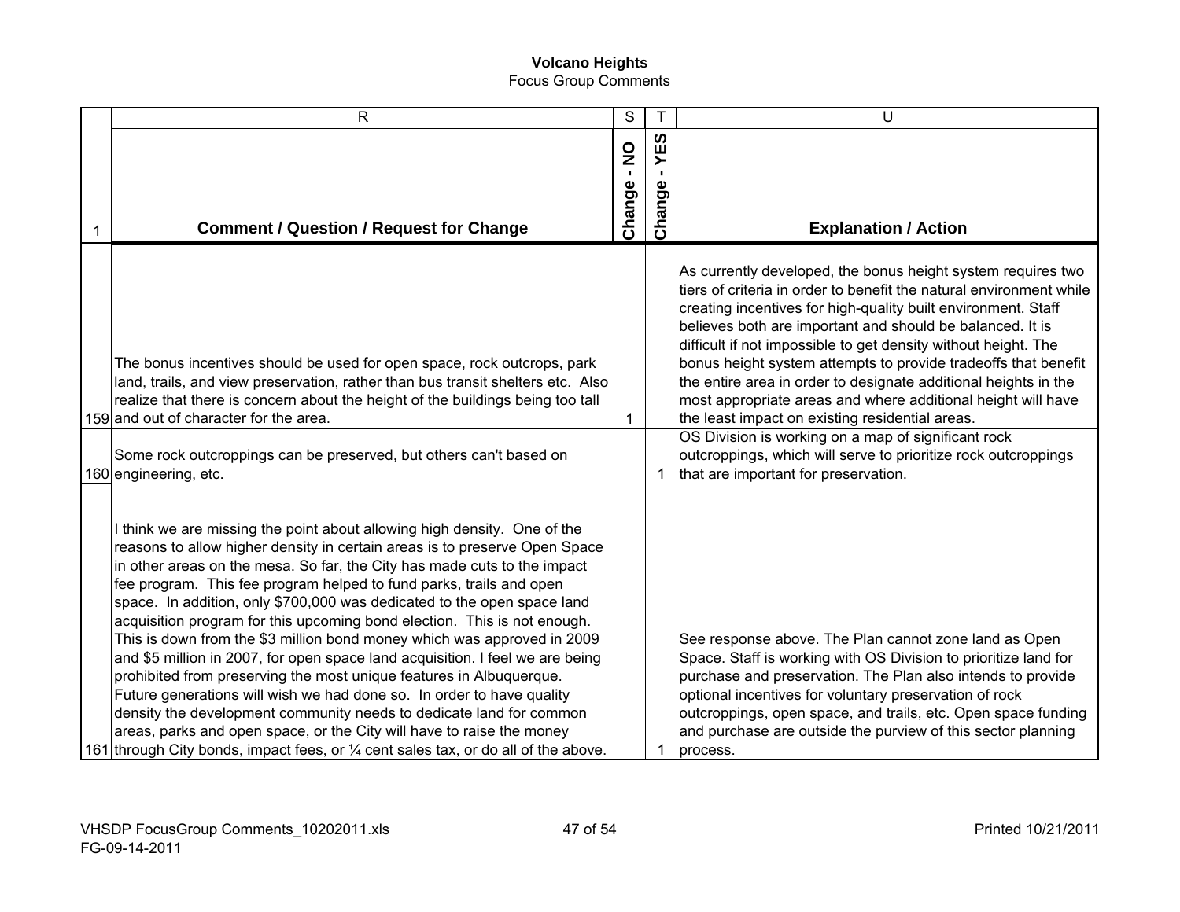**Volcano Heights**
Focus Group Comments

| | R | S | T | U |
|---|---|---|---|---|
| 1 | **Comment / Question / Request for Change** | **Change - NO** | **Change - YES** | **Explanation / Action** |
| 159 | The bonus incentives should be used for open space, rock outcrops, park land, trails, and view preservation, rather than bus transit shelters etc. Also realize that there is concern about the height of the buildings being too tall and out of character for the area. | 1 | | As currently developed, the bonus height system requires two tiers of criteria in order to benefit the natural environment while creating incentives for high-quality built environment. Staff believes both are important and should be balanced. It is difficult if not impossible to get density without height. The bonus height system attempts to provide tradeoffs that benefit the entire area in order to designate additional heights in the most appropriate areas and where additional height will have the least impact on existing residential areas. |
| 160 | Some rock outcroppings can be preserved, but others can't based on engineering, etc. | | 1 | OS Division is working on a map of significant rock outcroppings, which will serve to prioritize rock outcroppings that are important for preservation. |
| 161 | I think we are missing the point about allowing high density. One of the reasons to allow higher density in certain areas is to preserve Open Space in other areas on the mesa. So far, the City has made cuts to the impact fee program. This fee program helped to fund parks, trails and open space. In addition, only $700,000 was dedicated to the open space land acquisition program for this upcoming bond election. This is not enough. This is down from the $3 million bond money which was approved in 2009 and $5 million in 2007, for open space land acquisition. I feel we are being prohibited from preserving the most unique features in Albuquerque. Future generations will wish we had done so. In order to have quality density the development community needs to dedicate land for common areas, parks and open space, or the City will have to raise the money through City bonds, impact fees, or ¼ cent sales tax, or do all of the above. | | 1 | See response above. The Plan cannot zone land as Open Space. Staff is working with OS Division to prioritize land for purchase and preservation. The Plan also intends to provide optional incentives for voluntary preservation of rock outcroppings, open space, and trails, etc. Open space funding and purchase are outside the purview of this sector planning process. |

VHSDP FocusGroup Comments_10202011.xls
FG-09-14-2011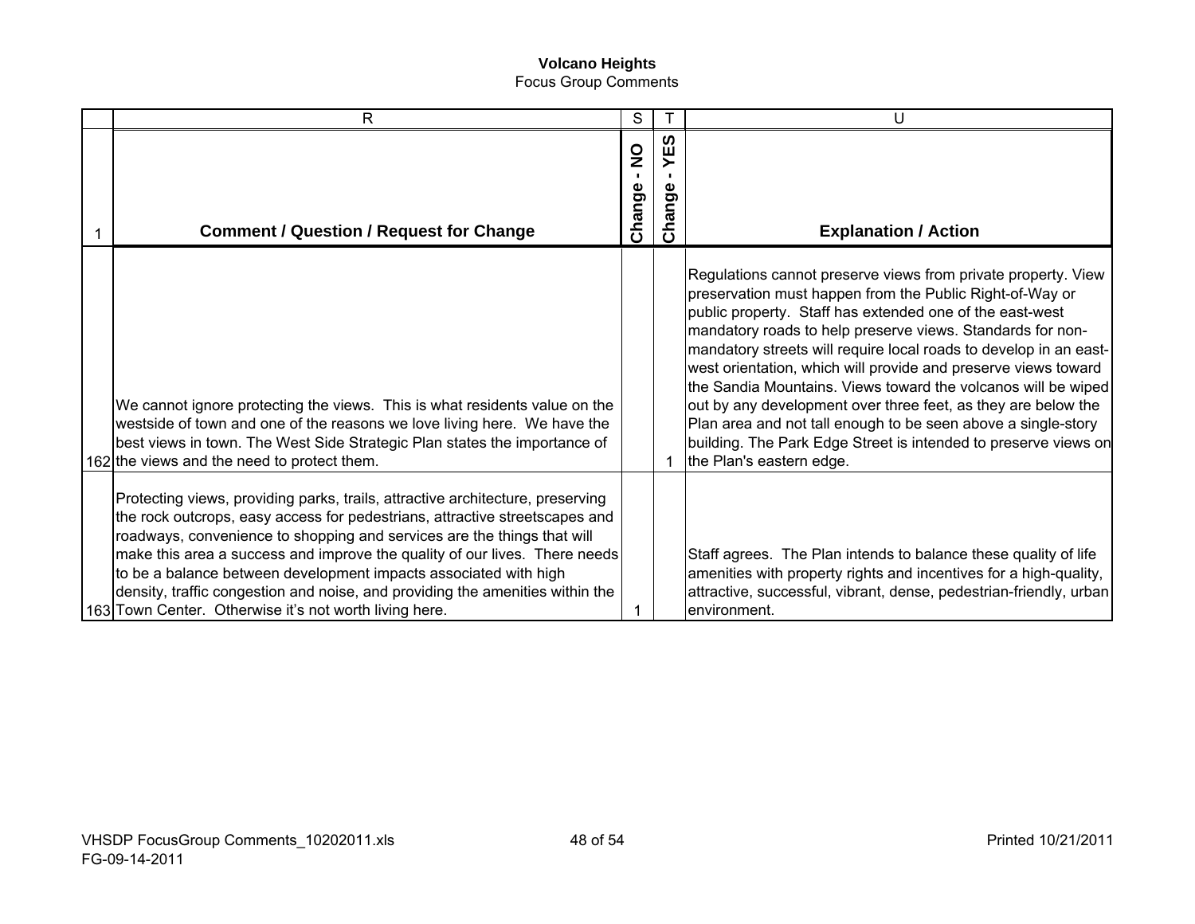**Volcano Heights**
Focus Group Comments

| | R | S | T | U |
|---|---|---|---|---|
| 1 | **Comment / Question / Request for Change** | **Change - NO** | **Change - YES** | **Explanation / Action** |
| 162 | We cannot ignore protecting the views. This is what residents value on the westside of town and one of the reasons we love living here. We have the best views in town. The West Side Strategic Plan states the importance of the views and the need to protect them. | | 1 | Regulations cannot preserve views from private property. View preservation must happen from the Public Right-of-Way or public property. Staff has extended one of the east-west mandatory roads to help preserve views. Standards for non-mandatory streets will require local roads to develop in an east-west orientation, which will provide and preserve views toward the Sandia Mountains. Views toward the volcanos will be wiped out by any development over three feet, as they are below the Plan area and not tall enough to be seen above a single-story building. The Park Edge Street is intended to preserve views on the Plan's eastern edge. |
| 163 | Protecting views, providing parks, trails, attractive architecture, preserving the rock outcrops, easy access for pedestrians, attractive streetscapes and roadways, convenience to shopping and services are the things that will make this area a success and improve the quality of our lives. There needs to be a balance between development impacts associated with high density, traffic congestion and noise, and providing the amenities within the Town Center. Otherwise it's not worth living here. | 1 | | Staff agrees. The Plan intends to balance these quality of life amenities with property rights and incentives for a high-quality, attractive, successful, vibrant, dense, pedestrian-friendly, urban environment. |

VHSDP FocusGroup Comments_10202011.xls
FG-09-14-2011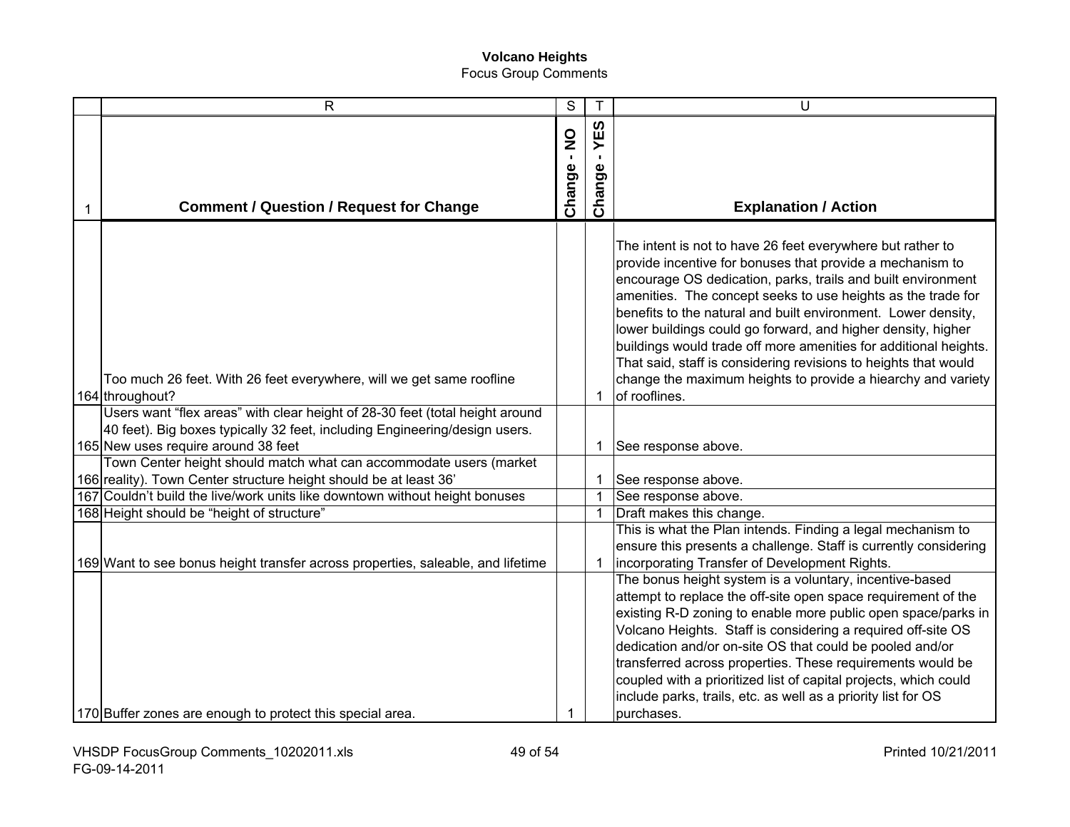**Volcano Heights**
Focus Group Comments

| | R | S | T | U |
|---|---|---|---|---|
| 1 | **Comment / Question / Request for Change** | **Change - NO** | **Change - YES** | **Explanation / Action** |
| 164 | Too much 26 feet. With 26 feet everywhere, will we get same roofline throughout? | | 1 | The intent is not to have 26 feet everywhere but rather to provide incentive for bonuses that provide a mechanism to encourage OS dedication, parks, trails and built environment amenities. The concept seeks to use heights as the trade for benefits to the natural and built environment. Lower density, lower buildings could go forward, and higher density, higher buildings would trade off more amenities for additional heights. That said, staff is considering revisions to heights that would change the maximum heights to provide a hiearchy and variety of rooflines. |
| 165 | Users want "flex areas" with clear height of 28-30 feet (total height around 40 feet). Big boxes typically 32 feet, including Engineering/design users. New uses require around 38 feet | | 1 | See response above. |
| 166 | Town Center height should match what can accommodate users (market reality). Town Center structure height should be at least 36' | | 1 | See response above. |
| 167 | Couldn't build the live/work units like downtown without height bonuses | | 1 | See response above. |
| 168 | Height should be "height of structure" | | 1 | Draft makes this change. |
| 169 | Want to see bonus height transfer across properties, saleable, and lifetime | | 1 | This is what the Plan intends. Finding a legal mechanism to ensure this presents a challenge. Staff is currently considering incorporating Transfer of Development Rights. |
| 170 | Buffer zones are enough to protect this special area. | 1 | | The bonus height system is a voluntary, incentive-based attempt to replace the off-site open space requirement of the existing R-D zoning to enable more public open space/parks in Volcano Heights. Staff is considering a required off-site OS dedication and/or on-site OS that could be pooled and/or transferred across properties. These requirements would be coupled with a prioritized list of capital projects, which could include parks, trails, etc. as well as a priority list for OS purchases. |

VHSDP FocusGroup Comments_10202011.xls
FG-09-14-2011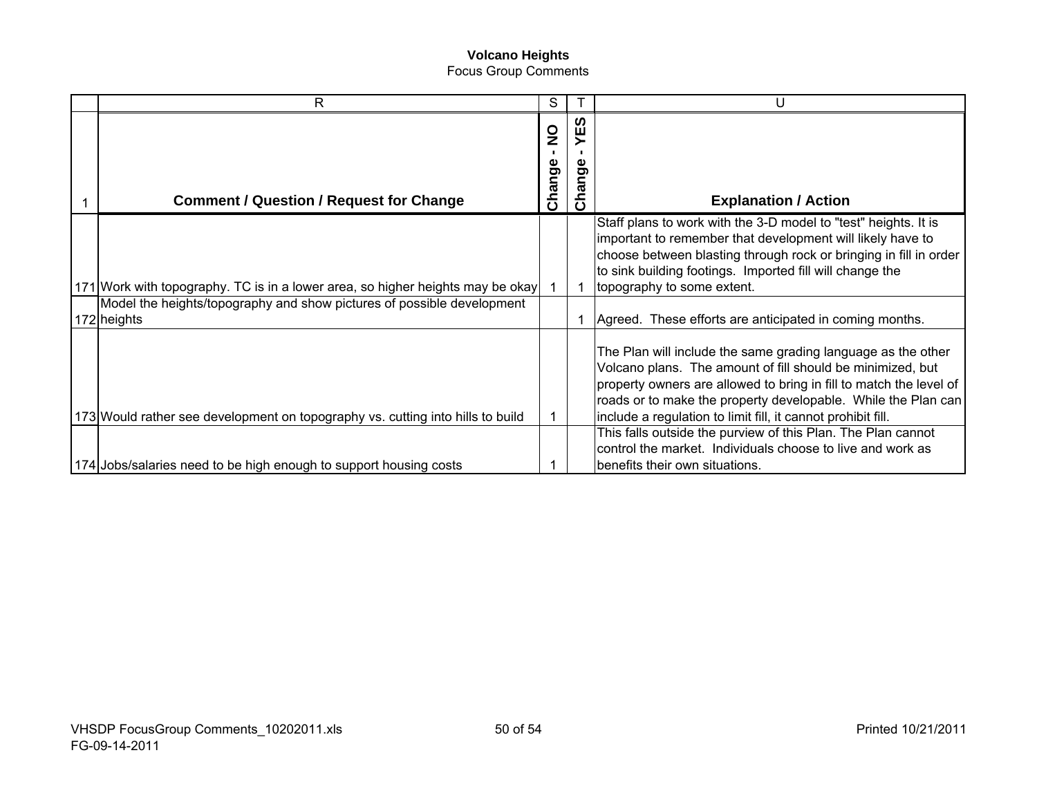**Volcano Heights**
Focus Group Comments

| | R | S | T | U |
|---|---|---|---|---|
| 1 | **Comment / Question / Request for Change** | **Change - NO** | **Change - YES** | **Explanation / Action** |
| 171 | Work with topography. TC is in a lower area, so higher heights may be okay | 1 | 1 | Staff plans to work with the 3-D model to "test" heights. It is important to remember that development will likely have to choose between blasting through rock or bringing in fill in order to sink building footings. Imported fill will change the topography to some extent. |
| 172 | Model the heights/topography and show pictures of possible development heights | | 1 | Agreed. These efforts are anticipated in coming months. |
| 173 | Would rather see development on topography vs. cutting into hills to build | 1 | | The Plan will include the same grading language as the other Volcano plans. The amount of fill should be minimized, but property owners are allowed to bring in fill to match the level of roads or to make the property developable. While the Plan can include a regulation to limit fill, it cannot prohibit fill. |
| 174 | Jobs/salaries need to be high enough to support housing costs | 1 | | This falls outside the purview of this Plan. The Plan cannot control the market. Individuals choose to live and work as benefits their own situations. |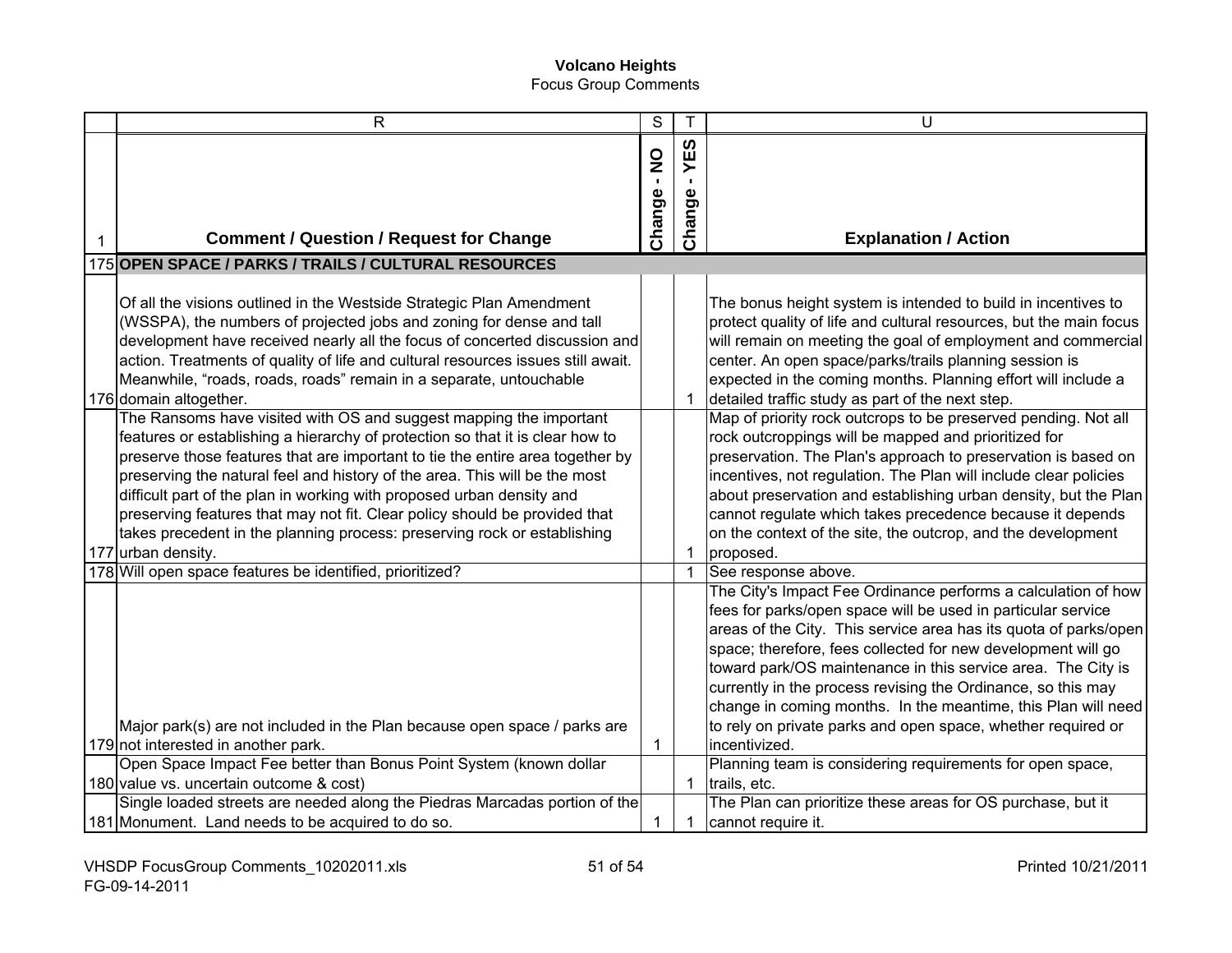# Volcano Heights

Focus Group Comments

| | R | S | T | U |
|---|---|---|---|---|
| 1 | Comment / Question / Request for Change | Change - NO | Change - YES | Explanation / Action |
| 175 | **OPEN SPACE / PARKS / TRAILS / CULTURAL RESOURCES** | | | |
| 176 | Of all the visions outlined in the Westside Strategic Plan Amendment (WSSPA), the numbers of projected jobs and zoning for dense and tall development have received nearly all the focus of concerted discussion and action. Treatments of quality of life and cultural resources issues still await. Meanwhile, "roads, roads, roads" remain in a separate, untouchable domain altogether. | | 1 | The bonus height system is intended to build in incentives to protect quality of life and cultural resources, but the main focus will remain on meeting the goal of employment and commercial center. An open space/parks/trails planning session is expected in the coming months. Planning effort will include a detailed traffic study as part of the next step. |
| 177 | The Ransoms have visited with OS and suggest mapping the important features or establishing a hierarchy of protection so that it is clear how to preserve those features that are important to tie the entire area together by preserving the natural feel and history of the area. This will be the most difficult part of the plan in working with proposed urban density and preserving features that may not fit. Clear policy should be provided that takes precedent in the planning process: preserving rock or establishing urban density. | | 1 | Map of priority rock outcrops to be preserved pending. Not all rock outcroppings will be mapped and prioritized for preservation. The Plan's approach to preservation is based on incentives, not regulation. The Plan will include clear policies about preservation and establishing urban density, but the Plan cannot regulate which takes precedence because it depends on the context of the site, the outcrop, and the development proposed. |
| 178 | Will open space features be identified, prioritized? | | 1 | See response above. |
| 179 | Major park(s) are not included in the Plan because open space / parks are not interested in another park. | 1 | | The City's Impact Fee Ordinance performs a calculation of how fees for parks/open space will be used in particular service areas of the City. This service area has its quota of parks/open space; therefore, fees collected for new development will go toward park/OS maintenance in this service area. The City is currently in the process revising the Ordinance, so this may change in coming months. In the meantime, this Plan will need to rely on private parks and open space, whether required or incentivized. |
| 180 | Open Space Impact Fee better than Bonus Point System (known dollar value vs. uncertain outcome & cost) | | 1 | Planning team is considering requirements for open space, trails, etc. |
| 181 | Single loaded streets are needed along the Piedras Marcadas portion of the Monument. Land needs to be acquired to do so. | 1 | 1 | The Plan can prioritize these areas for OS purchase, but it cannot require it. |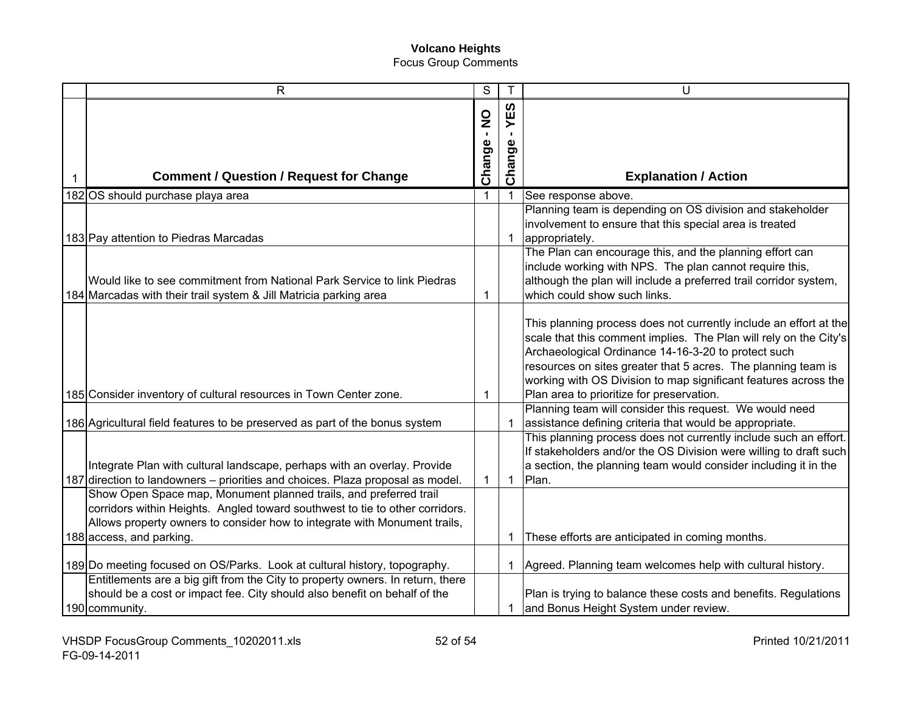**Volcano Heights**
Focus Group Comments

| | R | S | T | U |
|---|---|---|---|---|
| 1 | **Comment / Question / Request for Change** | **Change - NO** | **Change - YES** | **Explanation / Action** |
| 182 | OS should purchase playa area | 1 | 1 | See response above. |
| 183 | Pay attention to Piedras Marcadas | | 1 | Planning team is depending on OS division and stakeholder involvement to ensure that this special area is treated appropriately. |
| 184 | Would like to see commitment from National Park Service to link Piedras Marcadas with their trail system & Jill Matricia parking area | 1 | | The Plan can encourage this, and the planning effort can include working with NPS. The plan cannot require this, although the plan will include a preferred trail corridor system, which could show such links. |
| 185 | Consider inventory of cultural resources in Town Center zone. | 1 | | This planning process does not currently include an effort at the scale that this comment implies. The Plan will rely on the City's Archaeological Ordinance 14-16-3-20 to protect such resources on sites greater that 5 acres. The planning team is working with OS Division to map significant features across the Plan area to prioritize for preservation. |
| 186 | Agricultural field features to be preserved as part of the bonus system | | 1 | Planning team will consider this request. We would need assistance defining criteria that would be appropriate. |
| 187 | Integrate Plan with cultural landscape, perhaps with an overlay. Provide direction to landowners – priorities and choices. Plaza proposal as model. | 1 | 1 | This planning process does not currently include such an effort. If stakeholders and/or the OS Division were willing to draft such a section, the planning team would consider including it in the Plan. |
| 188 | Show Open Space map, Monument planned trails, and preferred trail corridors within Heights. Angled toward southwest to tie to other corridors. Allows property owners to consider how to integrate with Monument trails, access, and parking. | | 1 | These efforts are anticipated in coming months. |
| 189 | Do meeting focused on OS/Parks. Look at cultural history, topography. | | 1 | Agreed. Planning team welcomes help with cultural history. |
| 190 | Entitlements are a big gift from the City to property owners. In return, there should be a cost or impact fee. City should also benefit on behalf of the community. | | 1 | Plan is trying to balance these costs and benefits. Regulations and Bonus Height System under review. |

VHSDP FocusGroup Comments_10202011.xls
FG-09-14-2011
Printed 10/21/2011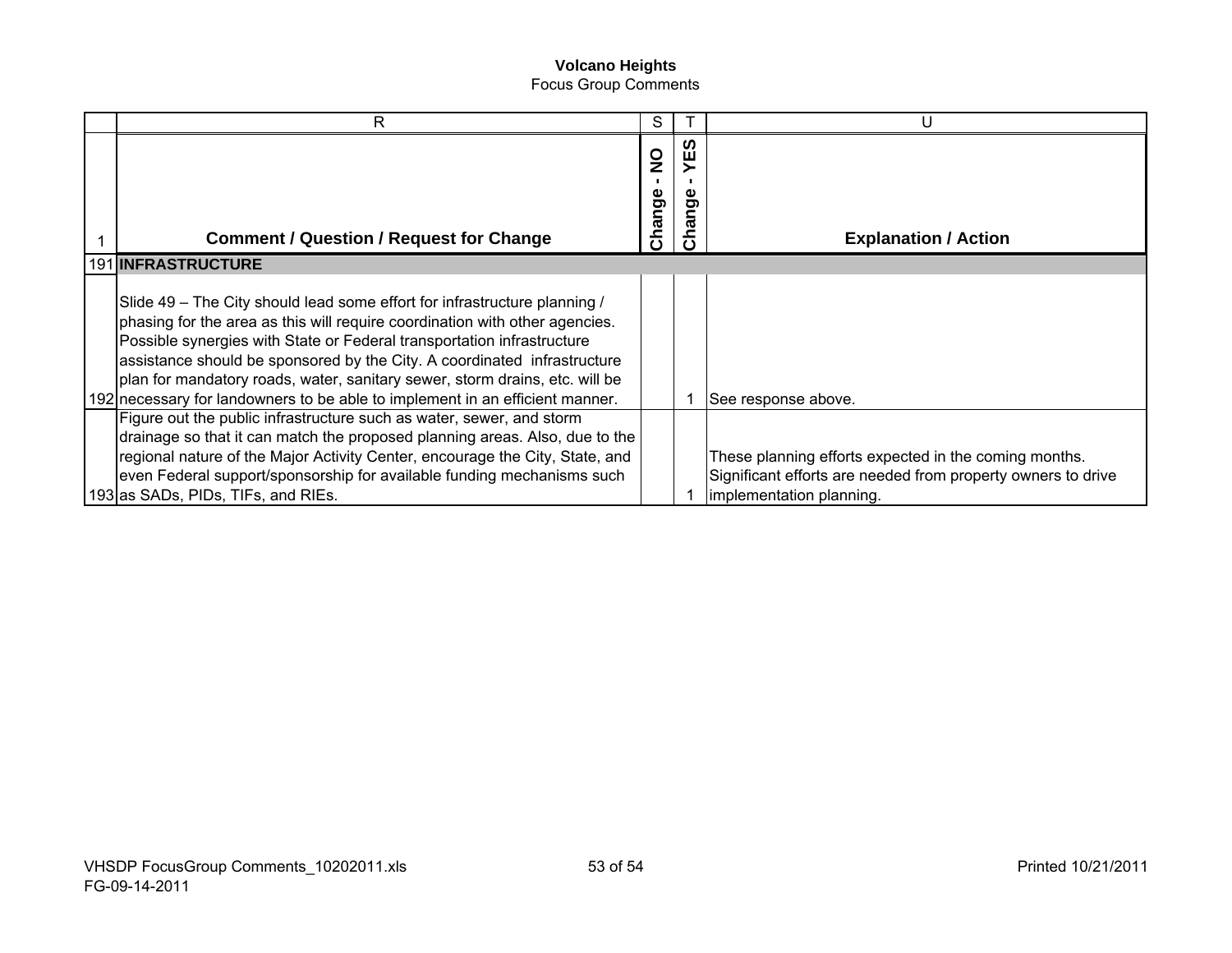**Volcano Heights**
Focus Group Comments

|  | R | S | T | U |
|---|---|---|---|---|
| 1 | **Comment / Question / Request for Change** | **Change - NO** | **Change - YES** | **Explanation / Action** |
| 191 | **INFRASTRUCTURE** | | | |
| 192 | Slide 49 – The City should lead some effort for infrastructure planning / phasing for the area as this will require coordination with other agencies. Possible synergies with State or Federal transportation infrastructure assistance should be sponsored by the City. A coordinated infrastructure plan for mandatory roads, water, sanitary sewer, storm drains, etc. will be necessary for landowners to be able to implement in an efficient manner. | | 1 | See response above. |
| 193 | Figure out the public infrastructure such as water, sewer, and storm drainage so that it can match the proposed planning areas. Also, due to the regional nature of the Major Activity Center, encourage the City, State, and even Federal support/sponsorship for available funding mechanisms such as SADs, PIDs, TIFs, and RIEs. | | 1 | These planning efforts expected in the coming months. Significant efforts are needed from property owners to drive implementation planning. |

VHSDP FocusGroup Comments_10202011.xls
FG-09-14-2011

Printed 10/21/2011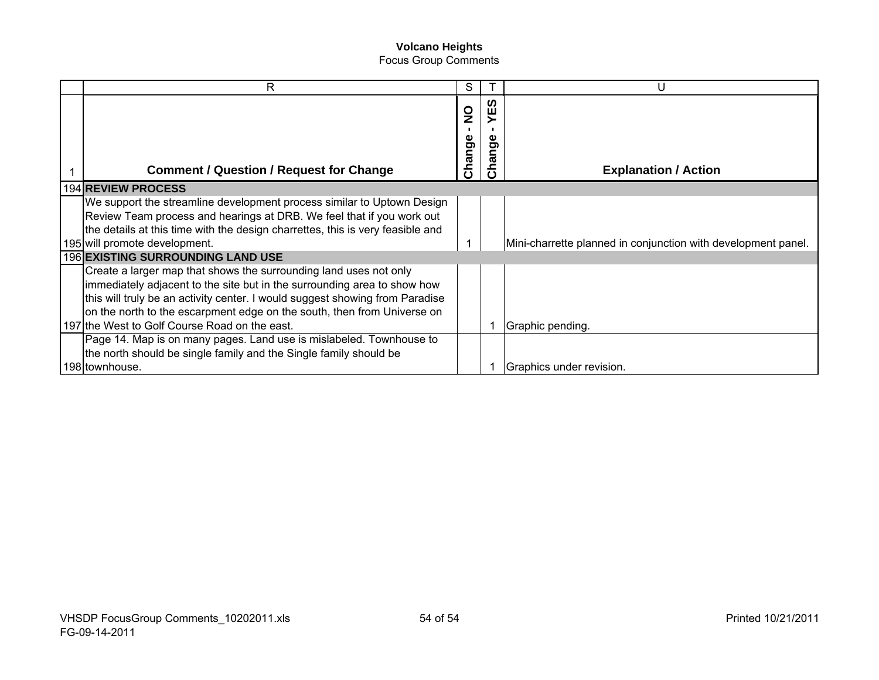**Volcano Heights**
Focus Group Comments

| | R | S | T | U |
|---|---|---|---|---|
| 1 | **Comment / Question / Request for Change** | **Change - NO** | **Change - YES** | **Explanation / Action** |
| 194 | **REVIEW PROCESS** | | | |
| 195 | We support the streamline development process similar to Uptown Design Review Team process and hearings at DRB. We feel that if you work out the details at this time with the design charrettes, this is very feasible and will promote development. | 1 | | Mini-charrette planned in conjunction with development panel. |
| 196 | **EXISTING SURROUNDING LAND USE** | | | |
| 197 | Create a larger map that shows the surrounding land uses not only immediately adjacent to the site but in the surrounding area to show how this will truly be an activity center. I would suggest showing from Paradise on the north to the escarpment edge on the south, then from Universe on the West to Golf Course Road on the east. | | 1 | Graphic pending. |
| 198 | Page 14. Map is on many pages. Land use is mislabeled. Townhouse to the north should be single family and the Single family should be townhouse. | | 1 | Graphics under revision. |

VHSDP FocusGroup Comments_10202011.xls
FG-09-14-2011
Printed 10/21/2011